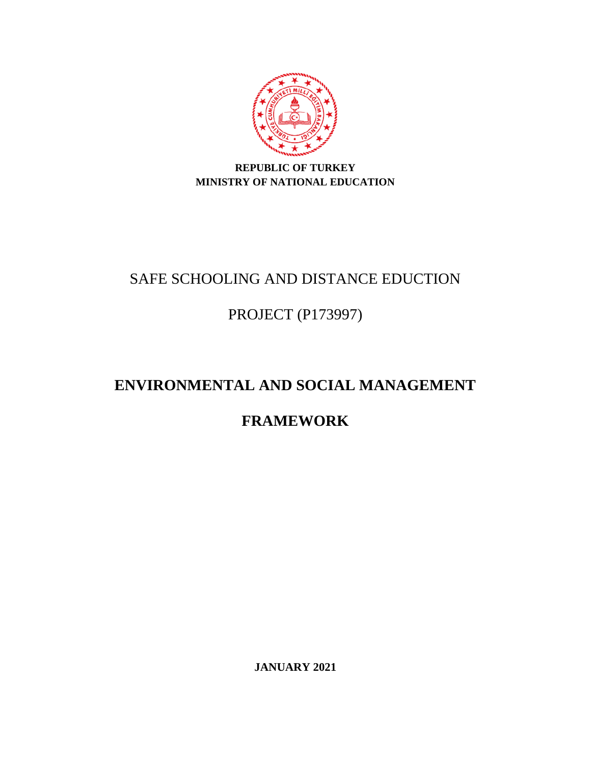**REPUBLIC OF TURKEY**
**MINISTRY OF NATIONAL EDUCATION**

SAFE SCHOOLING AND DISTANCE EDUCTION

PROJECT (P173997)

# ENVIRONMENTAL AND SOCIAL MANAGEMENT FRAMEWORK

**JANUARY 2021**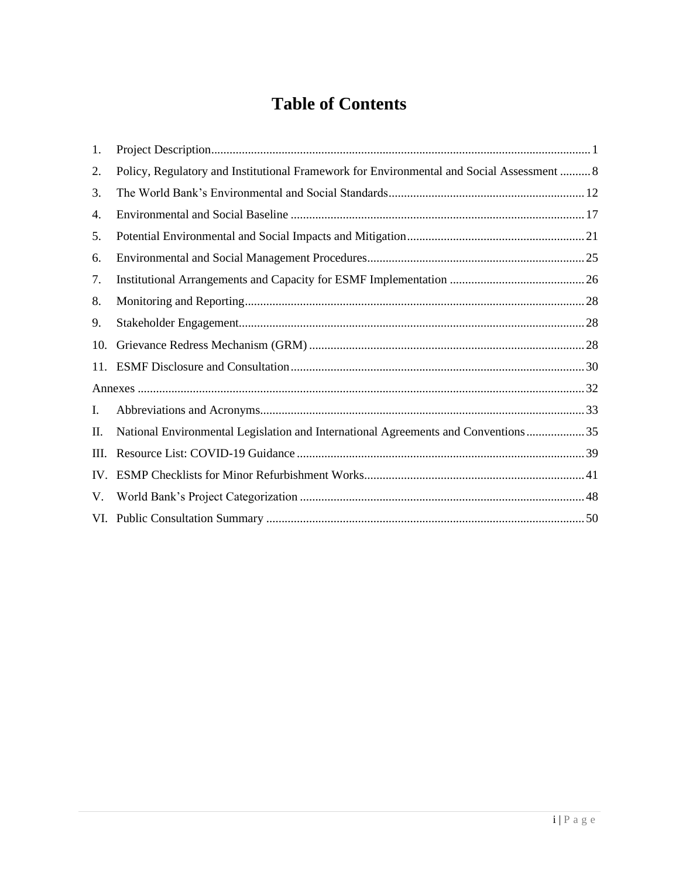# Table of Contents

1. Project Description ... 1
2. Policy, Regulatory and Institutional Framework for Environmental and Social Assessment ... 8
3. The World Bank's Environmental and Social Standards ... 12
4. Environmental and Social Baseline ... 17
5. Potential Environmental and Social Impacts and Mitigation ... 21
6. Environmental and Social Management Procedures ... 25
7. Institutional Arrangements and Capacity for ESMF Implementation ... 26
8. Monitoring and Reporting ... 28
9. Stakeholder Engagement ... 28
10. Grievance Redress Mechanism (GRM) ... 28
11. ESMF Disclosure and Consultation ... 30

Annexes ... 32

I. Abbreviations and Acronyms ... 33
II. National Environmental Legislation and International Agreements and Conventions ... 35
III. Resource List: COVID-19 Guidance ... 39
IV. ESMP Checklists for Minor Refurbishment Works ... 41
V. World Bank's Project Categorization ... 48
VI. Public Consultation Summary ... 50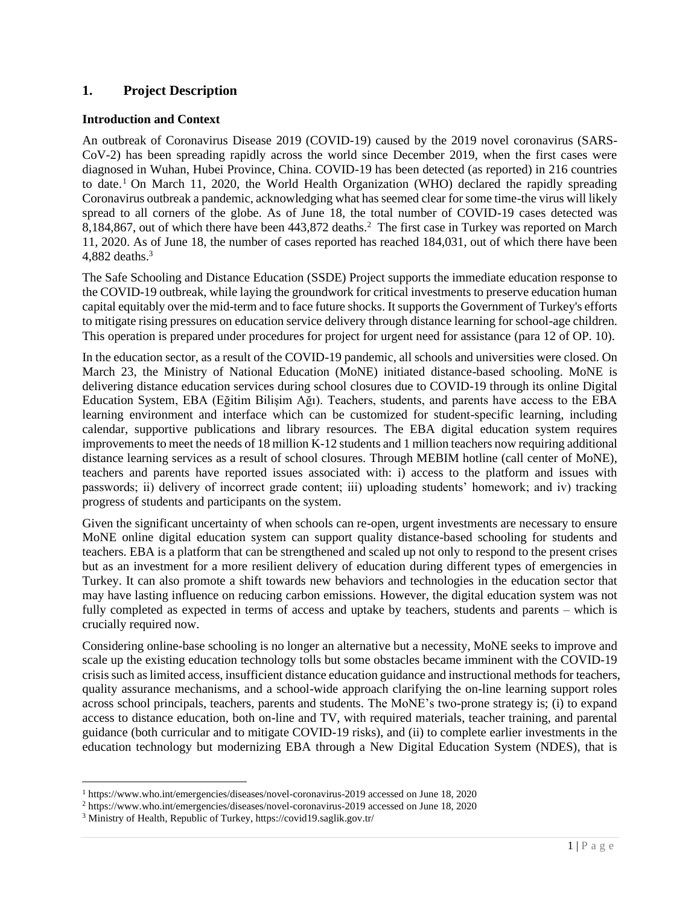# 1. Project Description

### Introduction and Context

An outbreak of Coronavirus Disease 2019 (COVID-19) caused by the 2019 novel coronavirus (SARS-CoV-2) has been spreading rapidly across the world since December 2019, when the first cases were diagnosed in Wuhan, Hubei Province, China. COVID-19 has been detected (as reported) in 216 countries to date.[1] On March 11, 2020, the World Health Organization (WHO) declared the rapidly spreading Coronavirus outbreak a pandemic, acknowledging what has seemed clear for some time-the virus will likely spread to all corners of the globe. As of June 18, the total number of COVID-19 cases detected was 8,184,867, out of which there have been 443,872 deaths.[2] The first case in Turkey was reported on March 11, 2020. As of June 18, the number of cases reported has reached 184,031, out of which there have been 4,882 deaths.[3]

The Safe Schooling and Distance Education (SSDE) Project supports the immediate education response to the COVID-19 outbreak, while laying the groundwork for critical investments to preserve education human capital equitably over the mid-term and to face future shocks. It supports the Government of Turkey's efforts to mitigate rising pressures on education service delivery through distance learning for school-age children. This operation is prepared under procedures for project for urgent need for assistance (para 12 of OP. 10).

In the education sector, as a result of the COVID-19 pandemic, all schools and universities were closed. On March 23, the Ministry of National Education (MoNE) initiated distance-based schooling. MoNE is delivering distance education services during school closures due to COVID-19 through its online Digital Education System, EBA (Eğitim Bilişim Ağı). Teachers, students, and parents have access to the EBA learning environment and interface which can be customized for student-specific learning, including calendar, supportive publications and library resources. The EBA digital education system requires improvements to meet the needs of 18 million K-12 students and 1 million teachers now requiring additional distance learning services as a result of school closures. Through MEBIM hotline (call center of MoNE), teachers and parents have reported issues associated with: i) access to the platform and issues with passwords; ii) delivery of incorrect grade content; iii) uploading students' homework; and iv) tracking progress of students and participants on the system.

Given the significant uncertainty of when schools can re-open, urgent investments are necessary to ensure MoNE online digital education system can support quality distance-based schooling for students and teachers. EBA is a platform that can be strengthened and scaled up not only to respond to the present crises but as an investment for a more resilient delivery of education during different types of emergencies in Turkey. It can also promote a shift towards new behaviors and technologies in the education sector that may have lasting influence on reducing carbon emissions. However, the digital education system was not fully completed as expected in terms of access and uptake by teachers, students and parents – which is crucially required now.

Considering online-base schooling is no longer an alternative but a necessity, MoNE seeks to improve and scale up the existing education technology tolls but some obstacles became imminent with the COVID-19 crisis such as limited access, insufficient distance education guidance and instructional methods for teachers, quality assurance mechanisms, and a school-wide approach clarifying the on-line learning support roles across school principals, teachers, parents and students. The MoNE's two-prone strategy is; (i) to expand access to distance education, both on-line and TV, with required materials, teacher training, and parental guidance (both curricular and to mitigate COVID-19 risks), and (ii) to complete earlier investments in the education technology but modernizing EBA through a New Digital Education System (NDES), that is

[1] https://www.who.int/emergencies/diseases/novel-coronavirus-2019 accessed on June 18, 2020

[2] https://www.who.int/emergencies/diseases/novel-coronavirus-2019 accessed on June 18, 2020

[3] Ministry of Health, Republic of Turkey, https://covid19.saglik.gov.tr/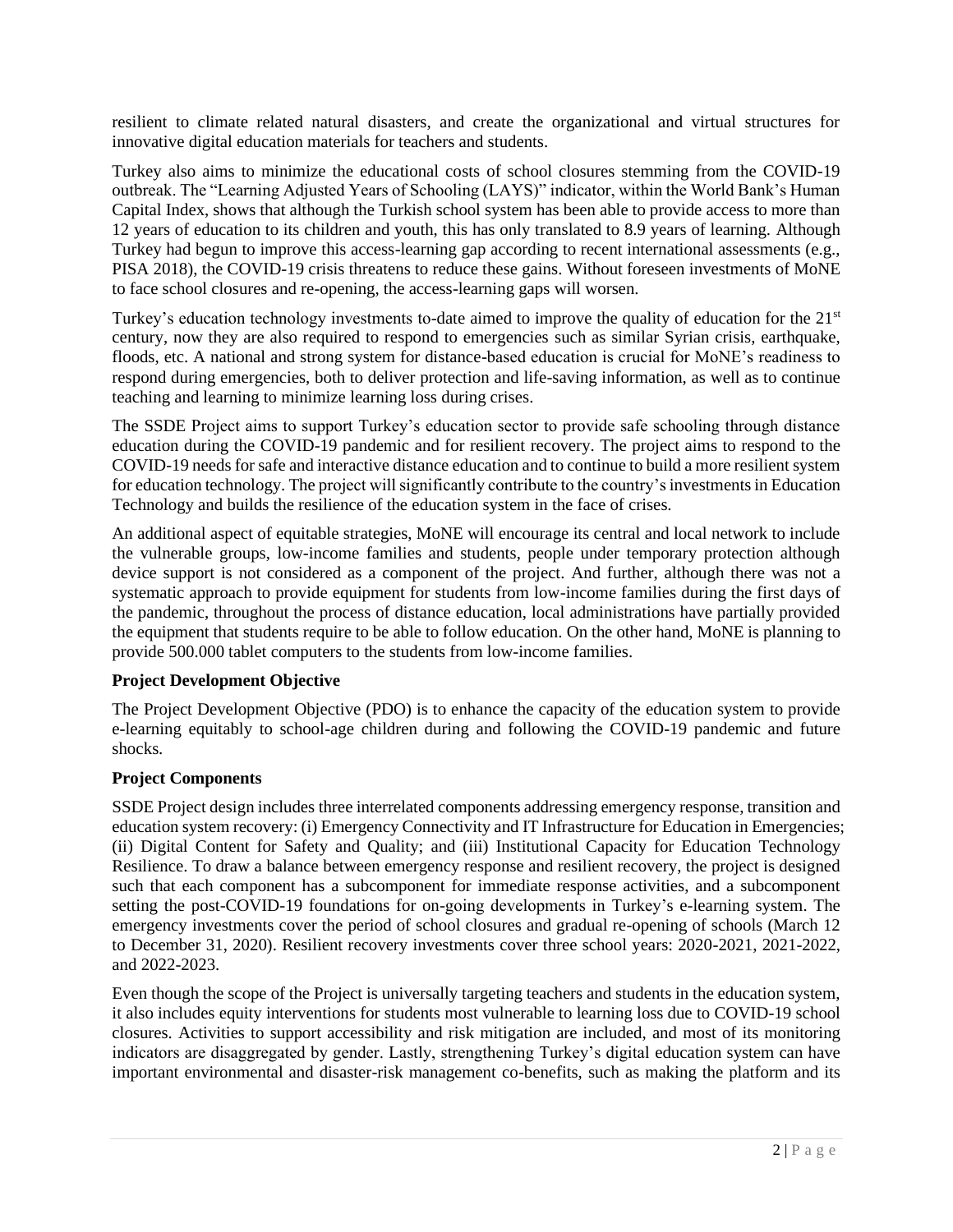resilient to climate related natural disasters, and create the organizational and virtual structures for innovative digital education materials for teachers and students.

Turkey also aims to minimize the educational costs of school closures stemming from the COVID-19 outbreak. The "Learning Adjusted Years of Schooling (LAYS)" indicator, within the World Bank's Human Capital Index, shows that although the Turkish school system has been able to provide access to more than 12 years of education to its children and youth, this has only translated to 8.9 years of learning. Although Turkey had begun to improve this access-learning gap according to recent international assessments (e.g., PISA 2018), the COVID-19 crisis threatens to reduce these gains. Without foreseen investments of MoNE to face school closures and re-opening, the access-learning gaps will worsen.

Turkey's education technology investments to-date aimed to improve the quality of education for the 21st century, now they are also required to respond to emergencies such as similar Syrian crisis, earthquake, floods, etc. A national and strong system for distance-based education is crucial for MoNE's readiness to respond during emergencies, both to deliver protection and life-saving information, as well as to continue teaching and learning to minimize learning loss during crises.

The SSDE Project aims to support Turkey's education sector to provide safe schooling through distance education during the COVID-19 pandemic and for resilient recovery. The project aims to respond to the COVID-19 needs for safe and interactive distance education and to continue to build a more resilient system for education technology. The project will significantly contribute to the country's investments in Education Technology and builds the resilience of the education system in the face of crises.

An additional aspect of equitable strategies, MoNE will encourage its central and local network to include the vulnerable groups, low-income families and students, people under temporary protection although device support is not considered as a component of the project. And further, although there was not a systematic approach to provide equipment for students from low-income families during the first days of the pandemic, throughout the process of distance education, local administrations have partially provided the equipment that students require to be able to follow education. On the other hand, MoNE is planning to provide 500.000 tablet computers to the students from low-income families.

**Project Development Objective**

The Project Development Objective (PDO) is to enhance the capacity of the education system to provide e-learning equitably to school-age children during and following the COVID-19 pandemic and future shocks.

**Project Components**

SSDE Project design includes three interrelated components addressing emergency response, transition and education system recovery: (i) Emergency Connectivity and IT Infrastructure for Education in Emergencies; (ii) Digital Content for Safety and Quality; and (iii) Institutional Capacity for Education Technology Resilience. To draw a balance between emergency response and resilient recovery, the project is designed such that each component has a subcomponent for immediate response activities, and a subcomponent setting the post-COVID-19 foundations for on-going developments in Turkey's e-learning system. The emergency investments cover the period of school closures and gradual re-opening of schools (March 12 to December 31, 2020). Resilient recovery investments cover three school years: 2020-2021, 2021-2022, and 2022-2023.

Even though the scope of the Project is universally targeting teachers and students in the education system, it also includes equity interventions for students most vulnerable to learning loss due to COVID-19 school closures. Activities to support accessibility and risk mitigation are included, and most of its monitoring indicators are disaggregated by gender. Lastly, strengthening Turkey's digital education system can have important environmental and disaster-risk management co-benefits, such as making the platform and its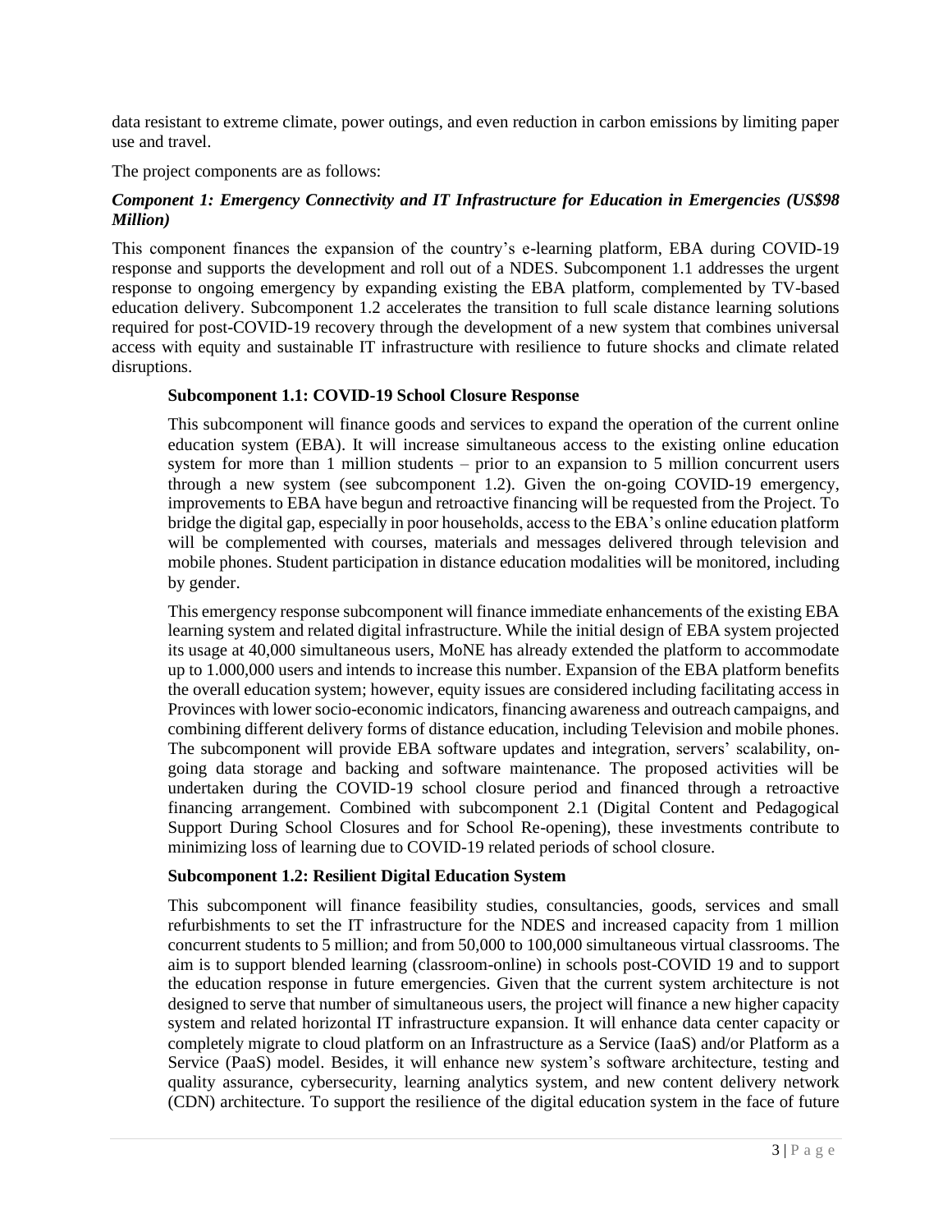data resistant to extreme climate, power outings, and even reduction in carbon emissions by limiting paper use and travel.

The project components are as follows:

***Component 1: Emergency Connectivity and IT Infrastructure for Education in Emergencies (US$98 Million)***

This component finances the expansion of the country's e-learning platform, EBA during COVID-19 response and supports the development and roll out of a NDES. Subcomponent 1.1 addresses the urgent response to ongoing emergency by expanding existing the EBA platform, complemented by TV-based education delivery. Subcomponent 1.2 accelerates the transition to full scale distance learning solutions required for post-COVID-19 recovery through the development of a new system that combines universal access with equity and sustainable IT infrastructure with resilience to future shocks and climate related disruptions.

**Subcomponent 1.1: COVID-19 School Closure Response**

This subcomponent will finance goods and services to expand the operation of the current online education system (EBA). It will increase simultaneous access to the existing online education system for more than 1 million students – prior to an expansion to 5 million concurrent users through a new system (see subcomponent 1.2). Given the on-going COVID-19 emergency, improvements to EBA have begun and retroactive financing will be requested from the Project. To bridge the digital gap, especially in poor households, access to the EBA's online education platform will be complemented with courses, materials and messages delivered through television and mobile phones. Student participation in distance education modalities will be monitored, including by gender.

This emergency response subcomponent will finance immediate enhancements of the existing EBA learning system and related digital infrastructure. While the initial design of EBA system projected its usage at 40,000 simultaneous users, MoNE has already extended the platform to accommodate up to 1.000,000 users and intends to increase this number. Expansion of the EBA platform benefits the overall education system; however, equity issues are considered including facilitating access in Provinces with lower socio-economic indicators, financing awareness and outreach campaigns, and combining different delivery forms of distance education, including Television and mobile phones. The subcomponent will provide EBA software updates and integration, servers' scalability, on-going data storage and backing and software maintenance. The proposed activities will be undertaken during the COVID-19 school closure period and financed through a retroactive financing arrangement. Combined with subcomponent 2.1 (Digital Content and Pedagogical Support During School Closures and for School Re-opening), these investments contribute to minimizing loss of learning due to COVID-19 related periods of school closure.

**Subcomponent 1.2: Resilient Digital Education System**

This subcomponent will finance feasibility studies, consultancies, goods, services and small refurbishments to set the IT infrastructure for the NDES and increased capacity from 1 million concurrent students to 5 million; and from 50,000 to 100,000 simultaneous virtual classrooms. The aim is to support blended learning (classroom-online) in schools post-COVID 19 and to support the education response in future emergencies. Given that the current system architecture is not designed to serve that number of simultaneous users, the project will finance a new higher capacity system and related horizontal IT infrastructure expansion. It will enhance data center capacity or completely migrate to cloud platform on an Infrastructure as a Service (IaaS) and/or Platform as a Service (PaaS) model. Besides, it will enhance new system's software architecture, testing and quality assurance, cybersecurity, learning analytics system, and new content delivery network (CDN) architecture. To support the resilience of the digital education system in the face of future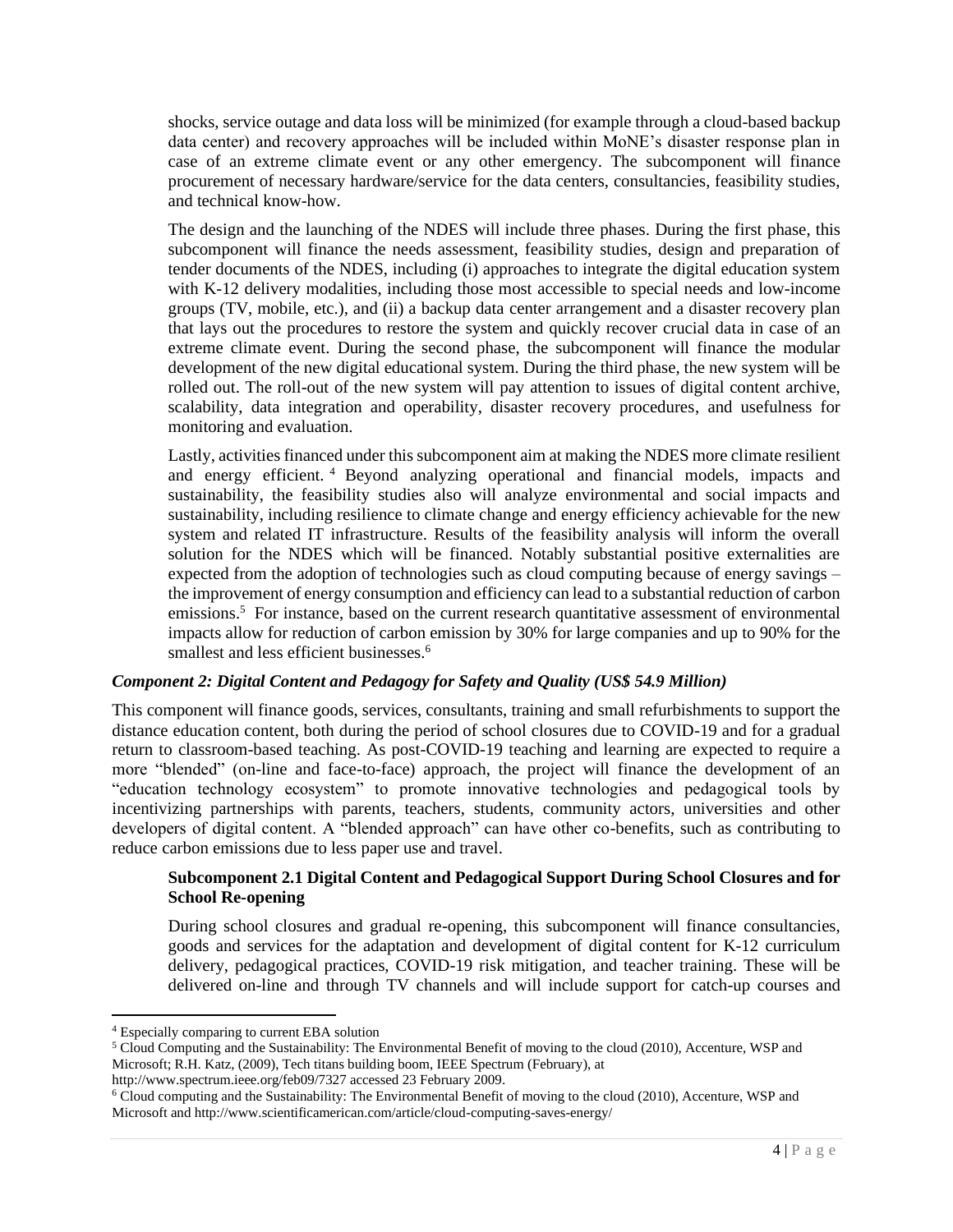shocks, service outage and data loss will be minimized (for example through a cloud-based backup data center) and recovery approaches will be included within MoNE's disaster response plan in case of an extreme climate event or any other emergency. The subcomponent will finance procurement of necessary hardware/service for the data centers, consultancies, feasibility studies, and technical know-how.

The design and the launching of the NDES will include three phases. During the first phase, this subcomponent will finance the needs assessment, feasibility studies, design and preparation of tender documents of the NDES, including (i) approaches to integrate the digital education system with K-12 delivery modalities, including those most accessible to special needs and low-income groups (TV, mobile, etc.), and (ii) a backup data center arrangement and a disaster recovery plan that lays out the procedures to restore the system and quickly recover crucial data in case of an extreme climate event. During the second phase, the subcomponent will finance the modular development of the new digital educational system. During the third phase, the new system will be rolled out. The roll-out of the new system will pay attention to issues of digital content archive, scalability, data integration and operability, disaster recovery procedures, and usefulness for monitoring and evaluation.

Lastly, activities financed under this subcomponent aim at making the NDES more climate resilient and energy efficient.[4] Beyond analyzing operational and financial models, impacts and sustainability, the feasibility studies also will analyze environmental and social impacts and sustainability, including resilience to climate change and energy efficiency achievable for the new system and related IT infrastructure. Results of the feasibility analysis will inform the overall solution for the NDES which will be financed. Notably substantial positive externalities are expected from the adoption of technologies such as cloud computing because of energy savings – the improvement of energy consumption and efficiency can lead to a substantial reduction of carbon emissions.[5] For instance, based on the current research quantitative assessment of environmental impacts allow for reduction of carbon emission by 30% for large companies and up to 90% for the smallest and less efficient businesses.[6]

### *Component 2: Digital Content and Pedagogy for Safety and Quality (US$ 54.9 Million)*

This component will finance goods, services, consultants, training and small refurbishments to support the distance education content, both during the period of school closures due to COVID-19 and for a gradual return to classroom-based teaching. As post-COVID-19 teaching and learning are expected to require a more "blended" (on-line and face-to-face) approach, the project will finance the development of an "education technology ecosystem" to promote innovative technologies and pedagogical tools by incentivizing partnerships with parents, teachers, students, community actors, universities and other developers of digital content. A "blended approach" can have other co-benefits, such as contributing to reduce carbon emissions due to less paper use and travel.

#### **Subcomponent 2.1 Digital Content and Pedagogical Support During School Closures and for School Re-opening**

During school closures and gradual re-opening, this subcomponent will finance consultancies, goods and services for the adaptation and development of digital content for K-12 curriculum delivery, pedagogical practices, COVID-19 risk mitigation, and teacher training. These will be delivered on-line and through TV channels and will include support for catch-up courses and

---

[4] Especially comparing to current EBA solution

[5] Cloud Computing and the Sustainability: The Environmental Benefit of moving to the cloud (2010), Accenture, WSP and Microsoft; R.H. Katz, (2009), Tech titans building boom, IEEE Spectrum (February), at http://www.spectrum.ieee.org/feb09/7327 accessed 23 February 2009.

[6] Cloud computing and the Sustainability: The Environmental Benefit of moving to the cloud (2010), Accenture, WSP and Microsoft and http://www.scientificamerican.com/article/cloud-computing-saves-energy/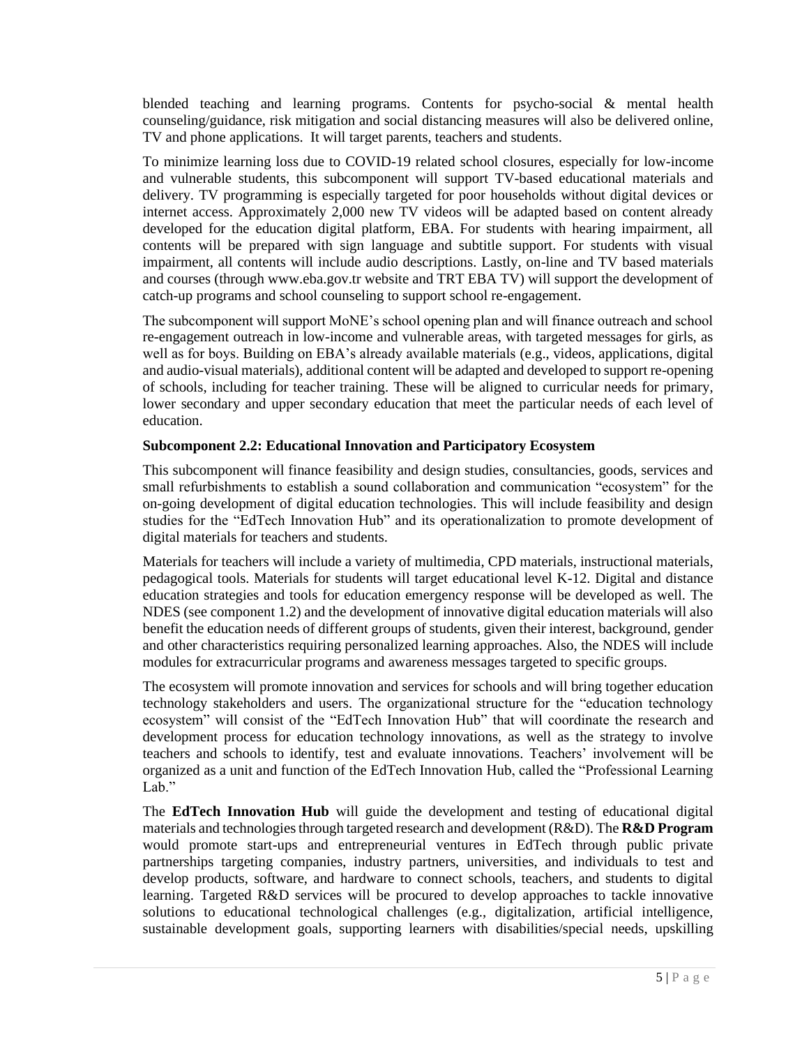blended teaching and learning programs. Contents for psycho-social & mental health counseling/guidance, risk mitigation and social distancing measures will also be delivered online, TV and phone applications. It will target parents, teachers and students.

To minimize learning loss due to COVID-19 related school closures, especially for low-income and vulnerable students, this subcomponent will support TV-based educational materials and delivery. TV programming is especially targeted for poor households without digital devices or internet access. Approximately 2,000 new TV videos will be adapted based on content already developed for the education digital platform, EBA. For students with hearing impairment, all contents will be prepared with sign language and subtitle support. For students with visual impairment, all contents will include audio descriptions. Lastly, on-line and TV based materials and courses (through www.eba.gov.tr website and TRT EBA TV) will support the development of catch-up programs and school counseling to support school re-engagement.

The subcomponent will support MoNE's school opening plan and will finance outreach and school re-engagement outreach in low-income and vulnerable areas, with targeted messages for girls, as well as for boys. Building on EBA's already available materials (e.g., videos, applications, digital and audio-visual materials), additional content will be adapted and developed to support re-opening of schools, including for teacher training. These will be aligned to curricular needs for primary, lower secondary and upper secondary education that meet the particular needs of each level of education.

**Subcomponent 2.2: Educational Innovation and Participatory Ecosystem**

This subcomponent will finance feasibility and design studies, consultancies, goods, services and small refurbishments to establish a sound collaboration and communication "ecosystem" for the on-going development of digital education technologies. This will include feasibility and design studies for the "EdTech Innovation Hub" and its operationalization to promote development of digital materials for teachers and students.

Materials for teachers will include a variety of multimedia, CPD materials, instructional materials, pedagogical tools. Materials for students will target educational level K-12. Digital and distance education strategies and tools for education emergency response will be developed as well. The NDES (see component 1.2) and the development of innovative digital education materials will also benefit the education needs of different groups of students, given their interest, background, gender and other characteristics requiring personalized learning approaches. Also, the NDES will include modules for extracurricular programs and awareness messages targeted to specific groups.

The ecosystem will promote innovation and services for schools and will bring together education technology stakeholders and users. The organizational structure for the "education technology ecosystem" will consist of the "EdTech Innovation Hub" that will coordinate the research and development process for education technology innovations, as well as the strategy to involve teachers and schools to identify, test and evaluate innovations. Teachers' involvement will be organized as a unit and function of the EdTech Innovation Hub, called the "Professional Learning Lab."

The **EdTech Innovation Hub** will guide the development and testing of educational digital materials and technologies through targeted research and development (R&D). The **R&D Program** would promote start-ups and entrepreneurial ventures in EdTech through public private partnerships targeting companies, industry partners, universities, and individuals to test and develop products, software, and hardware to connect schools, teachers, and students to digital learning. Targeted R&D services will be procured to develop approaches to tackle innovative solutions to educational technological challenges (e.g., digitalization, artificial intelligence, sustainable development goals, supporting learners with disabilities/special needs, upskilling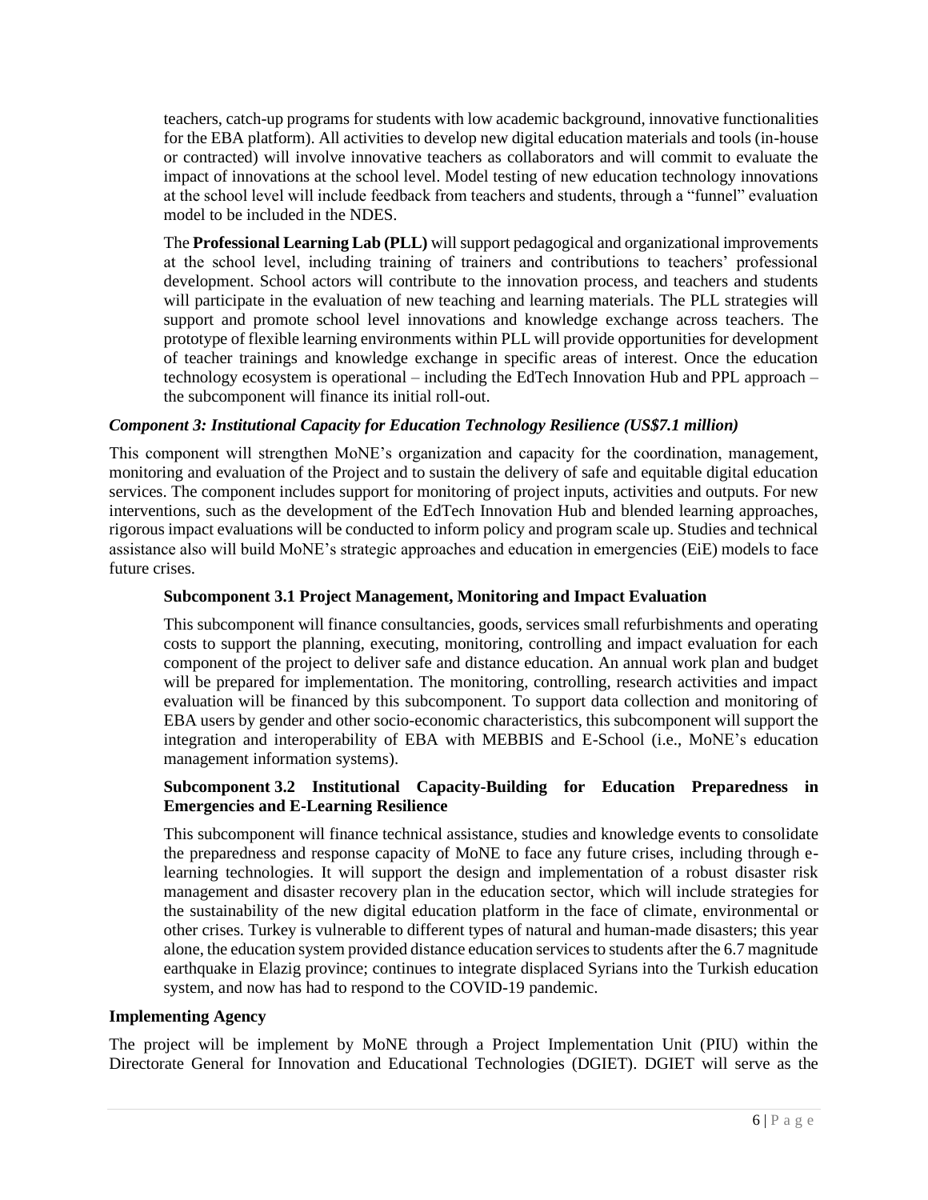teachers, catch-up programs for students with low academic background, innovative functionalities for the EBA platform). All activities to develop new digital education materials and tools (in-house or contracted) will involve innovative teachers as collaborators and will commit to evaluate the impact of innovations at the school level. Model testing of new education technology innovations at the school level will include feedback from teachers and students, through a "funnel" evaluation model to be included in the NDES.

The **Professional Learning Lab (PLL)** will support pedagogical and organizational improvements at the school level, including training of trainers and contributions to teachers' professional development. School actors will contribute to the innovation process, and teachers and students will participate in the evaluation of new teaching and learning materials. The PLL strategies will support and promote school level innovations and knowledge exchange across teachers. The prototype of flexible learning environments within PLL will provide opportunities for development of teacher trainings and knowledge exchange in specific areas of interest. Once the education technology ecosystem is operational – including the EdTech Innovation Hub and PPL approach – the subcomponent will finance its initial roll-out.

***Component 3: Institutional Capacity for Education Technology Resilience (US$7.1 million)***

This component will strengthen MoNE's organization and capacity for the coordination, management, monitoring and evaluation of the Project and to sustain the delivery of safe and equitable digital education services. The component includes support for monitoring of project inputs, activities and outputs. For new interventions, such as the development of the EdTech Innovation Hub and blended learning approaches, rigorous impact evaluations will be conducted to inform policy and program scale up. Studies and technical assistance also will build MoNE's strategic approaches and education in emergencies (EiE) models to face future crises.

**Subcomponent 3.1 Project Management, Monitoring and Impact Evaluation**

This subcomponent will finance consultancies, goods, services small refurbishments and operating costs to support the planning, executing, monitoring, controlling and impact evaluation for each component of the project to deliver safe and distance education. An annual work plan and budget will be prepared for implementation. The monitoring, controlling, research activities and impact evaluation will be financed by this subcomponent. To support data collection and monitoring of EBA users by gender and other socio-economic characteristics, this subcomponent will support the integration and interoperability of EBA with MEBBIS and E-School (i.e., MoNE's education management information systems).

**Subcomponent 3.2 Institutional Capacity-Building for Education Preparedness in Emergencies and E-Learning Resilience**

This subcomponent will finance technical assistance, studies and knowledge events to consolidate the preparedness and response capacity of MoNE to face any future crises, including through e-learning technologies. It will support the design and implementation of a robust disaster risk management and disaster recovery plan in the education sector, which will include strategies for the sustainability of the new digital education platform in the face of climate, environmental or other crises. Turkey is vulnerable to different types of natural and human-made disasters; this year alone, the education system provided distance education services to students after the 6.7 magnitude earthquake in Elazig province; continues to integrate displaced Syrians into the Turkish education system, and now has had to respond to the COVID-19 pandemic.

**Implementing Agency**

The project will be implement by MoNE through a Project Implementation Unit (PIU) within the Directorate General for Innovation and Educational Technologies (DGIET). DGIET will serve as the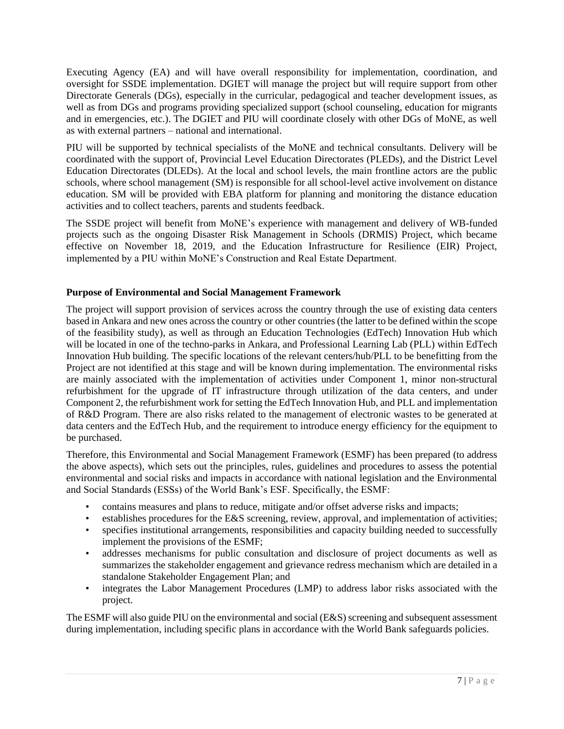Executing Agency (EA) and will have overall responsibility for implementation, coordination, and oversight for SSDE implementation. DGIET will manage the project but will require support from other Directorate Generals (DGs), especially in the curricular, pedagogical and teacher development issues, as well as from DGs and programs providing specialized support (school counseling, education for migrants and in emergencies, etc.). The DGIET and PIU will coordinate closely with other DGs of MoNE, as well as with external partners – national and international.

PIU will be supported by technical specialists of the MoNE and technical consultants. Delivery will be coordinated with the support of, Provincial Level Education Directorates (PLEDs), and the District Level Education Directorates (DLEDs). At the local and school levels, the main frontline actors are the public schools, where school management (SM) is responsible for all school-level active involvement on distance education. SM will be provided with EBA platform for planning and monitoring the distance education activities and to collect teachers, parents and students feedback.

The SSDE project will benefit from MoNE's experience with management and delivery of WB-funded projects such as the ongoing Disaster Risk Management in Schools (DRMIS) Project, which became effective on November 18, 2019, and the Education Infrastructure for Resilience (EIR) Project, implemented by a PIU within MoNE's Construction and Real Estate Department.

**Purpose of Environmental and Social Management Framework**

The project will support provision of services across the country through the use of existing data centers based in Ankara and new ones across the country or other countries (the latter to be defined within the scope of the feasibility study), as well as through an Education Technologies (EdTech) Innovation Hub which will be located in one of the techno-parks in Ankara, and Professional Learning Lab (PLL) within EdTech Innovation Hub building. The specific locations of the relevant centers/hub/PLL to be benefitting from the Project are not identified at this stage and will be known during implementation. The environmental risks are mainly associated with the implementation of activities under Component 1, minor non-structural refurbishment for the upgrade of IT infrastructure through utilization of the data centers, and under Component 2, the refurbishment work for setting the EdTech Innovation Hub, and PLL and implementation of R&D Program. There are also risks related to the management of electronic wastes to be generated at data centers and the EdTech Hub, and the requirement to introduce energy efficiency for the equipment to be purchased.

Therefore, this Environmental and Social Management Framework (ESMF) has been prepared (to address the above aspects), which sets out the principles, rules, guidelines and procedures to assess the potential environmental and social risks and impacts in accordance with national legislation and the Environmental and Social Standards (ESSs) of the World Bank's ESF. Specifically, the ESMF:

- contains measures and plans to reduce, mitigate and/or offset adverse risks and impacts;
- establishes procedures for the E&S screening, review, approval, and implementation of activities;
- specifies institutional arrangements, responsibilities and capacity building needed to successfully implement the provisions of the ESMF;
- addresses mechanisms for public consultation and disclosure of project documents as well as summarizes the stakeholder engagement and grievance redress mechanism which are detailed in a standalone Stakeholder Engagement Plan; and
- integrates the Labor Management Procedures (LMP) to address labor risks associated with the project.

The ESMF will also guide PIU on the environmental and social (E&S) screening and subsequent assessment during implementation, including specific plans in accordance with the World Bank safeguards policies.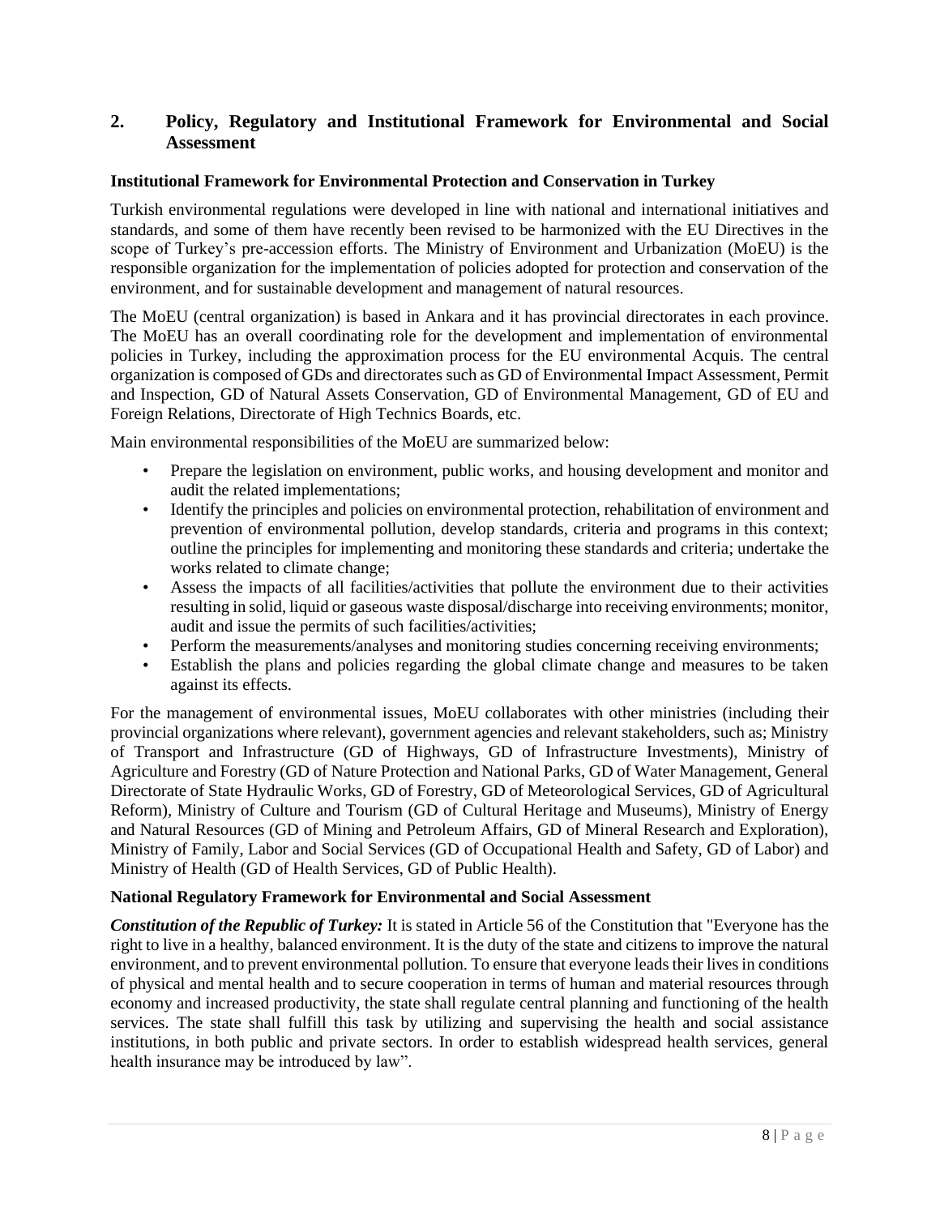## 2. Policy, Regulatory and Institutional Framework for Environmental and Social Assessment

### Institutional Framework for Environmental Protection and Conservation in Turkey

Turkish environmental regulations were developed in line with national and international initiatives and standards, and some of them have recently been revised to be harmonized with the EU Directives in the scope of Turkey's pre-accession efforts. The Ministry of Environment and Urbanization (MoEU) is the responsible organization for the implementation of policies adopted for protection and conservation of the environment, and for sustainable development and management of natural resources.

The MoEU (central organization) is based in Ankara and it has provincial directorates in each province. The MoEU has an overall coordinating role for the development and implementation of environmental policies in Turkey, including the approximation process for the EU environmental Acquis. The central organization is composed of GDs and directorates such as GD of Environmental Impact Assessment, Permit and Inspection, GD of Natural Assets Conservation, GD of Environmental Management, GD of EU and Foreign Relations, Directorate of High Technics Boards, etc.

Main environmental responsibilities of the MoEU are summarized below:

- Prepare the legislation on environment, public works, and housing development and monitor and audit the related implementations;
- Identify the principles and policies on environmental protection, rehabilitation of environment and prevention of environmental pollution, develop standards, criteria and programs in this context; outline the principles for implementing and monitoring these standards and criteria; undertake the works related to climate change;
- Assess the impacts of all facilities/activities that pollute the environment due to their activities resulting in solid, liquid or gaseous waste disposal/discharge into receiving environments; monitor, audit and issue the permits of such facilities/activities;
- Perform the measurements/analyses and monitoring studies concerning receiving environments;
- Establish the plans and policies regarding the global climate change and measures to be taken against its effects.

For the management of environmental issues, MoEU collaborates with other ministries (including their provincial organizations where relevant), government agencies and relevant stakeholders, such as; Ministry of Transport and Infrastructure (GD of Highways, GD of Infrastructure Investments), Ministry of Agriculture and Forestry (GD of Nature Protection and National Parks, GD of Water Management, General Directorate of State Hydraulic Works, GD of Forestry, GD of Meteorological Services, GD of Agricultural Reform), Ministry of Culture and Tourism (GD of Cultural Heritage and Museums), Ministry of Energy and Natural Resources (GD of Mining and Petroleum Affairs, GD of Mineral Research and Exploration), Ministry of Family, Labor and Social Services (GD of Occupational Health and Safety, GD of Labor) and Ministry of Health (GD of Health Services, GD of Public Health).

### National Regulatory Framework for Environmental and Social Assessment

***Constitution of the Republic of Turkey:*** It is stated in Article 56 of the Constitution that "Everyone has the right to live in a healthy, balanced environment. It is the duty of the state and citizens to improve the natural environment, and to prevent environmental pollution. To ensure that everyone leads their lives in conditions of physical and mental health and to secure cooperation in terms of human and material resources through economy and increased productivity, the state shall regulate central planning and functioning of the health services. The state shall fulfill this task by utilizing and supervising the health and social assistance institutions, in both public and private sectors. In order to establish widespread health services, general health insurance may be introduced by law".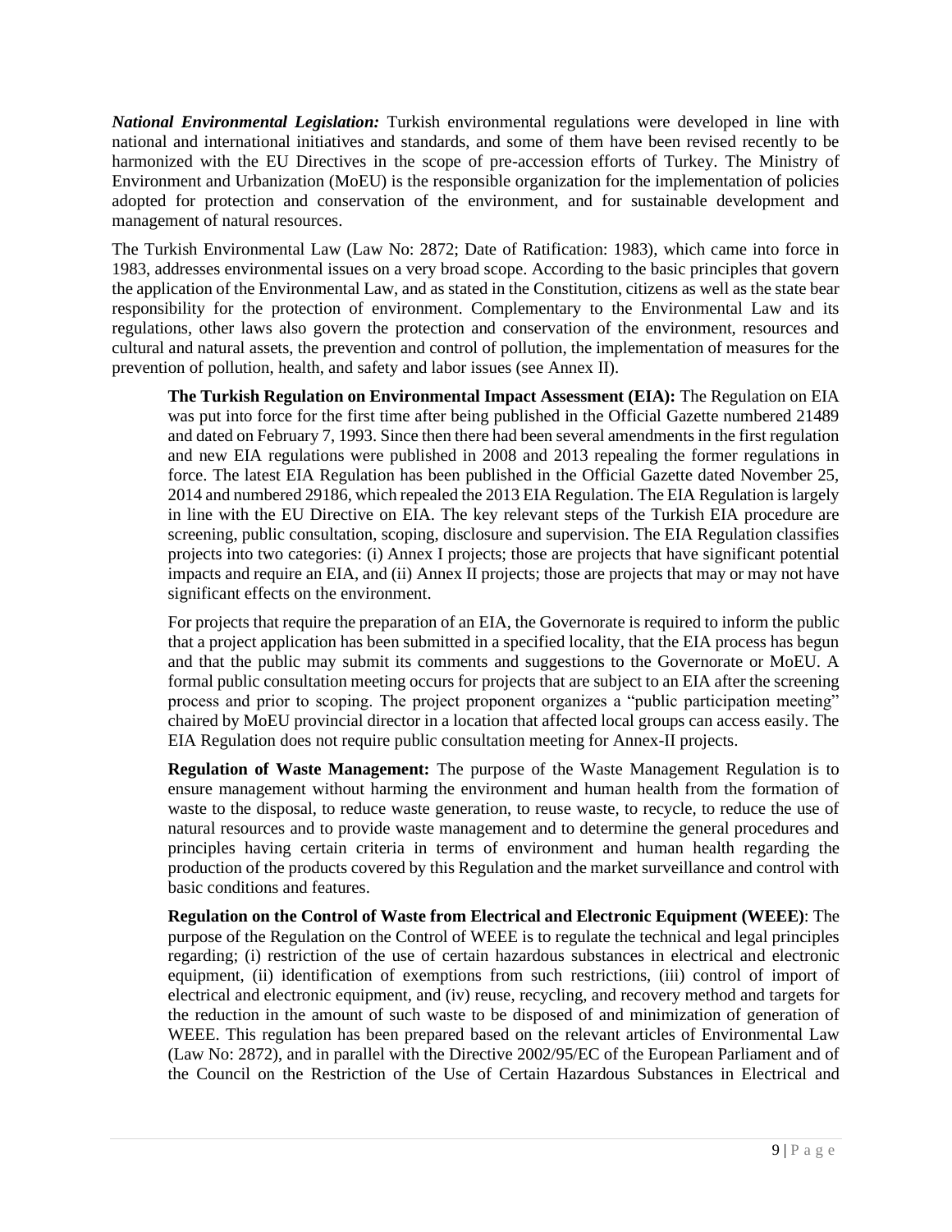***National Environmental Legislation:*** Turkish environmental regulations were developed in line with national and international initiatives and standards, and some of them have been revised recently to be harmonized with the EU Directives in the scope of pre-accession efforts of Turkey. The Ministry of Environment and Urbanization (MoEU) is the responsible organization for the implementation of policies adopted for protection and conservation of the environment, and for sustainable development and management of natural resources.

The Turkish Environmental Law (Law No: 2872; Date of Ratification: 1983), which came into force in 1983, addresses environmental issues on a very broad scope. According to the basic principles that govern the application of the Environmental Law, and as stated in the Constitution, citizens as well as the state bear responsibility for the protection of environment. Complementary to the Environmental Law and its regulations, other laws also govern the protection and conservation of the environment, resources and cultural and natural assets, the prevention and control of pollution, the implementation of measures for the prevention of pollution, health, and safety and labor issues (see Annex II).

**The Turkish Regulation on Environmental Impact Assessment (EIA):** The Regulation on EIA was put into force for the first time after being published in the Official Gazette numbered 21489 and dated on February 7, 1993. Since then there had been several amendments in the first regulation and new EIA regulations were published in 2008 and 2013 repealing the former regulations in force. The latest EIA Regulation has been published in the Official Gazette dated November 25, 2014 and numbered 29186, which repealed the 2013 EIA Regulation. The EIA Regulation is largely in line with the EU Directive on EIA. The key relevant steps of the Turkish EIA procedure are screening, public consultation, scoping, disclosure and supervision. The EIA Regulation classifies projects into two categories: (i) Annex I projects; those are projects that have significant potential impacts and require an EIA, and (ii) Annex II projects; those are projects that may or may not have significant effects on the environment.

For projects that require the preparation of an EIA, the Governorate is required to inform the public that a project application has been submitted in a specified locality, that the EIA process has begun and that the public may submit its comments and suggestions to the Governorate or MoEU. A formal public consultation meeting occurs for projects that are subject to an EIA after the screening process and prior to scoping. The project proponent organizes a "public participation meeting" chaired by MoEU provincial director in a location that affected local groups can access easily. The EIA Regulation does not require public consultation meeting for Annex-II projects.

**Regulation of Waste Management:** The purpose of the Waste Management Regulation is to ensure management without harming the environment and human health from the formation of waste to the disposal, to reduce waste generation, to reuse waste, to recycle, to reduce the use of natural resources and to provide waste management and to determine the general procedures and principles having certain criteria in terms of environment and human health regarding the production of the products covered by this Regulation and the market surveillance and control with basic conditions and features.

**Regulation on the Control of Waste from Electrical and Electronic Equipment (WEEE)**: The purpose of the Regulation on the Control of WEEE is to regulate the technical and legal principles regarding; (i) restriction of the use of certain hazardous substances in electrical and electronic equipment, (ii) identification of exemptions from such restrictions, (iii) control of import of electrical and electronic equipment, and (iv) reuse, recycling, and recovery method and targets for the reduction in the amount of such waste to be disposed of and minimization of generation of WEEE. This regulation has been prepared based on the relevant articles of Environmental Law (Law No: 2872), and in parallel with the Directive 2002/95/EC of the European Parliament and of the Council on the Restriction of the Use of Certain Hazardous Substances in Electrical and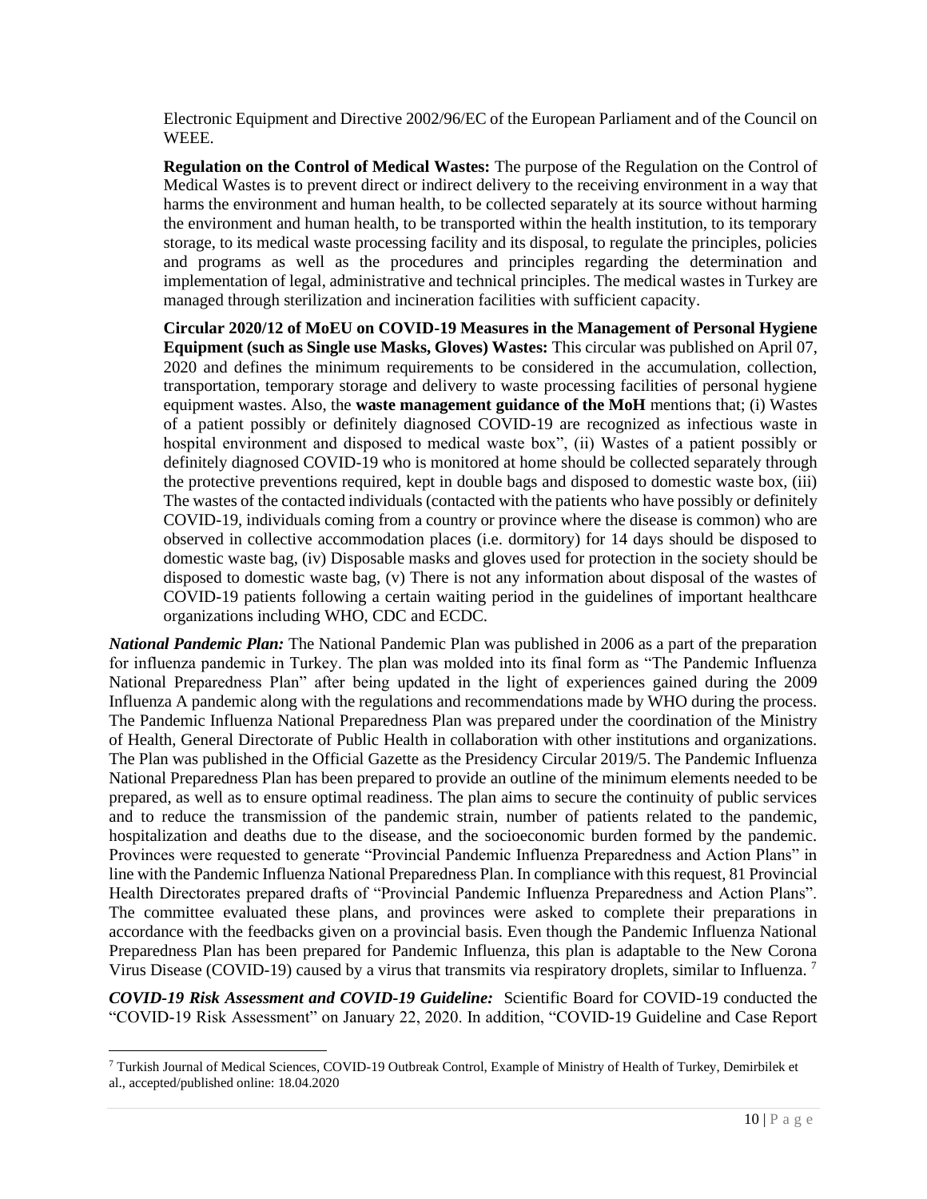Electronic Equipment and Directive 2002/96/EC of the European Parliament and of the Council on WEEE.

**Regulation on the Control of Medical Wastes:** The purpose of the Regulation on the Control of Medical Wastes is to prevent direct or indirect delivery to the receiving environment in a way that harms the environment and human health, to be collected separately at its source without harming the environment and human health, to be transported within the health institution, to its temporary storage, to its medical waste processing facility and its disposal, to regulate the principles, policies and programs as well as the procedures and principles regarding the determination and implementation of legal, administrative and technical principles. The medical wastes in Turkey are managed through sterilization and incineration facilities with sufficient capacity.

**Circular 2020/12 of MoEU on COVID-19 Measures in the Management of Personal Hygiene Equipment (such as Single use Masks, Gloves) Wastes:** This circular was published on April 07, 2020 and defines the minimum requirements to be considered in the accumulation, collection, transportation, temporary storage and delivery to waste processing facilities of personal hygiene equipment wastes. Also, the **waste management guidance of the MoH** mentions that; (i) Wastes of a patient possibly or definitely diagnosed COVID-19 are recognized as infectious waste in hospital environment and disposed to medical waste box", (ii) Wastes of a patient possibly or definitely diagnosed COVID-19 who is monitored at home should be collected separately through the protective preventions required, kept in double bags and disposed to domestic waste box, (iii) The wastes of the contacted individuals (contacted with the patients who have possibly or definitely COVID-19, individuals coming from a country or province where the disease is common) who are observed in collective accommodation places (i.e. dormitory) for 14 days should be disposed to domestic waste bag, (iv) Disposable masks and gloves used for protection in the society should be disposed to domestic waste bag, (v) There is not any information about disposal of the wastes of COVID-19 patients following a certain waiting period in the guidelines of important healthcare organizations including WHO, CDC and ECDC.

***National Pandemic Plan:*** The National Pandemic Plan was published in 2006 as a part of the preparation for influenza pandemic in Turkey. The plan was molded into its final form as "The Pandemic Influenza National Preparedness Plan" after being updated in the light of experiences gained during the 2009 Influenza A pandemic along with the regulations and recommendations made by WHO during the process. The Pandemic Influenza National Preparedness Plan was prepared under the coordination of the Ministry of Health, General Directorate of Public Health in collaboration with other institutions and organizations. The Plan was published in the Official Gazette as the Presidency Circular 2019/5. The Pandemic Influenza National Preparedness Plan has been prepared to provide an outline of the minimum elements needed to be prepared, as well as to ensure optimal readiness. The plan aims to secure the continuity of public services and to reduce the transmission of the pandemic strain, number of patients related to the pandemic, hospitalization and deaths due to the disease, and the socioeconomic burden formed by the pandemic. Provinces were requested to generate "Provincial Pandemic Influenza Preparedness and Action Plans" in line with the Pandemic Influenza National Preparedness Plan. In compliance with this request, 81 Provincial Health Directorates prepared drafts of "Provincial Pandemic Influenza Preparedness and Action Plans". The committee evaluated these plans, and provinces were asked to complete their preparations in accordance with the feedbacks given on a provincial basis. Even though the Pandemic Influenza National Preparedness Plan has been prepared for Pandemic Influenza, this plan is adaptable to the New Corona Virus Disease (COVID-19) caused by a virus that transmits via respiratory droplets, similar to Influenza. [7]

***COVID-19 Risk Assessment and COVID-19 Guideline:*** Scientific Board for COVID-19 conducted the "COVID-19 Risk Assessment" on January 22, 2020. In addition, "COVID-19 Guideline and Case Report

[7] Turkish Journal of Medical Sciences, COVID-19 Outbreak Control, Example of Ministry of Health of Turkey, Demirbilek et al., accepted/published online: 18.04.2020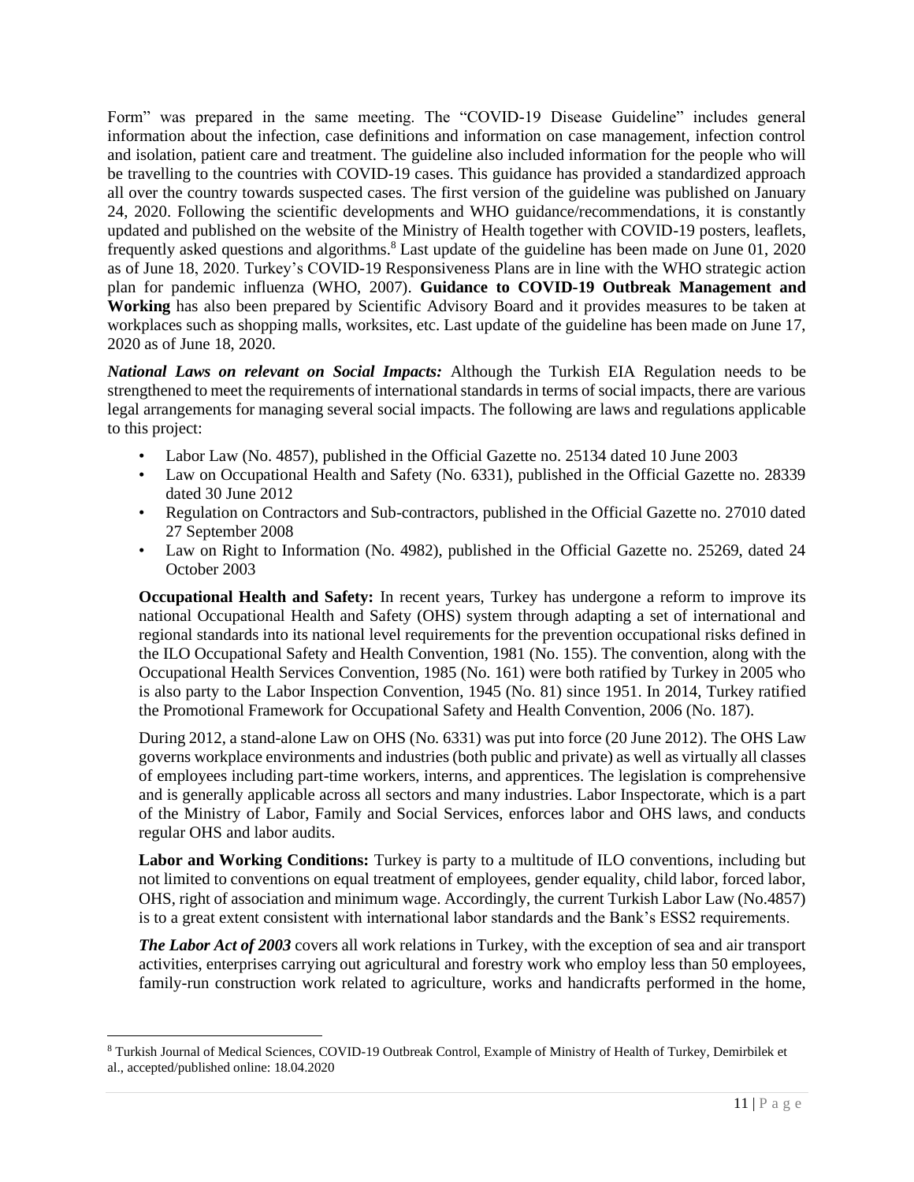Form" was prepared in the same meeting. The "COVID-19 Disease Guideline" includes general information about the infection, case definitions and information on case management, infection control and isolation, patient care and treatment. The guideline also included information for the people who will be travelling to the countries with COVID-19 cases. This guidance has provided a standardized approach all over the country towards suspected cases. The first version of the guideline was published on January 24, 2020. Following the scientific developments and WHO guidance/recommendations, it is constantly updated and published on the website of the Ministry of Health together with COVID-19 posters, leaflets, frequently asked questions and algorithms.[8] Last update of the guideline has been made on June 01, 2020 as of June 18, 2020. Turkey's COVID-19 Responsiveness Plans are in line with the WHO strategic action plan for pandemic influenza (WHO, 2007). **Guidance to COVID-19 Outbreak Management and Working** has also been prepared by Scientific Advisory Board and it provides measures to be taken at workplaces such as shopping malls, worksites, etc. Last update of the guideline has been made on June 17, 2020 as of June 18, 2020.

***National Laws on relevant on Social Impacts:*** Although the Turkish EIA Regulation needs to be strengthened to meet the requirements of international standards in terms of social impacts, there are various legal arrangements for managing several social impacts. The following are laws and regulations applicable to this project:

- Labor Law (No. 4857), published in the Official Gazette no. 25134 dated 10 June 2003
- Law on Occupational Health and Safety (No. 6331), published in the Official Gazette no. 28339 dated 30 June 2012
- Regulation on Contractors and Sub-contractors, published in the Official Gazette no. 27010 dated 27 September 2008
- Law on Right to Information (No. 4982), published in the Official Gazette no. 25269, dated 24 October 2003

**Occupational Health and Safety:** In recent years, Turkey has undergone a reform to improve its national Occupational Health and Safety (OHS) system through adapting a set of international and regional standards into its national level requirements for the prevention occupational risks defined in the ILO Occupational Safety and Health Convention, 1981 (No. 155). The convention, along with the Occupational Health Services Convention, 1985 (No. 161) were both ratified by Turkey in 2005 who is also party to the Labor Inspection Convention, 1945 (No. 81) since 1951. In 2014, Turkey ratified the Promotional Framework for Occupational Safety and Health Convention, 2006 (No. 187).

During 2012, a stand-alone Law on OHS (No. 6331) was put into force (20 June 2012). The OHS Law governs workplace environments and industries (both public and private) as well as virtually all classes of employees including part-time workers, interns, and apprentices. The legislation is comprehensive and is generally applicable across all sectors and many industries. Labor Inspectorate, which is a part of the Ministry of Labor, Family and Social Services, enforces labor and OHS laws, and conducts regular OHS and labor audits.

**Labor and Working Conditions:** Turkey is party to a multitude of ILO conventions, including but not limited to conventions on equal treatment of employees, gender equality, child labor, forced labor, OHS, right of association and minimum wage. Accordingly, the current Turkish Labor Law (No.4857) is to a great extent consistent with international labor standards and the Bank's ESS2 requirements.

***The Labor Act of 2003*** covers all work relations in Turkey, with the exception of sea and air transport activities, enterprises carrying out agricultural and forestry work who employ less than 50 employees, family-run construction work related to agriculture, works and handicrafts performed in the home,

[8] Turkish Journal of Medical Sciences, COVID-19 Outbreak Control, Example of Ministry of Health of Turkey, Demirbilek et al., accepted/published online: 18.04.2020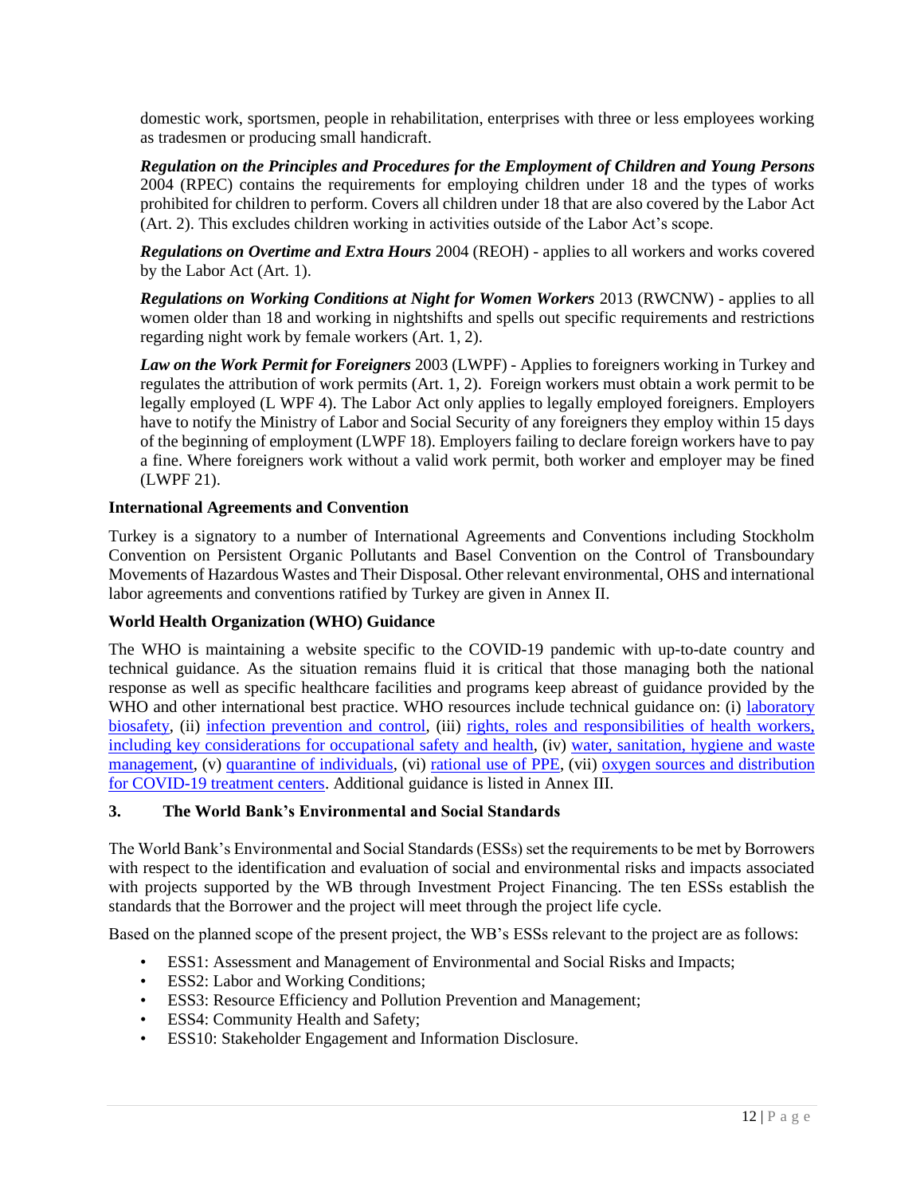domestic work, sportsmen, people in rehabilitation, enterprises with three or less employees working as tradesmen or producing small handicraft.

***Regulation on the Principles and Procedures for the Employment of Children and Young Persons*** 2004 (RPEC) contains the requirements for employing children under 18 and the types of works prohibited for children to perform. Covers all children under 18 that are also covered by the Labor Act (Art. 2). This excludes children working in activities outside of the Labor Act's scope.

***Regulations on Overtime and Extra Hours*** 2004 (REOH) - applies to all workers and works covered by the Labor Act (Art. 1).

***Regulations on Working Conditions at Night for Women Workers*** 2013 (RWCNW) - applies to all women older than 18 and working in nightshifts and spells out specific requirements and restrictions regarding night work by female workers (Art. 1, 2).

***Law on the Work Permit for Foreigners*** 2003 (LWPF) - Applies to foreigners working in Turkey and regulates the attribution of work permits (Art. 1, 2). Foreign workers must obtain a work permit to be legally employed (L WPF 4). The Labor Act only applies to legally employed foreigners. Employers have to notify the Ministry of Labor and Social Security of any foreigners they employ within 15 days of the beginning of employment (LWPF 18). Employers failing to declare foreign workers have to pay a fine. Where foreigners work without a valid work permit, both worker and employer may be fined (LWPF 21).

**International Agreements and Convention**

Turkey is a signatory to a number of International Agreements and Conventions including Stockholm Convention on Persistent Organic Pollutants and Basel Convention on the Control of Transboundary Movements of Hazardous Wastes and Their Disposal. Other relevant environmental, OHS and international labor agreements and conventions ratified by Turkey are given in Annex II.

**World Health Organization (WHO) Guidance**

The WHO is maintaining a website specific to the COVID-19 pandemic with up-to-date country and technical guidance. As the situation remains fluid it is critical that those managing both the national response as well as specific healthcare facilities and programs keep abreast of guidance provided by the WHO and other international best practice. WHO resources include technical guidance on: (i) laboratory biosafety, (ii) infection prevention and control, (iii) rights, roles and responsibilities of health workers, including key considerations for occupational safety and health, (iv) water, sanitation, hygiene and waste management, (v) quarantine of individuals, (vi) rational use of PPE, (vii) oxygen sources and distribution for COVID-19 treatment centers. Additional guidance is listed in Annex III.

## 3. The World Bank's Environmental and Social Standards

The World Bank's Environmental and Social Standards (ESSs) set the requirements to be met by Borrowers with respect to the identification and evaluation of social and environmental risks and impacts associated with projects supported by the WB through Investment Project Financing. The ten ESSs establish the standards that the Borrower and the project will meet through the project life cycle.

Based on the planned scope of the present project, the WB's ESSs relevant to the project are as follows:

- ESS1: Assessment and Management of Environmental and Social Risks and Impacts;
- ESS2: Labor and Working Conditions;
- ESS3: Resource Efficiency and Pollution Prevention and Management;
- ESS4: Community Health and Safety;
- ESS10: Stakeholder Engagement and Information Disclosure.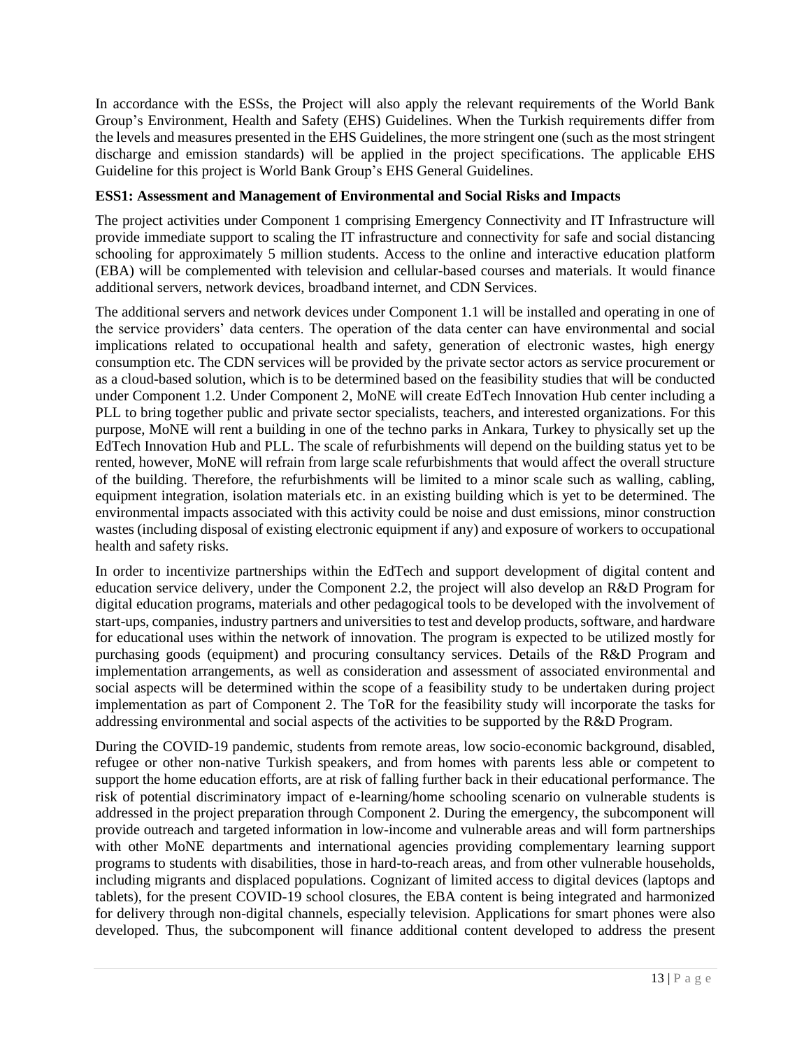In accordance with the ESSs, the Project will also apply the relevant requirements of the World Bank Group's Environment, Health and Safety (EHS) Guidelines. When the Turkish requirements differ from the levels and measures presented in the EHS Guidelines, the more stringent one (such as the most stringent discharge and emission standards) will be applied in the project specifications. The applicable EHS Guideline for this project is World Bank Group's EHS General Guidelines.

**ESS1: Assessment and Management of Environmental and Social Risks and Impacts**

The project activities under Component 1 comprising Emergency Connectivity and IT Infrastructure will provide immediate support to scaling the IT infrastructure and connectivity for safe and social distancing schooling for approximately 5 million students. Access to the online and interactive education platform (EBA) will be complemented with television and cellular-based courses and materials. It would finance additional servers, network devices, broadband internet, and CDN Services.

The additional servers and network devices under Component 1.1 will be installed and operating in one of the service providers' data centers. The operation of the data center can have environmental and social implications related to occupational health and safety, generation of electronic wastes, high energy consumption etc. The CDN services will be provided by the private sector actors as service procurement or as a cloud-based solution, which is to be determined based on the feasibility studies that will be conducted under Component 1.2. Under Component 2, MoNE will create EdTech Innovation Hub center including a PLL to bring together public and private sector specialists, teachers, and interested organizations. For this purpose, MoNE will rent a building in one of the techno parks in Ankara, Turkey to physically set up the EdTech Innovation Hub and PLL. The scale of refurbishments will depend on the building status yet to be rented, however, MoNE will refrain from large scale refurbishments that would affect the overall structure of the building. Therefore, the refurbishments will be limited to a minor scale such as walling, cabling, equipment integration, isolation materials etc. in an existing building which is yet to be determined. The environmental impacts associated with this activity could be noise and dust emissions, minor construction wastes (including disposal of existing electronic equipment if any) and exposure of workers to occupational health and safety risks.

In order to incentivize partnerships within the EdTech and support development of digital content and education service delivery, under the Component 2.2, the project will also develop an R&D Program for digital education programs, materials and other pedagogical tools to be developed with the involvement of start-ups, companies, industry partners and universities to test and develop products, software, and hardware for educational uses within the network of innovation. The program is expected to be utilized mostly for purchasing goods (equipment) and procuring consultancy services. Details of the R&D Program and implementation arrangements, as well as consideration and assessment of associated environmental and social aspects will be determined within the scope of a feasibility study to be undertaken during project implementation as part of Component 2. The ToR for the feasibility study will incorporate the tasks for addressing environmental and social aspects of the activities to be supported by the R&D Program.

During the COVID-19 pandemic, students from remote areas, low socio-economic background, disabled, refugee or other non-native Turkish speakers, and from homes with parents less able or competent to support the home education efforts, are at risk of falling further back in their educational performance. The risk of potential discriminatory impact of e-learning/home schooling scenario on vulnerable students is addressed in the project preparation through Component 2. During the emergency, the subcomponent will provide outreach and targeted information in low-income and vulnerable areas and will form partnerships with other MoNE departments and international agencies providing complementary learning support programs to students with disabilities, those in hard-to-reach areas, and from other vulnerable households, including migrants and displaced populations. Cognizant of limited access to digital devices (laptops and tablets), for the present COVID-19 school closures, the EBA content is being integrated and harmonized for delivery through non-digital channels, especially television. Applications for smart phones were also developed. Thus, the subcomponent will finance additional content developed to address the present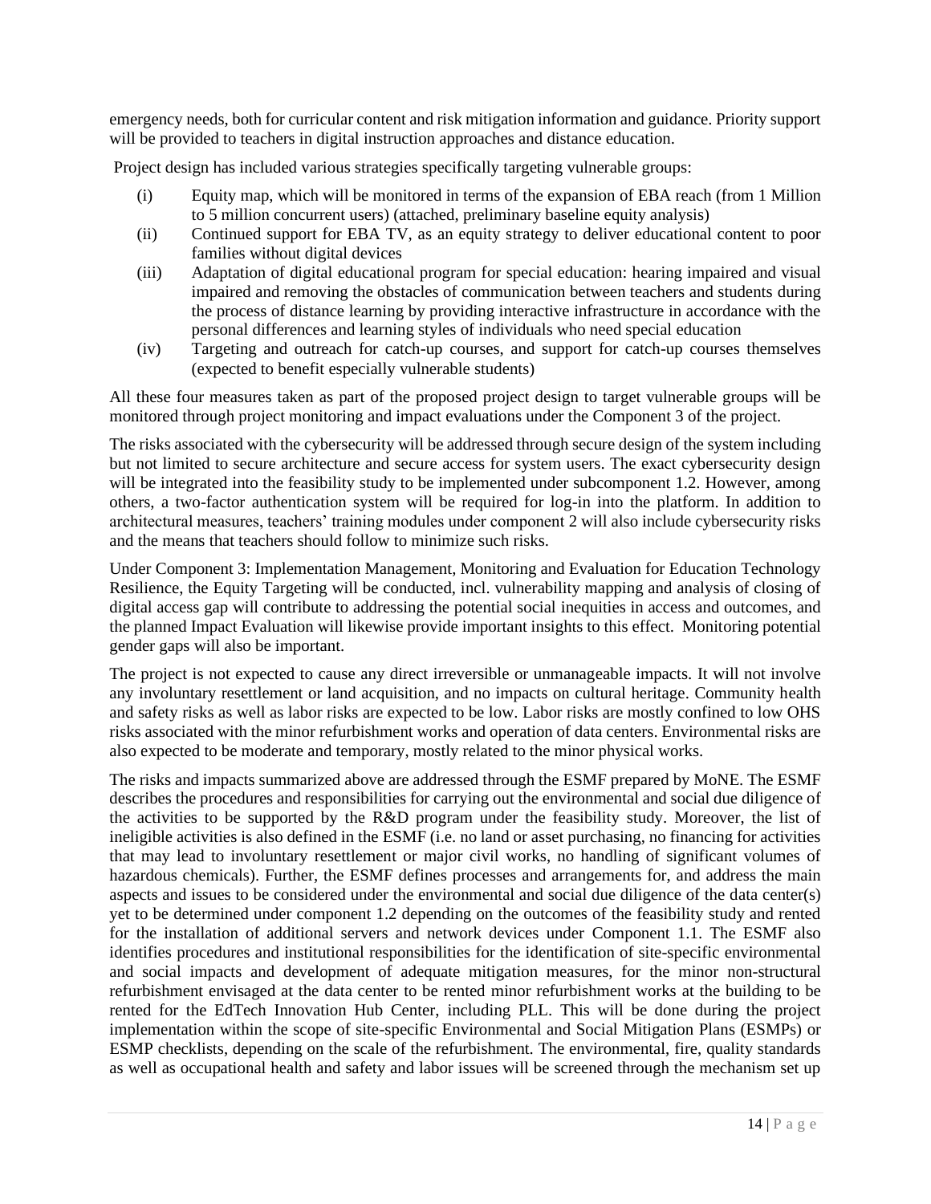emergency needs, both for curricular content and risk mitigation information and guidance. Priority support will be provided to teachers in digital instruction approaches and distance education.

Project design has included various strategies specifically targeting vulnerable groups:

(i) Equity map, which will be monitored in terms of the expansion of EBA reach (from 1 Million to 5 million concurrent users) (attached, preliminary baseline equity analysis)

(ii) Continued support for EBA TV, as an equity strategy to deliver educational content to poor families without digital devices

(iii) Adaptation of digital educational program for special education: hearing impaired and visual impaired and removing the obstacles of communication between teachers and students during the process of distance learning by providing interactive infrastructure in accordance with the personal differences and learning styles of individuals who need special education

(iv) Targeting and outreach for catch-up courses, and support for catch-up courses themselves (expected to benefit especially vulnerable students)

All these four measures taken as part of the proposed project design to target vulnerable groups will be monitored through project monitoring and impact evaluations under the Component 3 of the project.

The risks associated with the cybersecurity will be addressed through secure design of the system including but not limited to secure architecture and secure access for system users. The exact cybersecurity design will be integrated into the feasibility study to be implemented under subcomponent 1.2. However, among others, a two-factor authentication system will be required for log-in into the platform. In addition to architectural measures, teachers' training modules under component 2 will also include cybersecurity risks and the means that teachers should follow to minimize such risks.

Under Component 3: Implementation Management, Monitoring and Evaluation for Education Technology Resilience, the Equity Targeting will be conducted, incl. vulnerability mapping and analysis of closing of digital access gap will contribute to addressing the potential social inequities in access and outcomes, and the planned Impact Evaluation will likewise provide important insights to this effect. Monitoring potential gender gaps will also be important.

The project is not expected to cause any direct irreversible or unmanageable impacts. It will not involve any involuntary resettlement or land acquisition, and no impacts on cultural heritage. Community health and safety risks as well as labor risks are expected to be low. Labor risks are mostly confined to low OHS risks associated with the minor refurbishment works and operation of data centers. Environmental risks are also expected to be moderate and temporary, mostly related to the minor physical works.

The risks and impacts summarized above are addressed through the ESMF prepared by MoNE. The ESMF describes the procedures and responsibilities for carrying out the environmental and social due diligence of the activities to be supported by the R&D program under the feasibility study. Moreover, the list of ineligible activities is also defined in the ESMF (i.e. no land or asset purchasing, no financing for activities that may lead to involuntary resettlement or major civil works, no handling of significant volumes of hazardous chemicals). Further, the ESMF defines processes and arrangements for, and address the main aspects and issues to be considered under the environmental and social due diligence of the data center(s) yet to be determined under component 1.2 depending on the outcomes of the feasibility study and rented for the installation of additional servers and network devices under Component 1.1. The ESMF also identifies procedures and institutional responsibilities for the identification of site-specific environmental and social impacts and development of adequate mitigation measures, for the minor non-structural refurbishment envisaged at the data center to be rented minor refurbishment works at the building to be rented for the EdTech Innovation Hub Center, including PLL. This will be done during the project implementation within the scope of site-specific Environmental and Social Mitigation Plans (ESMPs) or ESMP checklists, depending on the scale of the refurbishment. The environmental, fire, quality standards as well as occupational health and safety and labor issues will be screened through the mechanism set up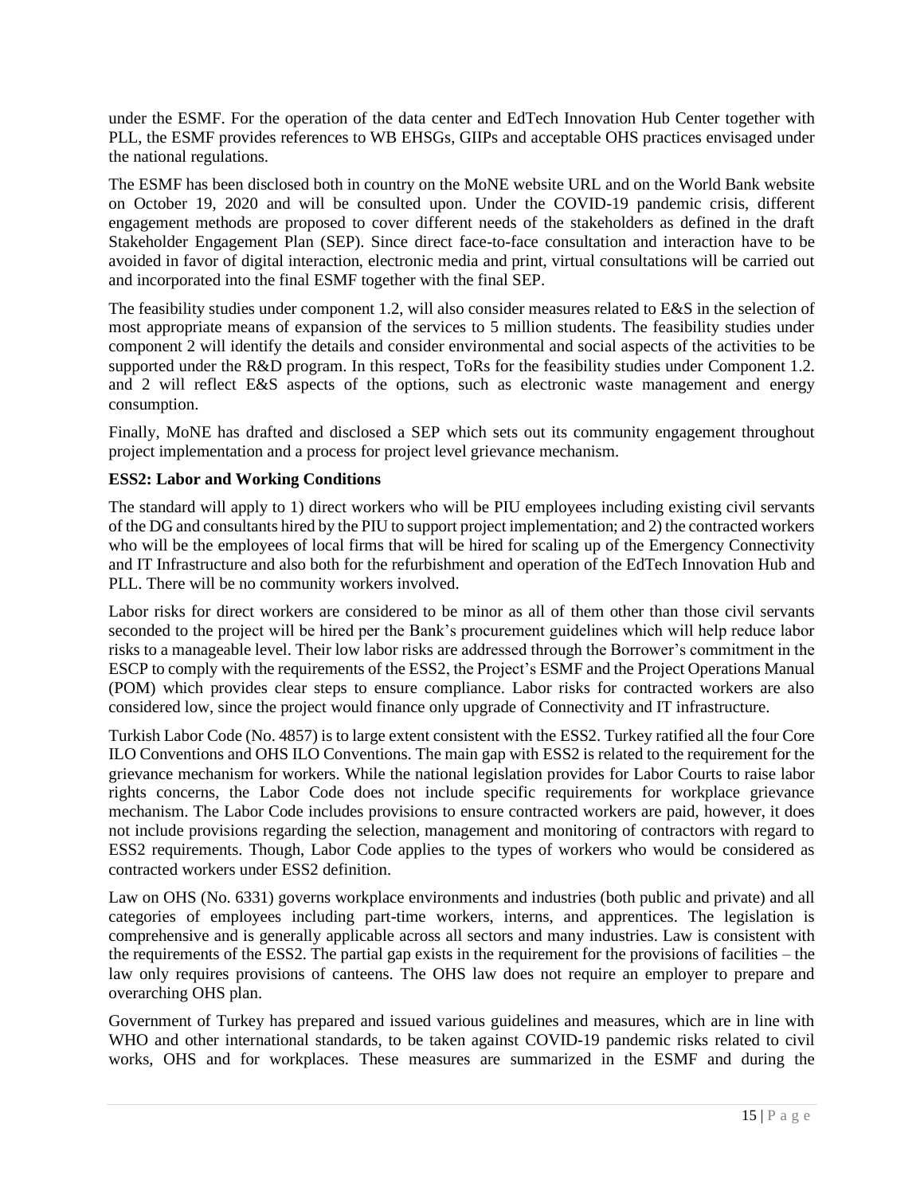under the ESMF. For the operation of the data center and EdTech Innovation Hub Center together with PLL, the ESMF provides references to WB EHSGs, GIIPs and acceptable OHS practices envisaged under the national regulations.

The ESMF has been disclosed both in country on the MoNE website URL and on the World Bank website on October 19, 2020 and will be consulted upon. Under the COVID-19 pandemic crisis, different engagement methods are proposed to cover different needs of the stakeholders as defined in the draft Stakeholder Engagement Plan (SEP). Since direct face-to-face consultation and interaction have to be avoided in favor of digital interaction, electronic media and print, virtual consultations will be carried out and incorporated into the final ESMF together with the final SEP.

The feasibility studies under component 1.2, will also consider measures related to E&S in the selection of most appropriate means of expansion of the services to 5 million students. The feasibility studies under component 2 will identify the details and consider environmental and social aspects of the activities to be supported under the R&D program. In this respect, ToRs for the feasibility studies under Component 1.2. and 2 will reflect E&S aspects of the options, such as electronic waste management and energy consumption.

Finally, MoNE has drafted and disclosed a SEP which sets out its community engagement throughout project implementation and a process for project level grievance mechanism.

**ESS2: Labor and Working Conditions**

The standard will apply to 1) direct workers who will be PIU employees including existing civil servants of the DG and consultants hired by the PIU to support project implementation; and 2) the contracted workers who will be the employees of local firms that will be hired for scaling up of the Emergency Connectivity and IT Infrastructure and also both for the refurbishment and operation of the EdTech Innovation Hub and PLL. There will be no community workers involved.

Labor risks for direct workers are considered to be minor as all of them other than those civil servants seconded to the project will be hired per the Bank's procurement guidelines which will help reduce labor risks to a manageable level. Their low labor risks are addressed through the Borrower's commitment in the ESCP to comply with the requirements of the ESS2, the Project's ESMF and the Project Operations Manual (POM) which provides clear steps to ensure compliance. Labor risks for contracted workers are also considered low, since the project would finance only upgrade of Connectivity and IT infrastructure.

Turkish Labor Code (No. 4857) is to large extent consistent with the ESS2. Turkey ratified all the four Core ILO Conventions and OHS ILO Conventions. The main gap with ESS2 is related to the requirement for the grievance mechanism for workers. While the national legislation provides for Labor Courts to raise labor rights concerns, the Labor Code does not include specific requirements for workplace grievance mechanism. The Labor Code includes provisions to ensure contracted workers are paid, however, it does not include provisions regarding the selection, management and monitoring of contractors with regard to ESS2 requirements. Though, Labor Code applies to the types of workers who would be considered as contracted workers under ESS2 definition.

Law on OHS (No. 6331) governs workplace environments and industries (both public and private) and all categories of employees including part-time workers, interns, and apprentices. The legislation is comprehensive and is generally applicable across all sectors and many industries. Law is consistent with the requirements of the ESS2. The partial gap exists in the requirement for the provisions of facilities – the law only requires provisions of canteens. The OHS law does not require an employer to prepare and overarching OHS plan.

Government of Turkey has prepared and issued various guidelines and measures, which are in line with WHO and other international standards, to be taken against COVID-19 pandemic risks related to civil works, OHS and for workplaces. These measures are summarized in the ESMF and during the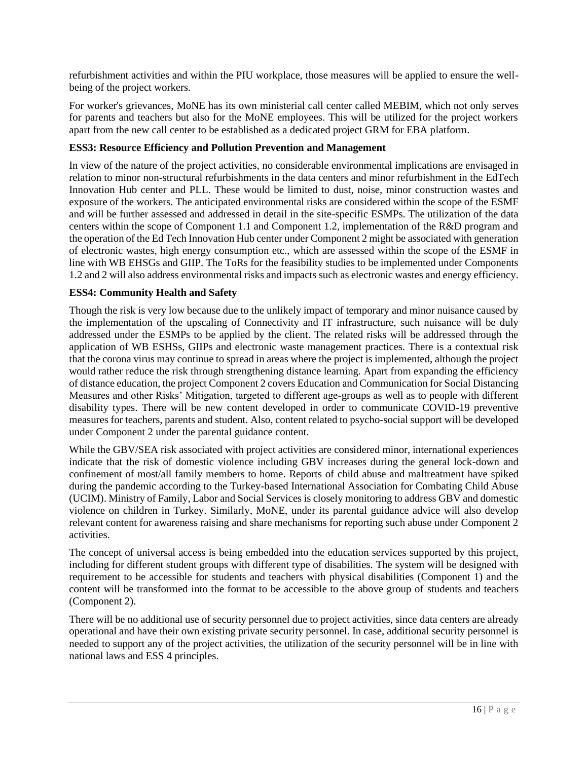refurbishment activities and within the PIU workplace, those measures will be applied to ensure the well-being of the project workers.

For worker's grievances, MoNE has its own ministerial call center called MEBIM, which not only serves for parents and teachers but also for the MoNE employees. This will be utilized for the project workers apart from the new call center to be established as a dedicated project GRM for EBA platform.

**ESS3: Resource Efficiency and Pollution Prevention and Management**

In view of the nature of the project activities, no considerable environmental implications are envisaged in relation to minor non-structural refurbishments in the data centers and minor refurbishment in the EdTech Innovation Hub center and PLL. These would be limited to dust, noise, minor construction wastes and exposure of the workers. The anticipated environmental risks are considered within the scope of the ESMF and will be further assessed and addressed in detail in the site-specific ESMPs. The utilization of the data centers within the scope of Component 1.1 and Component 1.2, implementation of the R&D program and the operation of the Ed Tech Innovation Hub center under Component 2 might be associated with generation of electronic wastes, high energy consumption etc., which are assessed within the scope of the ESMF in line with WB EHSGs and GIIP. The ToRs for the feasibility studies to be implemented under Components 1.2 and 2 will also address environmental risks and impacts such as electronic wastes and energy efficiency.

**ESS4: Community Health and Safety**

Though the risk is very low because due to the unlikely impact of temporary and minor nuisance caused by the implementation of the upscaling of Connectivity and IT infrastructure, such nuisance will be duly addressed under the ESMPs to be applied by the client. The related risks will be addressed through the application of WB ESHSs, GIIPs and electronic waste management practices. There is a contextual risk that the corona virus may continue to spread in areas where the project is implemented, although the project would rather reduce the risk through strengthening distance learning. Apart from expanding the efficiency of distance education, the project Component 2 covers Education and Communication for Social Distancing Measures and other Risks' Mitigation, targeted to different age-groups as well as to people with different disability types. There will be new content developed in order to communicate COVID-19 preventive measures for teachers, parents and student. Also, content related to psycho-social support will be developed under Component 2 under the parental guidance content.

While the GBV/SEA risk associated with project activities are considered minor, international experiences indicate that the risk of domestic violence including GBV increases during the general lock-down and confinement of most/all family members to home. Reports of child abuse and maltreatment have spiked during the pandemic according to the Turkey-based International Association for Combating Child Abuse (UCIM). Ministry of Family, Labor and Social Services is closely monitoring to address GBV and domestic violence on children in Turkey. Similarly, MoNE, under its parental guidance advice will also develop relevant content for awareness raising and share mechanisms for reporting such abuse under Component 2 activities.

The concept of universal access is being embedded into the education services supported by this project, including for different student groups with different type of disabilities. The system will be designed with requirement to be accessible for students and teachers with physical disabilities (Component 1) and the content will be transformed into the format to be accessible to the above group of students and teachers (Component 2).

There will be no additional use of security personnel due to project activities, since data centers are already operational and have their own existing private security personnel. In case, additional security personnel is needed to support any of the project activities, the utilization of the security personnel will be in line with national laws and ESS 4 principles.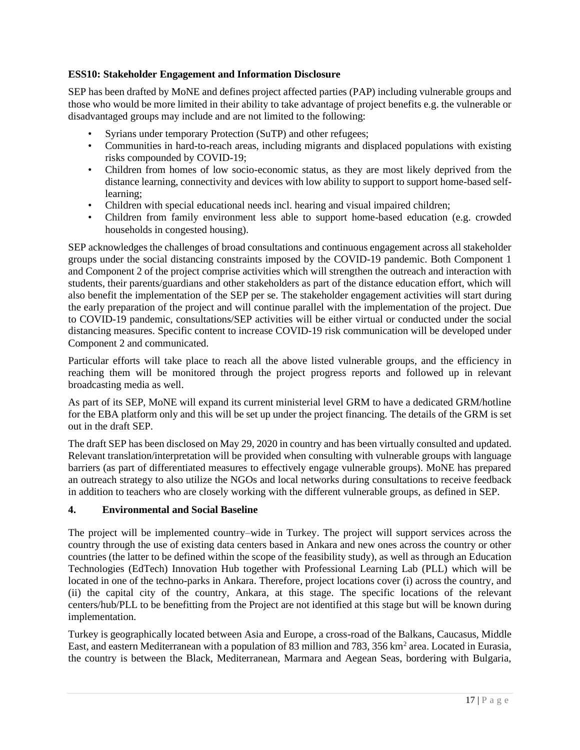**ESS10: Stakeholder Engagement and Information Disclosure**

SEP has been drafted by MoNE and defines project affected parties (PAP) including vulnerable groups and those who would be more limited in their ability to take advantage of project benefits e.g. the vulnerable or disadvantaged groups may include and are not limited to the following:

- Syrians under temporary Protection (SuTP) and other refugees;
- Communities in hard-to-reach areas, including migrants and displaced populations with existing risks compounded by COVID-19;
- Children from homes of low socio-economic status, as they are most likely deprived from the distance learning, connectivity and devices with low ability to support to support home-based self-learning;
- Children with special educational needs incl. hearing and visual impaired children;
- Children from family environment less able to support home-based education (e.g. crowded households in congested housing).

SEP acknowledges the challenges of broad consultations and continuous engagement across all stakeholder groups under the social distancing constraints imposed by the COVID-19 pandemic. Both Component 1 and Component 2 of the project comprise activities which will strengthen the outreach and interaction with students, their parents/guardians and other stakeholders as part of the distance education effort, which will also benefit the implementation of the SEP per se. The stakeholder engagement activities will start during the early preparation of the project and will continue parallel with the implementation of the project. Due to COVID-19 pandemic, consultations/SEP activities will be either virtual or conducted under the social distancing measures. Specific content to increase COVID-19 risk communication will be developed under Component 2 and communicated.

Particular efforts will take place to reach all the above listed vulnerable groups, and the efficiency in reaching them will be monitored through the project progress reports and followed up in relevant broadcasting media as well.

As part of its SEP, MoNE will expand its current ministerial level GRM to have a dedicated GRM/hotline for the EBA platform only and this will be set up under the project financing. The details of the GRM is set out in the draft SEP.

The draft SEP has been disclosed on May 29, 2020 in country and has been virtually consulted and updated. Relevant translation/interpretation will be provided when consulting with vulnerable groups with language barriers (as part of differentiated measures to effectively engage vulnerable groups). MoNE has prepared an outreach strategy to also utilize the NGOs and local networks during consultations to receive feedback in addition to teachers who are closely working with the different vulnerable groups, as defined in SEP.

## 4. Environmental and Social Baseline

The project will be implemented country–wide in Turkey. The project will support services across the country through the use of existing data centers based in Ankara and new ones across the country or other countries (the latter to be defined within the scope of the feasibility study), as well as through an Education Technologies (EdTech) Innovation Hub together with Professional Learning Lab (PLL) which will be located in one of the techno-parks in Ankara. Therefore, project locations cover (i) across the country, and (ii) the capital city of the country, Ankara, at this stage. The specific locations of the relevant centers/hub/PLL to be benefitting from the Project are not identified at this stage but will be known during implementation.

Turkey is geographically located between Asia and Europe, a cross-road of the Balkans, Caucasus, Middle East, and eastern Mediterranean with a population of 83 million and 783, 356 $km^2$ area. Located in Eurasia, the country is between the Black, Mediterranean, Marmara and Aegean Seas, bordering with Bulgaria,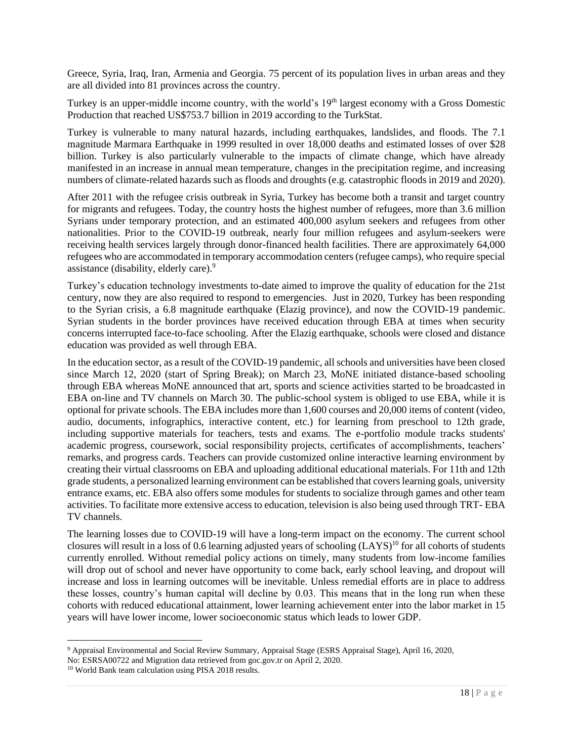Greece, Syria, Iraq, Iran, Armenia and Georgia. 75 percent of its population lives in urban areas and they are all divided into 81 provinces across the country.

Turkey is an upper-middle income country, with the world's 19th largest economy with a Gross Domestic Production that reached US$753.7 billion in 2019 according to the TurkStat.

Turkey is vulnerable to many natural hazards, including earthquakes, landslides, and floods. The 7.1 magnitude Marmara Earthquake in 1999 resulted in over 18,000 deaths and estimated losses of over $28 billion. Turkey is also particularly vulnerable to the impacts of climate change, which have already manifested in an increase in annual mean temperature, changes in the precipitation regime, and increasing numbers of climate-related hazards such as floods and droughts (e.g. catastrophic floods in 2019 and 2020).

After 2011 with the refugee crisis outbreak in Syria, Turkey has become both a transit and target country for migrants and refugees. Today, the country hosts the highest number of refugees, more than 3.6 million Syrians under temporary protection, and an estimated 400,000 asylum seekers and refugees from other nationalities. Prior to the COVID-19 outbreak, nearly four million refugees and asylum-seekers were receiving health services largely through donor-financed health facilities. There are approximately 64,000 refugees who are accommodated in temporary accommodation centers (refugee camps), who require special assistance (disability, elderly care).[9]

Turkey's education technology investments to-date aimed to improve the quality of education for the 21st century, now they are also required to respond to emergencies. Just in 2020, Turkey has been responding to the Syrian crisis, a 6.8 magnitude earthquake (Elazig province), and now the COVID-19 pandemic. Syrian students in the border provinces have received education through EBA at times when security concerns interrupted face-to-face schooling. After the Elazig earthquake, schools were closed and distance education was provided as well through EBA.

In the education sector, as a result of the COVID-19 pandemic, all schools and universities have been closed since March 12, 2020 (start of Spring Break); on March 23, MoNE initiated distance-based schooling through EBA whereas MoNE announced that art, sports and science activities started to be broadcasted in EBA on-line and TV channels on March 30. The public-school system is obliged to use EBA, while it is optional for private schools. The EBA includes more than 1,600 courses and 20,000 items of content (video, audio, documents, infographics, interactive content, etc.) for learning from preschool to 12th grade, including supportive materials for teachers, tests and exams. The e-portfolio module tracks students' academic progress, coursework, social responsibility projects, certificates of accomplishments, teachers' remarks, and progress cards. Teachers can provide customized online interactive learning environment by creating their virtual classrooms on EBA and uploading additional educational materials. For 11th and 12th grade students, a personalized learning environment can be established that covers learning goals, university entrance exams, etc. EBA also offers some modules for students to socialize through games and other team activities. To facilitate more extensive access to education, television is also being used through TRT- EBA TV channels.

The learning losses due to COVID-19 will have a long-term impact on the economy. The current school closures will result in a loss of 0.6 learning adjusted years of schooling (LAYS)[10] for all cohorts of students currently enrolled. Without remedial policy actions on timely, many students from low-income families will drop out of school and never have opportunity to come back, early school leaving, and dropout will increase and loss in learning outcomes will be inevitable. Unless remedial efforts are in place to address these losses, country's human capital will decline by 0.03. This means that in the long run when these cohorts with reduced educational attainment, lower learning achievement enter into the labor market in 15 years will have lower income, lower socioeconomic status which leads to lower GDP.

---

[9] Appraisal Environmental and Social Review Summary, Appraisal Stage (ESRS Appraisal Stage), April 16, 2020, No: ESRSA00722 and Migration data retrieved from goc.gov.tr on April 2, 2020.

[10] World Bank team calculation using PISA 2018 results.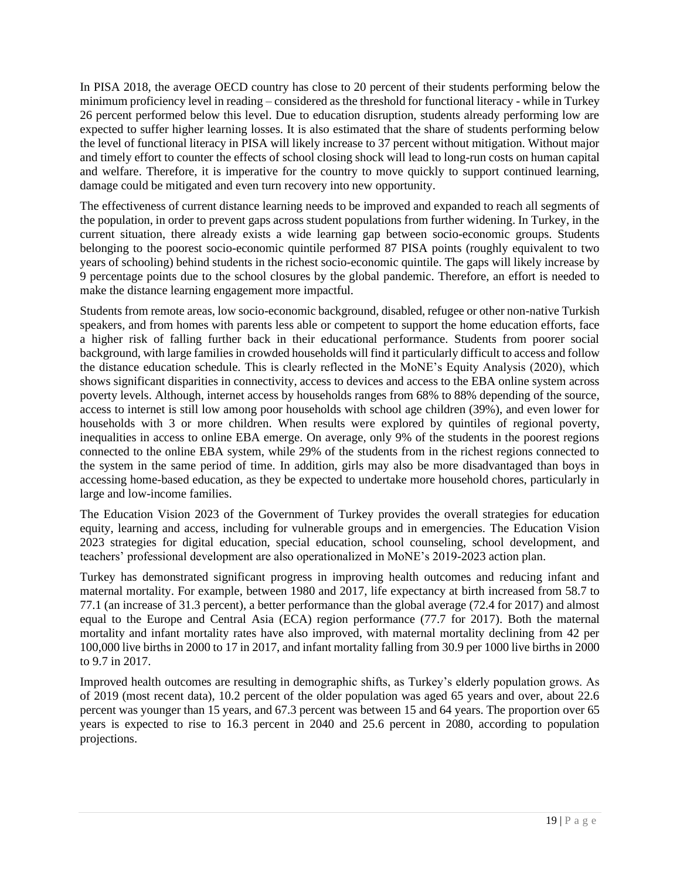In PISA 2018, the average OECD country has close to 20 percent of their students performing below the minimum proficiency level in reading – considered as the threshold for functional literacy - while in Turkey 26 percent performed below this level. Due to education disruption, students already performing low are expected to suffer higher learning losses. It is also estimated that the share of students performing below the level of functional literacy in PISA will likely increase to 37 percent without mitigation. Without major and timely effort to counter the effects of school closing shock will lead to long-run costs on human capital and welfare. Therefore, it is imperative for the country to move quickly to support continued learning, damage could be mitigated and even turn recovery into new opportunity.

The effectiveness of current distance learning needs to be improved and expanded to reach all segments of the population, in order to prevent gaps across student populations from further widening. In Turkey, in the current situation, there already exists a wide learning gap between socio-economic groups. Students belonging to the poorest socio-economic quintile performed 87 PISA points (roughly equivalent to two years of schooling) behind students in the richest socio-economic quintile. The gaps will likely increase by 9 percentage points due to the school closures by the global pandemic. Therefore, an effort is needed to make the distance learning engagement more impactful.

Students from remote areas, low socio-economic background, disabled, refugee or other non-native Turkish speakers, and from homes with parents less able or competent to support the home education efforts, face a higher risk of falling further back in their educational performance. Students from poorer social background, with large families in crowded households will find it particularly difficult to access and follow the distance education schedule. This is clearly reflected in the MoNE's Equity Analysis (2020), which shows significant disparities in connectivity, access to devices and access to the EBA online system across poverty levels. Although, internet access by households ranges from 68% to 88% depending of the source, access to internet is still low among poor households with school age children (39%), and even lower for households with 3 or more children. When results were explored by quintiles of regional poverty, inequalities in access to online EBA emerge. On average, only 9% of the students in the poorest regions connected to the online EBA system, while 29% of the students from in the richest regions connected to the system in the same period of time. In addition, girls may also be more disadvantaged than boys in accessing home-based education, as they be expected to undertake more household chores, particularly in large and low-income families.

The Education Vision 2023 of the Government of Turkey provides the overall strategies for education equity, learning and access, including for vulnerable groups and in emergencies. The Education Vision 2023 strategies for digital education, special education, school counseling, school development, and teachers' professional development are also operationalized in MoNE's 2019-2023 action plan.

Turkey has demonstrated significant progress in improving health outcomes and reducing infant and maternal mortality. For example, between 1980 and 2017, life expectancy at birth increased from 58.7 to 77.1 (an increase of 31.3 percent), a better performance than the global average (72.4 for 2017) and almost equal to the Europe and Central Asia (ECA) region performance (77.7 for 2017). Both the maternal mortality and infant mortality rates have also improved, with maternal mortality declining from 42 per 100,000 live births in 2000 to 17 in 2017, and infant mortality falling from 30.9 per 1000 live births in 2000 to 9.7 in 2017.

Improved health outcomes are resulting in demographic shifts, as Turkey's elderly population grows. As of 2019 (most recent data), 10.2 percent of the older population was aged 65 years and over, about 22.6 percent was younger than 15 years, and 67.3 percent was between 15 and 64 years. The proportion over 65 years is expected to rise to 16.3 percent in 2040 and 25.6 percent in 2080, according to population projections.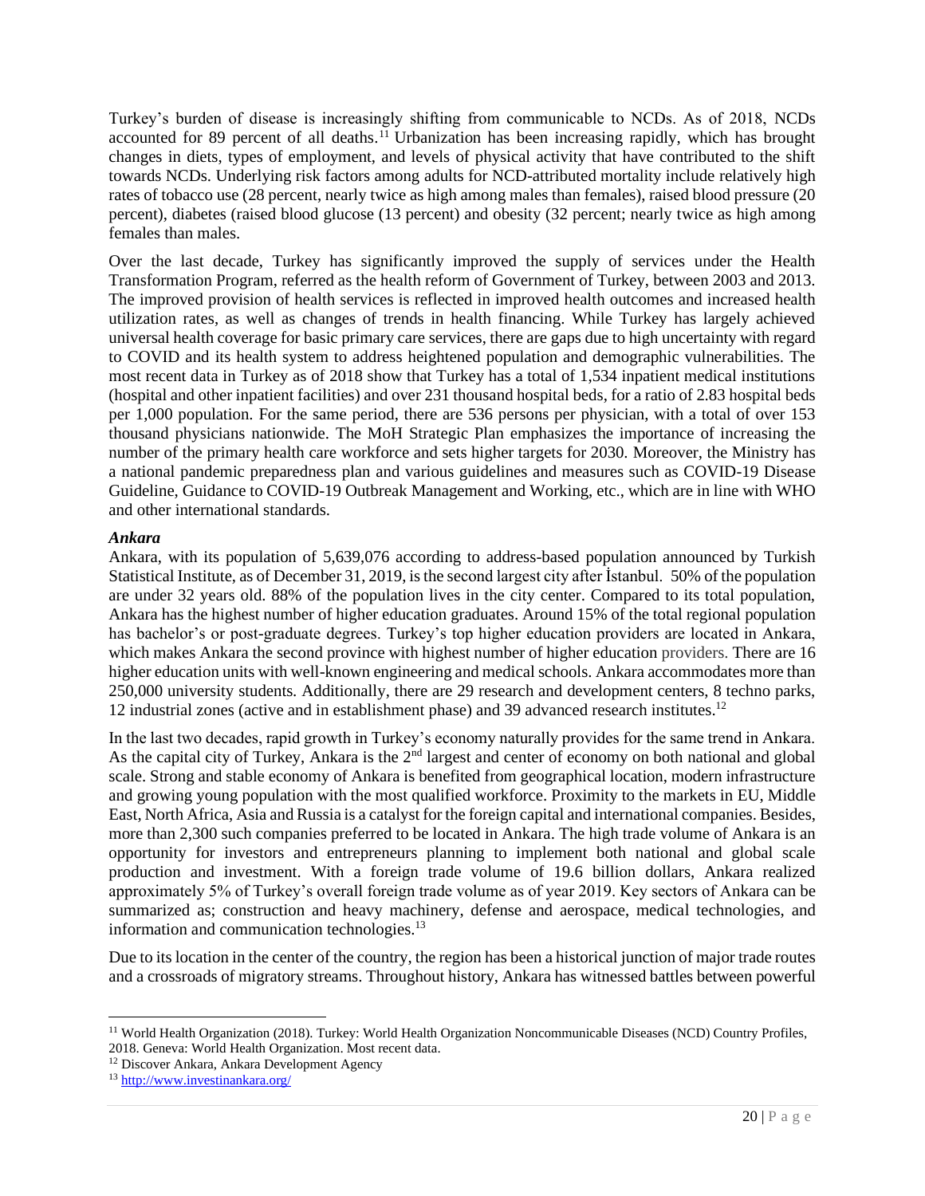Turkey's burden of disease is increasingly shifting from communicable to NCDs. As of 2018, NCDs accounted for 89 percent of all deaths.[11] Urbanization has been increasing rapidly, which has brought changes in diets, types of employment, and levels of physical activity that have contributed to the shift towards NCDs. Underlying risk factors among adults for NCD-attributed mortality include relatively high rates of tobacco use (28 percent, nearly twice as high among males than females), raised blood pressure (20 percent), diabetes (raised blood glucose (13 percent) and obesity (32 percent; nearly twice as high among females than males.

Over the last decade, Turkey has significantly improved the supply of services under the Health Transformation Program, referred as the health reform of Government of Turkey, between 2003 and 2013. The improved provision of health services is reflected in improved health outcomes and increased health utilization rates, as well as changes of trends in health financing. While Turkey has largely achieved universal health coverage for basic primary care services, there are gaps due to high uncertainty with regard to COVID and its health system to address heightened population and demographic vulnerabilities. The most recent data in Turkey as of 2018 show that Turkey has a total of 1,534 inpatient medical institutions (hospital and other inpatient facilities) and over 231 thousand hospital beds, for a ratio of 2.83 hospital beds per 1,000 population. For the same period, there are 536 persons per physician, with a total of over 153 thousand physicians nationwide. The MoH Strategic Plan emphasizes the importance of increasing the number of the primary health care workforce and sets higher targets for 2030. Moreover, the Ministry has a national pandemic preparedness plan and various guidelines and measures such as COVID-19 Disease Guideline, Guidance to COVID-19 Outbreak Management and Working, etc., which are in line with WHO and other international standards.

***Ankara***

Ankara, with its population of 5,639,076 according to address-based population announced by Turkish Statistical Institute, as of December 31, 2019, is the second largest city after İstanbul. 50% of the population are under 32 years old. 88% of the population lives in the city center. Compared to its total population, Ankara has the highest number of higher education graduates. Around 15% of the total regional population has bachelor's or post-graduate degrees. Turkey's top higher education providers are located in Ankara, which makes Ankara the second province with highest number of higher education providers. There are 16 higher education units with well-known engineering and medical schools. Ankara accommodates more than 250,000 university students. Additionally, there are 29 research and development centers, 8 techno parks, 12 industrial zones (active and in establishment phase) and 39 advanced research institutes.[12]

In the last two decades, rapid growth in Turkey's economy naturally provides for the same trend in Ankara. As the capital city of Turkey, Ankara is the 2nd largest and center of economy on both national and global scale. Strong and stable economy of Ankara is benefited from geographical location, modern infrastructure and growing young population with the most qualified workforce. Proximity to the markets in EU, Middle East, North Africa, Asia and Russia is a catalyst for the foreign capital and international companies. Besides, more than 2,300 such companies preferred to be located in Ankara. The high trade volume of Ankara is an opportunity for investors and entrepreneurs planning to implement both national and global scale production and investment. With a foreign trade volume of 19.6 billion dollars, Ankara realized approximately 5% of Turkey's overall foreign trade volume as of year 2019. Key sectors of Ankara can be summarized as; construction and heavy machinery, defense and aerospace, medical technologies, and information and communication technologies.[13]

Due to its location in the center of the country, the region has been a historical junction of major trade routes and a crossroads of migratory streams. Throughout history, Ankara has witnessed battles between powerful

---

[11] World Health Organization (2018). Turkey: World Health Organization Noncommunicable Diseases (NCD) Country Profiles, 2018. Geneva: World Health Organization. Most recent data.

[12] Discover Ankara, Ankara Development Agency

[13] http://www.investinankara.org/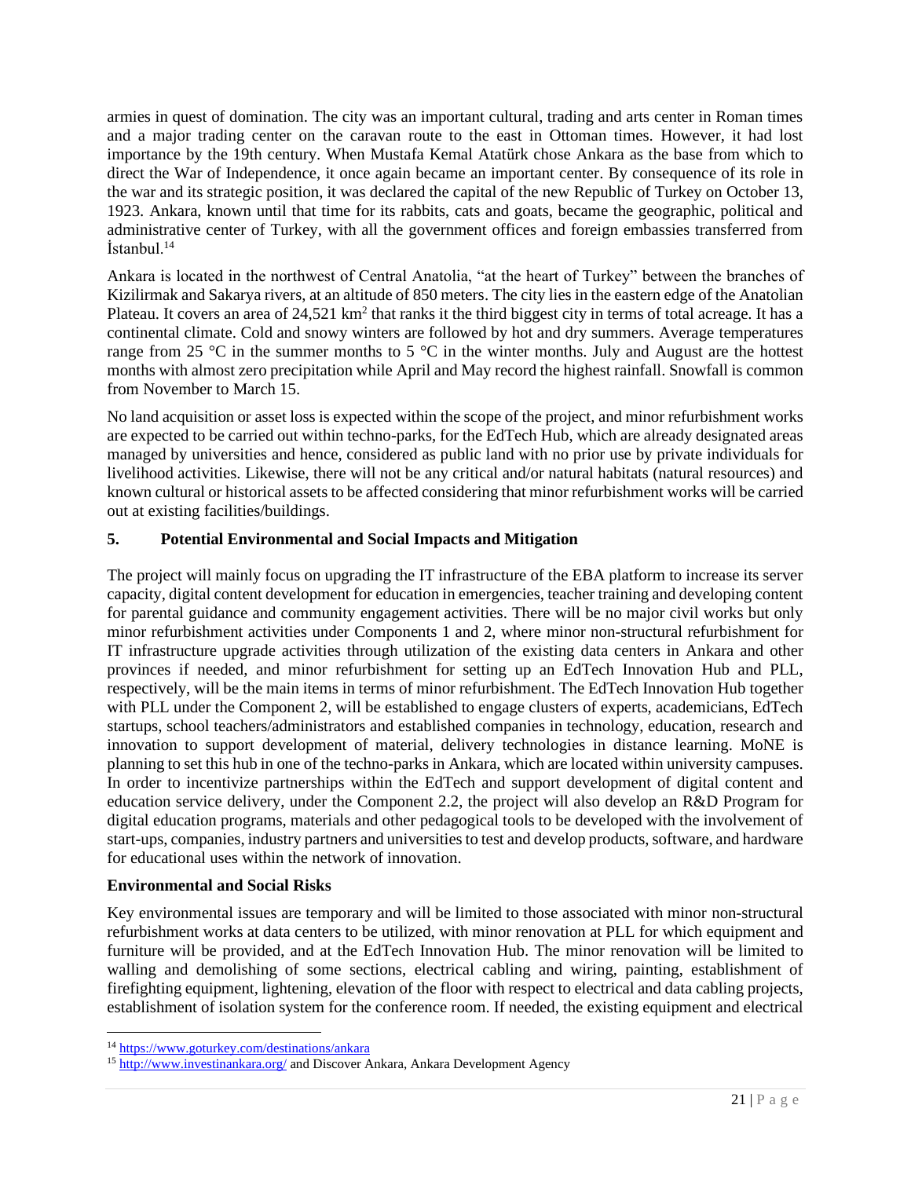armies in quest of domination. The city was an important cultural, trading and arts center in Roman times and a major trading center on the caravan route to the east in Ottoman times. However, it had lost importance by the 19th century. When Mustafa Kemal Atatürk chose Ankara as the base from which to direct the War of Independence, it once again became an important center. By consequence of its role in the war and its strategic position, it was declared the capital of the new Republic of Turkey on October 13, 1923. Ankara, known until that time for its rabbits, cats and goats, became the geographic, political and administrative center of Turkey, with all the government offices and foreign embassies transferred from İstanbul.[14]

Ankara is located in the northwest of Central Anatolia, "at the heart of Turkey" between the branches of Kizilirmak and Sakarya rivers, at an altitude of 850 meters. The city lies in the eastern edge of the Anatolian Plateau. It covers an area of 24,521 km$^2$ that ranks it the third biggest city in terms of total acreage. It has a continental climate. Cold and snowy winters are followed by hot and dry summers. Average temperatures range from 25 °C in the summer months to 5 °C in the winter months. July and August are the hottest months with almost zero precipitation while April and May record the highest rainfall. Snowfall is common from November to March 15.

No land acquisition or asset loss is expected within the scope of the project, and minor refurbishment works are expected to be carried out within techno-parks, for the EdTech Hub, which are already designated areas managed by universities and hence, considered as public land with no prior use by private individuals for livelihood activities. Likewise, there will not be any critical and/or natural habitats (natural resources) and known cultural or historical assets to be affected considering that minor refurbishment works will be carried out at existing facilities/buildings.

## 5. Potential Environmental and Social Impacts and Mitigation

The project will mainly focus on upgrading the IT infrastructure of the EBA platform to increase its server capacity, digital content development for education in emergencies, teacher training and developing content for parental guidance and community engagement activities. There will be no major civil works but only minor refurbishment activities under Components 1 and 2, where minor non-structural refurbishment for IT infrastructure upgrade activities through utilization of the existing data centers in Ankara and other provinces if needed, and minor refurbishment for setting up an EdTech Innovation Hub and PLL, respectively, will be the main items in terms of minor refurbishment. The EdTech Innovation Hub together with PLL under the Component 2, will be established to engage clusters of experts, academicians, EdTech startups, school teachers/administrators and established companies in technology, education, research and innovation to support development of material, delivery technologies in distance learning. MoNE is planning to set this hub in one of the techno-parks in Ankara, which are located within university campuses. In order to incentivize partnerships within the EdTech and support development of digital content and education service delivery, under the Component 2.2, the project will also develop an R&D Program for digital education programs, materials and other pedagogical tools to be developed with the involvement of start-ups, companies, industry partners and universities to test and develop products, software, and hardware for educational uses within the network of innovation.

### Environmental and Social Risks

Key environmental issues are temporary and will be limited to those associated with minor non-structural refurbishment works at data centers to be utilized, with minor renovation at PLL for which equipment and furniture will be provided, and at the EdTech Innovation Hub. The minor renovation will be limited to walling and demolishing of some sections, electrical cabling and wiring, painting, establishment of firefighting equipment, lightening, elevation of the floor with respect to electrical and data cabling projects, establishment of isolation system for the conference room. If needed, the existing equipment and electrical

---

[14] https://www.goturkey.com/destinations/ankara

[15] http://www.investinankara.org/ and Discover Ankara, Ankara Development Agency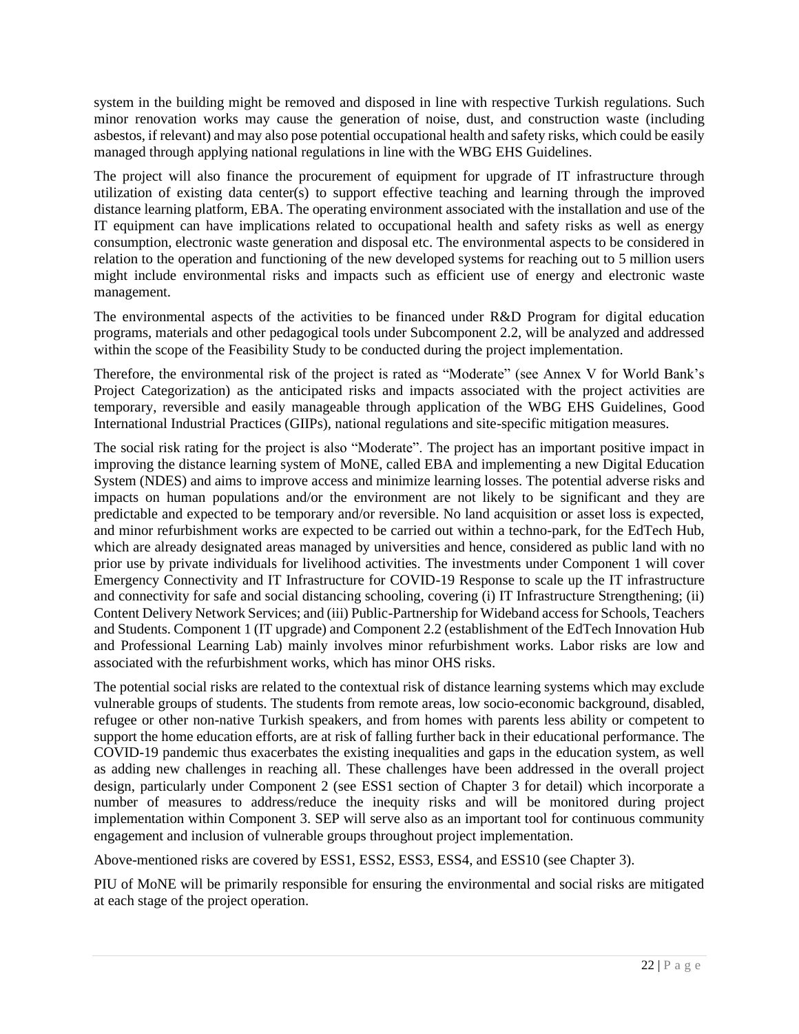system in the building might be removed and disposed in line with respective Turkish regulations. Such minor renovation works may cause the generation of noise, dust, and construction waste (including asbestos, if relevant) and may also pose potential occupational health and safety risks, which could be easily managed through applying national regulations in line with the WBG EHS Guidelines.

The project will also finance the procurement of equipment for upgrade of IT infrastructure through utilization of existing data center(s) to support effective teaching and learning through the improved distance learning platform, EBA. The operating environment associated with the installation and use of the IT equipment can have implications related to occupational health and safety risks as well as energy consumption, electronic waste generation and disposal etc. The environmental aspects to be considered in relation to the operation and functioning of the new developed systems for reaching out to 5 million users might include environmental risks and impacts such as efficient use of energy and electronic waste management.

The environmental aspects of the activities to be financed under R&D Program for digital education programs, materials and other pedagogical tools under Subcomponent 2.2, will be analyzed and addressed within the scope of the Feasibility Study to be conducted during the project implementation.

Therefore, the environmental risk of the project is rated as "Moderate" (see Annex V for World Bank's Project Categorization) as the anticipated risks and impacts associated with the project activities are temporary, reversible and easily manageable through application of the WBG EHS Guidelines, Good International Industrial Practices (GIIPs), national regulations and site-specific mitigation measures.

The social risk rating for the project is also "Moderate". The project has an important positive impact in improving the distance learning system of MoNE, called EBA and implementing a new Digital Education System (NDES) and aims to improve access and minimize learning losses. The potential adverse risks and impacts on human populations and/or the environment are not likely to be significant and they are predictable and expected to be temporary and/or reversible. No land acquisition or asset loss is expected, and minor refurbishment works are expected to be carried out within a techno-park, for the EdTech Hub, which are already designated areas managed by universities and hence, considered as public land with no prior use by private individuals for livelihood activities. The investments under Component 1 will cover Emergency Connectivity and IT Infrastructure for COVID-19 Response to scale up the IT infrastructure and connectivity for safe and social distancing schooling, covering (i) IT Infrastructure Strengthening; (ii) Content Delivery Network Services; and (iii) Public-Partnership for Wideband access for Schools, Teachers and Students. Component 1 (IT upgrade) and Component 2.2 (establishment of the EdTech Innovation Hub and Professional Learning Lab) mainly involves minor refurbishment works. Labor risks are low and associated with the refurbishment works, which has minor OHS risks.

The potential social risks are related to the contextual risk of distance learning systems which may exclude vulnerable groups of students. The students from remote areas, low socio-economic background, disabled, refugee or other non-native Turkish speakers, and from homes with parents less ability or competent to support the home education efforts, are at risk of falling further back in their educational performance. The COVID-19 pandemic thus exacerbates the existing inequalities and gaps in the education system, as well as adding new challenges in reaching all. These challenges have been addressed in the overall project design, particularly under Component 2 (see ESS1 section of Chapter 3 for detail) which incorporate a number of measures to address/reduce the inequity risks and will be monitored during project implementation within Component 3. SEP will serve also as an important tool for continuous community engagement and inclusion of vulnerable groups throughout project implementation.

Above-mentioned risks are covered by ESS1, ESS2, ESS3, ESS4, and ESS10 (see Chapter 3).

PIU of MoNE will be primarily responsible for ensuring the environmental and social risks are mitigated at each stage of the project operation.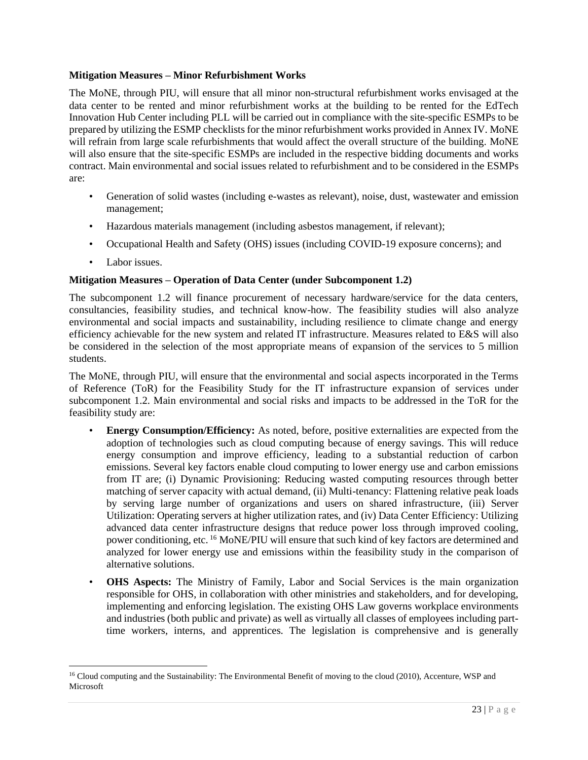**Mitigation Measures – Minor Refurbishment Works**

The MoNE, through PIU, will ensure that all minor non-structural refurbishment works envisaged at the data center to be rented and minor refurbishment works at the building to be rented for the EdTech Innovation Hub Center including PLL will be carried out in compliance with the site-specific ESMPs to be prepared by utilizing the ESMP checklists for the minor refurbishment works provided in Annex IV. MoNE will refrain from large scale refurbishments that would affect the overall structure of the building. MoNE will also ensure that the site-specific ESMPs are included in the respective bidding documents and works contract. Main environmental and social issues related to refurbishment and to be considered in the ESMPs are:

- Generation of solid wastes (including e-wastes as relevant), noise, dust, wastewater and emission management;
- Hazardous materials management (including asbestos management, if relevant);
- Occupational Health and Safety (OHS) issues (including COVID-19 exposure concerns); and
- Labor issues.

**Mitigation Measures – Operation of Data Center (under Subcomponent 1.2)**

The subcomponent 1.2 will finance procurement of necessary hardware/service for the data centers, consultancies, feasibility studies, and technical know-how. The feasibility studies will also analyze environmental and social impacts and sustainability, including resilience to climate change and energy efficiency achievable for the new system and related IT infrastructure. Measures related to E&S will also be considered in the selection of the most appropriate means of expansion of the services to 5 million students.

The MoNE, through PIU, will ensure that the environmental and social aspects incorporated in the Terms of Reference (ToR) for the Feasibility Study for the IT infrastructure expansion of services under subcomponent 1.2. Main environmental and social risks and impacts to be addressed in the ToR for the feasibility study are:

- **Energy Consumption/Efficiency:** As noted, before, positive externalities are expected from the adoption of technologies such as cloud computing because of energy savings. This will reduce energy consumption and improve efficiency, leading to a substantial reduction of carbon emissions. Several key factors enable cloud computing to lower energy use and carbon emissions from IT are; (i) Dynamic Provisioning: Reducing wasted computing resources through better matching of server capacity with actual demand, (ii) Multi-tenancy: Flattening relative peak loads by serving large number of organizations and users on shared infrastructure, (iii) Server Utilization: Operating servers at higher utilization rates, and (iv) Data Center Efficiency: Utilizing advanced data center infrastructure designs that reduce power loss through improved cooling, power conditioning, etc. [16] MoNE/PIU will ensure that such kind of key factors are determined and analyzed for lower energy use and emissions within the feasibility study in the comparison of alternative solutions.
- **OHS Aspects:** The Ministry of Family, Labor and Social Services is the main organization responsible for OHS, in collaboration with other ministries and stakeholders, and for developing, implementing and enforcing legislation. The existing OHS Law governs workplace environments and industries (both public and private) as well as virtually all classes of employees including part-time workers, interns, and apprentices. The legislation is comprehensive and is generally

[16] Cloud computing and the Sustainability: The Environmental Benefit of moving to the cloud (2010), Accenture, WSP and Microsoft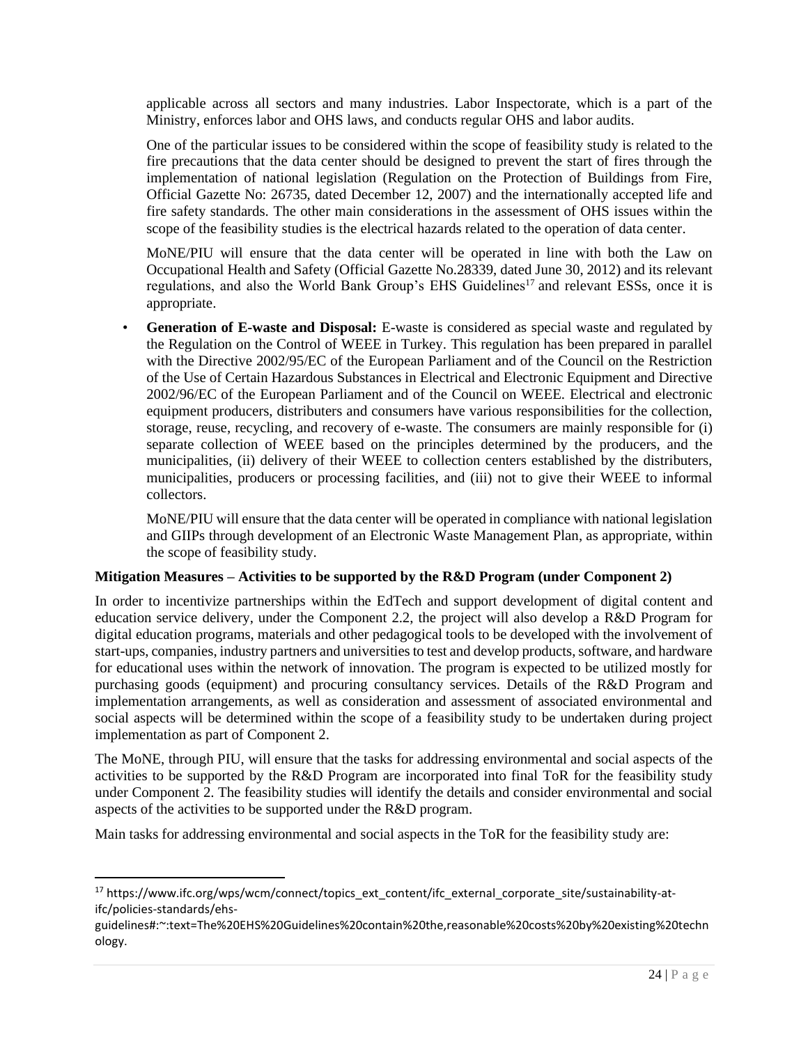applicable across all sectors and many industries. Labor Inspectorate, which is a part of the Ministry, enforces labor and OHS laws, and conducts regular OHS and labor audits.

One of the particular issues to be considered within the scope of feasibility study is related to the fire precautions that the data center should be designed to prevent the start of fires through the implementation of national legislation (Regulation on the Protection of Buildings from Fire, Official Gazette No: 26735, dated December 12, 2007) and the internationally accepted life and fire safety standards. The other main considerations in the assessment of OHS issues within the scope of the feasibility studies is the electrical hazards related to the operation of data center.

MoNE/PIU will ensure that the data center will be operated in line with both the Law on Occupational Health and Safety (Official Gazette No.28339, dated June 30, 2012) and its relevant regulations, and also the World Bank Group's EHS Guidelines[17] and relevant ESSs, once it is appropriate.

- **Generation of E-waste and Disposal:** E-waste is considered as special waste and regulated by the Regulation on the Control of WEEE in Turkey. This regulation has been prepared in parallel with the Directive 2002/95/EC of the European Parliament and of the Council on the Restriction of the Use of Certain Hazardous Substances in Electrical and Electronic Equipment and Directive 2002/96/EC of the European Parliament and of the Council on WEEE. Electrical and electronic equipment producers, distributers and consumers have various responsibilities for the collection, storage, reuse, recycling, and recovery of e-waste. The consumers are mainly responsible for (i) separate collection of WEEE based on the principles determined by the producers, and the municipalities, (ii) delivery of their WEEE to collection centers established by the distributers, municipalities, producers or processing facilities, and (iii) not to give their WEEE to informal collectors.

  MoNE/PIU will ensure that the data center will be operated in compliance with national legislation and GIIPs through development of an Electronic Waste Management Plan, as appropriate, within the scope of feasibility study.

**Mitigation Measures – Activities to be supported by the R&D Program (under Component 2)**

In order to incentivize partnerships within the EdTech and support development of digital content and education service delivery, under the Component 2.2, the project will also develop a R&D Program for digital education programs, materials and other pedagogical tools to be developed with the involvement of start-ups, companies, industry partners and universities to test and develop products, software, and hardware for educational uses within the network of innovation. The program is expected to be utilized mostly for purchasing goods (equipment) and procuring consultancy services. Details of the R&D Program and implementation arrangements, as well as consideration and assessment of associated environmental and social aspects will be determined within the scope of a feasibility study to be undertaken during project implementation as part of Component 2.

The MoNE, through PIU, will ensure that the tasks for addressing environmental and social aspects of the activities to be supported by the R&D Program are incorporated into final ToR for the feasibility study under Component 2. The feasibility studies will identify the details and consider environmental and social aspects of the activities to be supported under the R&D program.

Main tasks for addressing environmental and social aspects in the ToR for the feasibility study are:

---

[17] https://www.ifc.org/wps/wcm/connect/topics_ext_content/ifc_external_corporate_site/sustainability-at-ifc/policies-standards/ehs-guidelines#:~:text=The%20EHS%20Guidelines%20contain%20the,reasonable%20costs%20by%20existing%20technology.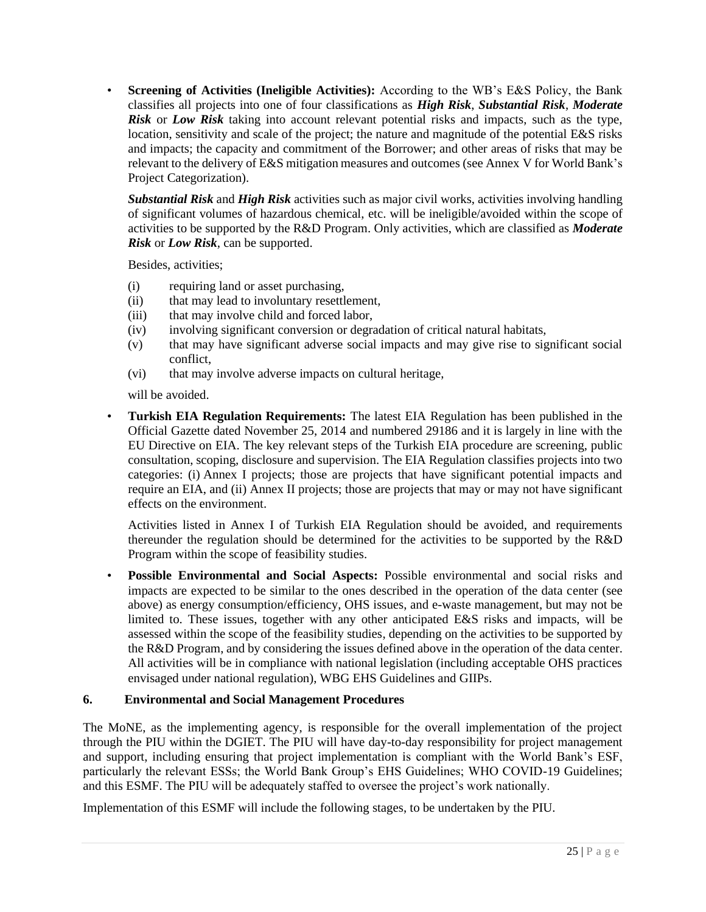- **Screening of Activities (Ineligible Activities):** According to the WB's E&S Policy, the Bank classifies all projects into one of four classifications as ***High Risk***, ***Substantial Risk***, ***Moderate Risk*** or ***Low Risk*** taking into account relevant potential risks and impacts, such as the type, location, sensitivity and scale of the project; the nature and magnitude of the potential E&S risks and impacts; the capacity and commitment of the Borrower; and other areas of risks that may be relevant to the delivery of E&S mitigation measures and outcomes (see Annex V for World Bank's Project Categorization).

  ***Substantial Risk*** and ***High Risk*** activities such as major civil works, activities involving handling of significant volumes of hazardous chemical, etc. will be ineligible/avoided within the scope of activities to be supported by the R&D Program. Only activities, which are classified as ***Moderate Risk*** or ***Low Risk***, can be supported.

  Besides, activities;

  (i) requiring land or asset purchasing,
  (ii) that may lead to involuntary resettlement,
  (iii) that may involve child and forced labor,
  (iv) involving significant conversion or degradation of critical natural habitats,
  (v) that may have significant adverse social impacts and may give rise to significant social conflict,
  (vi) that may involve adverse impacts on cultural heritage,

  will be avoided.

- **Turkish EIA Regulation Requirements:** The latest EIA Regulation has been published in the Official Gazette dated November 25, 2014 and numbered 29186 and it is largely in line with the EU Directive on EIA. The key relevant steps of the Turkish EIA procedure are screening, public consultation, scoping, disclosure and supervision. The EIA Regulation classifies projects into two categories: (i) Annex I projects; those are projects that have significant potential impacts and require an EIA, and (ii) Annex II projects; those are projects that may or may not have significant effects on the environment.

  Activities listed in Annex I of Turkish EIA Regulation should be avoided, and requirements thereunder the regulation should be determined for the activities to be supported by the R&D Program within the scope of feasibility studies.

- **Possible Environmental and Social Aspects:** Possible environmental and social risks and impacts are expected to be similar to the ones described in the operation of the data center (see above) as energy consumption/efficiency, OHS issues, and e-waste management, but may not be limited to. These issues, together with any other anticipated E&S risks and impacts, will be assessed within the scope of the feasibility studies, depending on the activities to be supported by the R&D Program, and by considering the issues defined above in the operation of the data center. All activities will be in compliance with national legislation (including acceptable OHS practices envisaged under national regulation), WBG EHS Guidelines and GIIPs.

## 6. Environmental and Social Management Procedures

The MoNE, as the implementing agency, is responsible for the overall implementation of the project through the PIU within the DGIET. The PIU will have day-to-day responsibility for project management and support, including ensuring that project implementation is compliant with the World Bank's ESF, particularly the relevant ESSs; the World Bank Group's EHS Guidelines; WHO COVID-19 Guidelines; and this ESMF. The PIU will be adequately staffed to oversee the project's work nationally.

Implementation of this ESMF will include the following stages, to be undertaken by the PIU.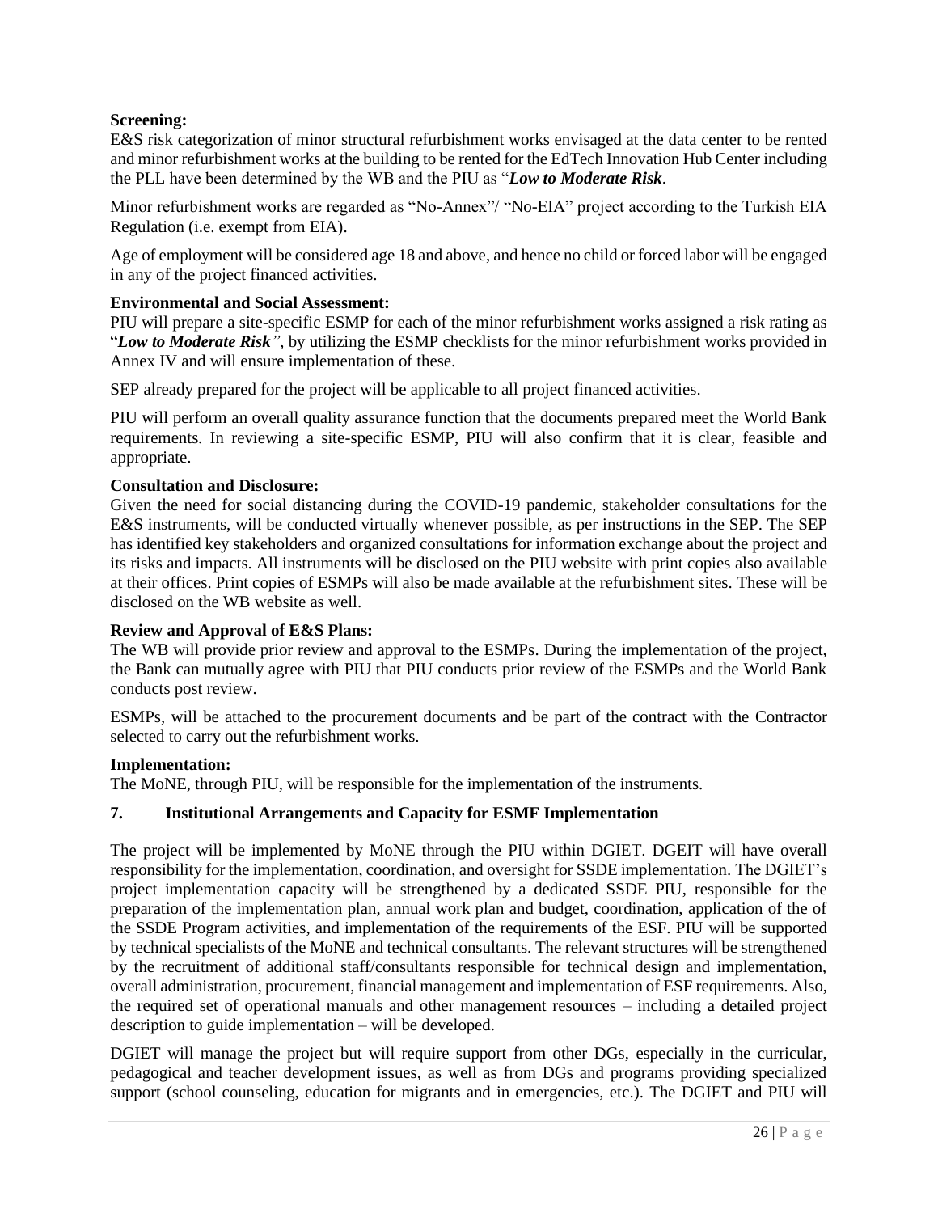**Screening:**

E&S risk categorization of minor structural refurbishment works envisaged at the data center to be rented and minor refurbishment works at the building to be rented for the EdTech Innovation Hub Center including the PLL have been determined by the WB and the PIU as "***Low to Moderate Risk***.

Minor refurbishment works are regarded as "No-Annex"/ "No-EIA" project according to the Turkish EIA Regulation (i.e. exempt from EIA).

Age of employment will be considered age 18 and above, and hence no child or forced labor will be engaged in any of the project financed activities.

**Environmental and Social Assessment:**

PIU will prepare a site-specific ESMP for each of the minor refurbishment works assigned a risk rating as "***Low to Moderate Risk***", by utilizing the ESMP checklists for the minor refurbishment works provided in Annex IV and will ensure implementation of these.

SEP already prepared for the project will be applicable to all project financed activities.

PIU will perform an overall quality assurance function that the documents prepared meet the World Bank requirements. In reviewing a site-specific ESMP, PIU will also confirm that it is clear, feasible and appropriate.

**Consultation and Disclosure:**

Given the need for social distancing during the COVID-19 pandemic, stakeholder consultations for the E&S instruments, will be conducted virtually whenever possible, as per instructions in the SEP. The SEP has identified key stakeholders and organized consultations for information exchange about the project and its risks and impacts. All instruments will be disclosed on the PIU website with print copies also available at their offices. Print copies of ESMPs will also be made available at the refurbishment sites. These will be disclosed on the WB website as well.

**Review and Approval of E&S Plans:**

The WB will provide prior review and approval to the ESMPs. During the implementation of the project, the Bank can mutually agree with PIU that PIU conducts prior review of the ESMPs and the World Bank conducts post review.

ESMPs, will be attached to the procurement documents and be part of the contract with the Contractor selected to carry out the refurbishment works.

**Implementation:**

The MoNE, through PIU, will be responsible for the implementation of the instruments.

## 7. Institutional Arrangements and Capacity for ESMF Implementation

The project will be implemented by MoNE through the PIU within DGIET. DGEIT will have overall responsibility for the implementation, coordination, and oversight for SSDE implementation. The DGIET's project implementation capacity will be strengthened by a dedicated SSDE PIU, responsible for the preparation of the implementation plan, annual work plan and budget, coordination, application of the of the SSDE Program activities, and implementation of the requirements of the ESF. PIU will be supported by technical specialists of the MoNE and technical consultants. The relevant structures will be strengthened by the recruitment of additional staff/consultants responsible for technical design and implementation, overall administration, procurement, financial management and implementation of ESF requirements. Also, the required set of operational manuals and other management resources – including a detailed project description to guide implementation – will be developed.

DGIET will manage the project but will require support from other DGs, especially in the curricular, pedagogical and teacher development issues, as well as from DGs and programs providing specialized support (school counseling, education for migrants and in emergencies, etc.). The DGIET and PIU will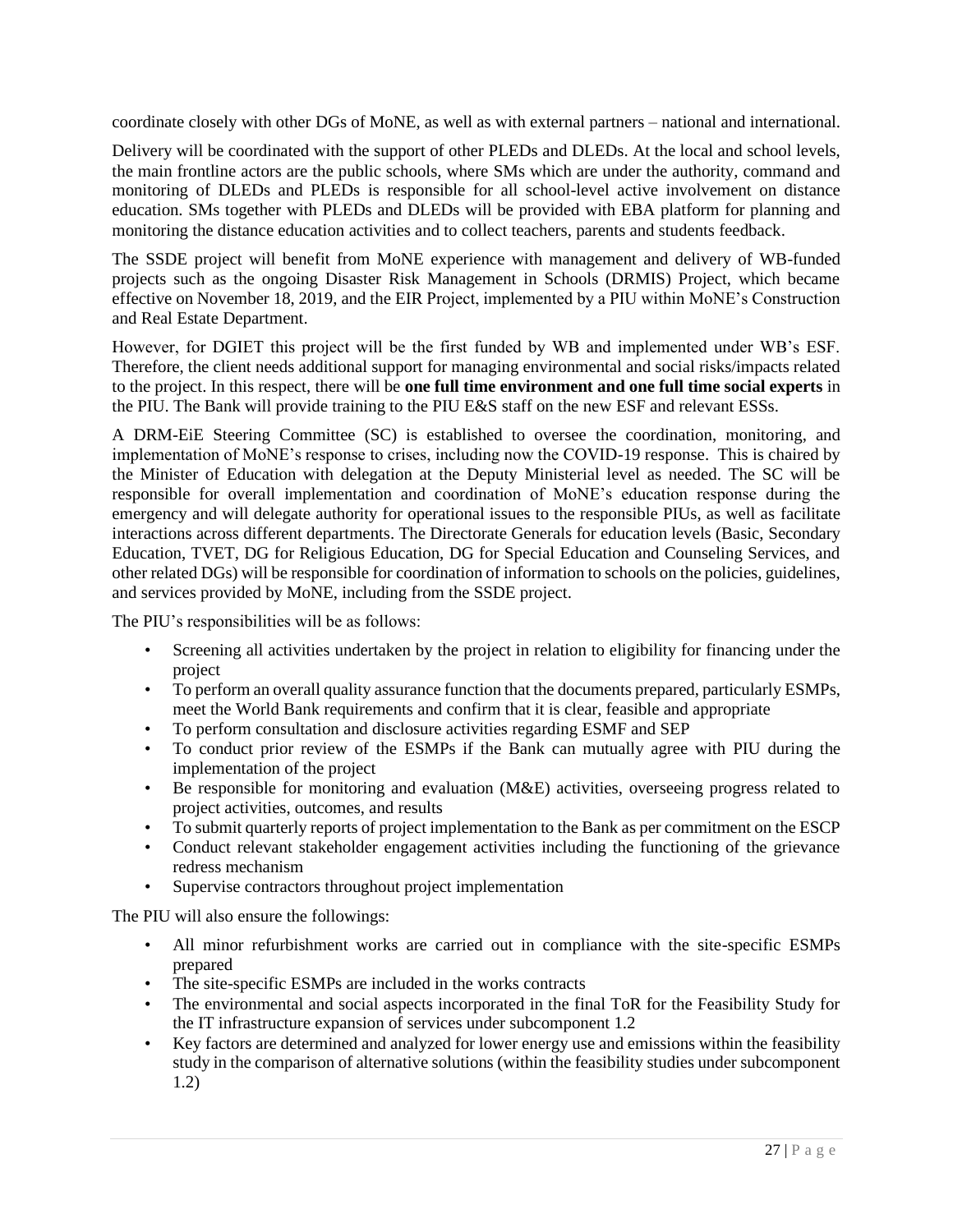coordinate closely with other DGs of MoNE, as well as with external partners – national and international.

Delivery will be coordinated with the support of other PLEDs and DLEDs. At the local and school levels, the main frontline actors are the public schools, where SMs which are under the authority, command and monitoring of DLEDs and PLEDs is responsible for all school-level active involvement on distance education. SMs together with PLEDs and DLEDs will be provided with EBA platform for planning and monitoring the distance education activities and to collect teachers, parents and students feedback.

The SSDE project will benefit from MoNE experience with management and delivery of WB-funded projects such as the ongoing Disaster Risk Management in Schools (DRMIS) Project, which became effective on November 18, 2019, and the EIR Project, implemented by a PIU within MoNE's Construction and Real Estate Department.

However, for DGIET this project will be the first funded by WB and implemented under WB's ESF. Therefore, the client needs additional support for managing environmental and social risks/impacts related to the project. In this respect, there will be **one full time environment and one full time social experts** in the PIU. The Bank will provide training to the PIU E&S staff on the new ESF and relevant ESSs.

A DRM-EiE Steering Committee (SC) is established to oversee the coordination, monitoring, and implementation of MoNE's response to crises, including now the COVID-19 response. This is chaired by the Minister of Education with delegation at the Deputy Ministerial level as needed. The SC will be responsible for overall implementation and coordination of MoNE's education response during the emergency and will delegate authority for operational issues to the responsible PIUs, as well as facilitate interactions across different departments. The Directorate Generals for education levels (Basic, Secondary Education, TVET, DG for Religious Education, DG for Special Education and Counseling Services, and other related DGs) will be responsible for coordination of information to schools on the policies, guidelines, and services provided by MoNE, including from the SSDE project.

The PIU's responsibilities will be as follows:

- Screening all activities undertaken by the project in relation to eligibility for financing under the project
- To perform an overall quality assurance function that the documents prepared, particularly ESMPs, meet the World Bank requirements and confirm that it is clear, feasible and appropriate
- To perform consultation and disclosure activities regarding ESMF and SEP
- To conduct prior review of the ESMPs if the Bank can mutually agree with PIU during the implementation of the project
- Be responsible for monitoring and evaluation (M&E) activities, overseeing progress related to project activities, outcomes, and results
- To submit quarterly reports of project implementation to the Bank as per commitment on the ESCP
- Conduct relevant stakeholder engagement activities including the functioning of the grievance redress mechanism
- Supervise contractors throughout project implementation

The PIU will also ensure the followings:

- All minor refurbishment works are carried out in compliance with the site-specific ESMPs prepared
- The site-specific ESMPs are included in the works contracts
- The environmental and social aspects incorporated in the final ToR for the Feasibility Study for the IT infrastructure expansion of services under subcomponent 1.2
- Key factors are determined and analyzed for lower energy use and emissions within the feasibility study in the comparison of alternative solutions (within the feasibility studies under subcomponent 1.2)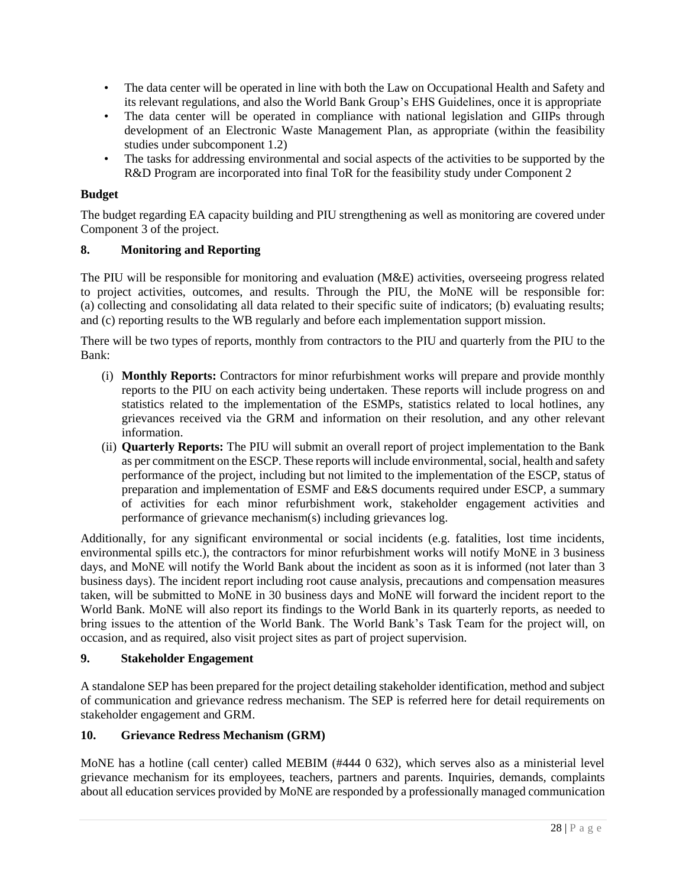- The data center will be operated in line with both the Law on Occupational Health and Safety and its relevant regulations, and also the World Bank Group's EHS Guidelines, once it is appropriate
- The data center will be operated in compliance with national legislation and GIIPs through development of an Electronic Waste Management Plan, as appropriate (within the feasibility studies under subcomponent 1.2)
- The tasks for addressing environmental and social aspects of the activities to be supported by the R&D Program are incorporated into final ToR for the feasibility study under Component 2

**Budget**

The budget regarding EA capacity building and PIU strengthening as well as monitoring are covered under Component 3 of the project.

## 8. Monitoring and Reporting

The PIU will be responsible for monitoring and evaluation (M&E) activities, overseeing progress related to project activities, outcomes, and results. Through the PIU, the MoNE will be responsible for: (a) collecting and consolidating all data related to their specific suite of indicators; (b) evaluating results; and (c) reporting results to the WB regularly and before each implementation support mission.

There will be two types of reports, monthly from contractors to the PIU and quarterly from the PIU to the Bank:

(i) **Monthly Reports:** Contractors for minor refurbishment works will prepare and provide monthly reports to the PIU on each activity being undertaken. These reports will include progress on and statistics related to the implementation of the ESMPs, statistics related to local hotlines, any grievances received via the GRM and information on their resolution, and any other relevant information.

(ii) **Quarterly Reports:** The PIU will submit an overall report of project implementation to the Bank as per commitment on the ESCP. These reports will include environmental, social, health and safety performance of the project, including but not limited to the implementation of the ESCP, status of preparation and implementation of ESMF and E&S documents required under ESCP, a summary of activities for each minor refurbishment work, stakeholder engagement activities and performance of grievance mechanism(s) including grievances log.

Additionally, for any significant environmental or social incidents (e.g. fatalities, lost time incidents, environmental spills etc.), the contractors for minor refurbishment works will notify MoNE in 3 business days, and MoNE will notify the World Bank about the incident as soon as it is informed (not later than 3 business days). The incident report including root cause analysis, precautions and compensation measures taken, will be submitted to MoNE in 30 business days and MoNE will forward the incident report to the World Bank. MoNE will also report its findings to the World Bank in its quarterly reports, as needed to bring issues to the attention of the World Bank. The World Bank's Task Team for the project will, on occasion, and as required, also visit project sites as part of project supervision.

## 9. Stakeholder Engagement

A standalone SEP has been prepared for the project detailing stakeholder identification, method and subject of communication and grievance redress mechanism. The SEP is referred here for detail requirements on stakeholder engagement and GRM.

## 10. Grievance Redress Mechanism (GRM)

MoNE has a hotline (call center) called MEBIM (#444 0 632), which serves also as a ministerial level grievance mechanism for its employees, teachers, partners and parents. Inquiries, demands, complaints about all education services provided by MoNE are responded by a professionally managed communication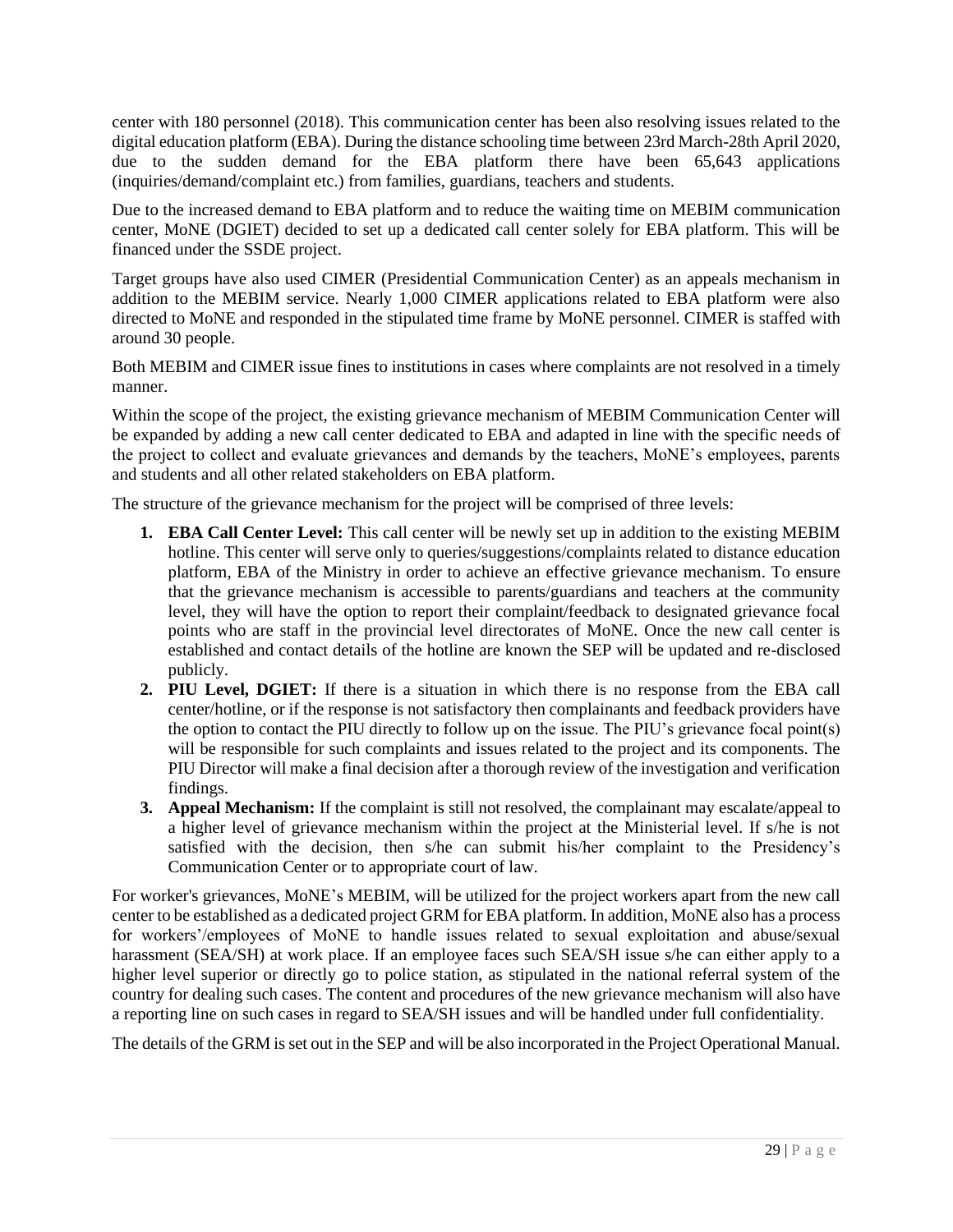center with 180 personnel (2018). This communication center has been also resolving issues related to the digital education platform (EBA). During the distance schooling time between 23rd March-28th April 2020, due to the sudden demand for the EBA platform there have been 65,643 applications (inquiries/demand/complaint etc.) from families, guardians, teachers and students.

Due to the increased demand to EBA platform and to reduce the waiting time on MEBIM communication center, MoNE (DGIET) decided to set up a dedicated call center solely for EBA platform. This will be financed under the SSDE project.

Target groups have also used CIMER (Presidential Communication Center) as an appeals mechanism in addition to the MEBIM service. Nearly 1,000 CIMER applications related to EBA platform were also directed to MoNE and responded in the stipulated time frame by MoNE personnel. CIMER is staffed with around 30 people.

Both MEBIM and CIMER issue fines to institutions in cases where complaints are not resolved in a timely manner.

Within the scope of the project, the existing grievance mechanism of MEBIM Communication Center will be expanded by adding a new call center dedicated to EBA and adapted in line with the specific needs of the project to collect and evaluate grievances and demands by the teachers, MoNE's employees, parents and students and all other related stakeholders on EBA platform.

The structure of the grievance mechanism for the project will be comprised of three levels:

1. **EBA Call Center Level:** This call center will be newly set up in addition to the existing MEBIM hotline. This center will serve only to queries/suggestions/complaints related to distance education platform, EBA of the Ministry in order to achieve an effective grievance mechanism. To ensure that the grievance mechanism is accessible to parents/guardians and teachers at the community level, they will have the option to report their complaint/feedback to designated grievance focal points who are staff in the provincial level directorates of MoNE. Once the new call center is established and contact details of the hotline are known the SEP will be updated and re-disclosed publicly.
2. **PIU Level, DGIET:** If there is a situation in which there is no response from the EBA call center/hotline, or if the response is not satisfactory then complainants and feedback providers have the option to contact the PIU directly to follow up on the issue. The PIU's grievance focal point(s) will be responsible for such complaints and issues related to the project and its components. The PIU Director will make a final decision after a thorough review of the investigation and verification findings.
3. **Appeal Mechanism:** If the complaint is still not resolved, the complainant may escalate/appeal to a higher level of grievance mechanism within the project at the Ministerial level. If s/he is not satisfied with the decision, then s/he can submit his/her complaint to the Presidency's Communication Center or to appropriate court of law.

For worker's grievances, MoNE's MEBIM, will be utilized for the project workers apart from the new call center to be established as a dedicated project GRM for EBA platform. In addition, MoNE also has a process for workers'/employees of MoNE to handle issues related to sexual exploitation and abuse/sexual harassment (SEA/SH) at work place. If an employee faces such SEA/SH issue s/he can either apply to a higher level superior or directly go to police station, as stipulated in the national referral system of the country for dealing such cases. The content and procedures of the new grievance mechanism will also have a reporting line on such cases in regard to SEA/SH issues and will be handled under full confidentiality.

The details of the GRM is set out in the SEP and will be also incorporated in the Project Operational Manual.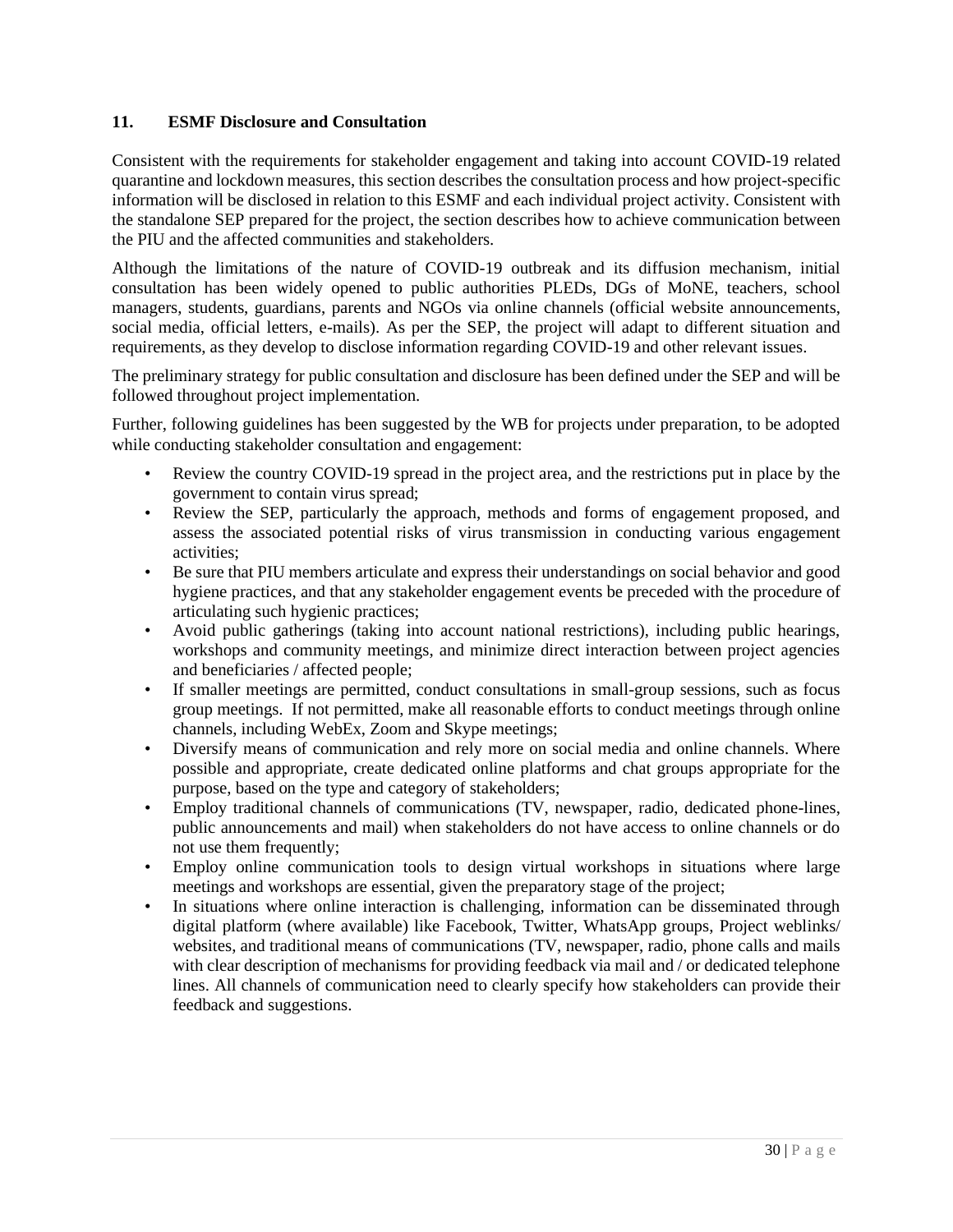## 11. ESMF Disclosure and Consultation

Consistent with the requirements for stakeholder engagement and taking into account COVID-19 related quarantine and lockdown measures, this section describes the consultation process and how project-specific information will be disclosed in relation to this ESMF and each individual project activity. Consistent with the standalone SEP prepared for the project, the section describes how to achieve communication between the PIU and the affected communities and stakeholders.

Although the limitations of the nature of COVID-19 outbreak and its diffusion mechanism, initial consultation has been widely opened to public authorities PLEDs, DGs of MoNE, teachers, school managers, students, guardians, parents and NGOs via online channels (official website announcements, social media, official letters, e-mails). As per the SEP, the project will adapt to different situation and requirements, as they develop to disclose information regarding COVID-19 and other relevant issues.

The preliminary strategy for public consultation and disclosure has been defined under the SEP and will be followed throughout project implementation.

Further, following guidelines has been suggested by the WB for projects under preparation, to be adopted while conducting stakeholder consultation and engagement:

- Review the country COVID-19 spread in the project area, and the restrictions put in place by the government to contain virus spread;
- Review the SEP, particularly the approach, methods and forms of engagement proposed, and assess the associated potential risks of virus transmission in conducting various engagement activities;
- Be sure that PIU members articulate and express their understandings on social behavior and good hygiene practices, and that any stakeholder engagement events be preceded with the procedure of articulating such hygienic practices;
- Avoid public gatherings (taking into account national restrictions), including public hearings, workshops and community meetings, and minimize direct interaction between project agencies and beneficiaries / affected people;
- If smaller meetings are permitted, conduct consultations in small-group sessions, such as focus group meetings. If not permitted, make all reasonable efforts to conduct meetings through online channels, including WebEx, Zoom and Skype meetings;
- Diversify means of communication and rely more on social media and online channels. Where possible and appropriate, create dedicated online platforms and chat groups appropriate for the purpose, based on the type and category of stakeholders;
- Employ traditional channels of communications (TV, newspaper, radio, dedicated phone-lines, public announcements and mail) when stakeholders do not have access to online channels or do not use them frequently;
- Employ online communication tools to design virtual workshops in situations where large meetings and workshops are essential, given the preparatory stage of the project;
- In situations where online interaction is challenging, information can be disseminated through digital platform (where available) like Facebook, Twitter, WhatsApp groups, Project weblinks/ websites, and traditional means of communications (TV, newspaper, radio, phone calls and mails with clear description of mechanisms for providing feedback via mail and / or dedicated telephone lines. All channels of communication need to clearly specify how stakeholders can provide their feedback and suggestions.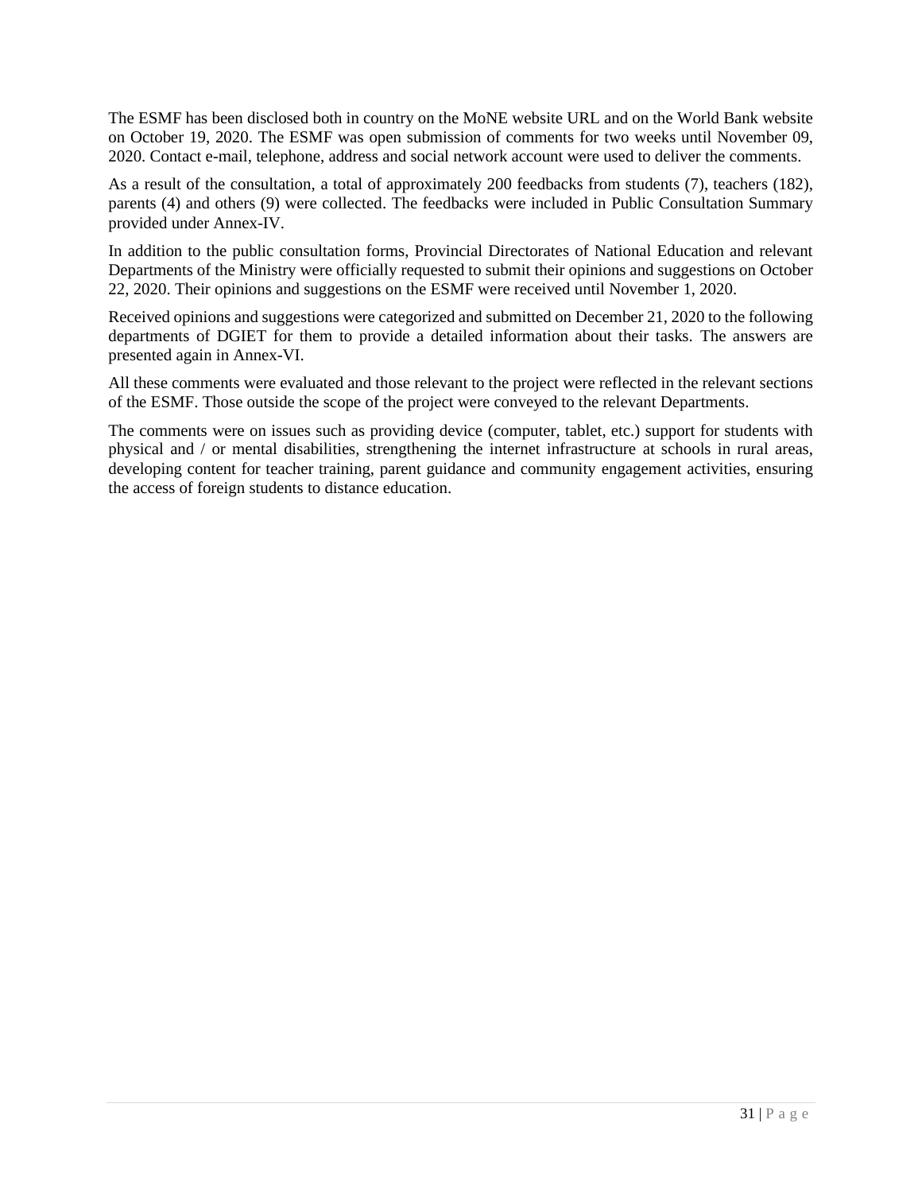The ESMF has been disclosed both in country on the MoNE website URL and on the World Bank website on October 19, 2020. The ESMF was open submission of comments for two weeks until November 09, 2020. Contact e-mail, telephone, address and social network account were used to deliver the comments.

As a result of the consultation, a total of approximately 200 feedbacks from students (7), teachers (182), parents (4) and others (9) were collected. The feedbacks were included in Public Consultation Summary provided under Annex-IV.

In addition to the public consultation forms, Provincial Directorates of National Education and relevant Departments of the Ministry were officially requested to submit their opinions and suggestions on October 22, 2020. Their opinions and suggestions on the ESMF were received until November 1, 2020.

Received opinions and suggestions were categorized and submitted on December 21, 2020 to the following departments of DGIET for them to provide a detailed information about their tasks. The answers are presented again in Annex-VI.

All these comments were evaluated and those relevant to the project were reflected in the relevant sections of the ESMF. Those outside the scope of the project were conveyed to the relevant Departments.

The comments were on issues such as providing device (computer, tablet, etc.) support for students with physical and / or mental disabilities, strengthening the internet infrastructure at schools in rural areas, developing content for teacher training, parent guidance and community engagement activities, ensuring the access of foreign students to distance education.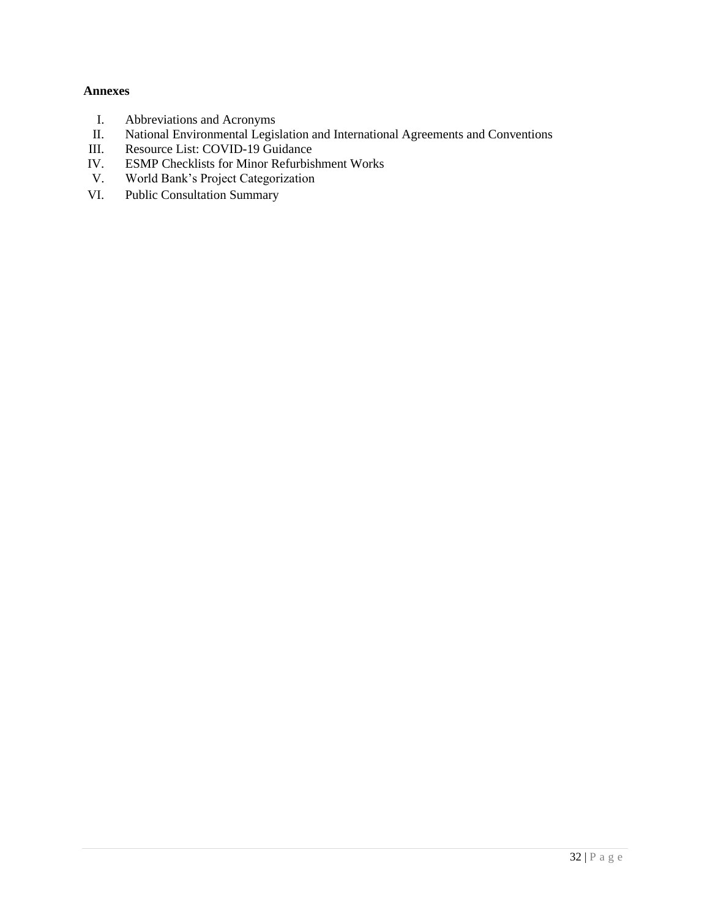**Annexes**

I. Abbreviations and Acronyms
II. National Environmental Legislation and International Agreements and Conventions
III. Resource List: COVID-19 Guidance
IV. ESMP Checklists for Minor Refurbishment Works
V. World Bank's Project Categorization
VI. Public Consultation Summary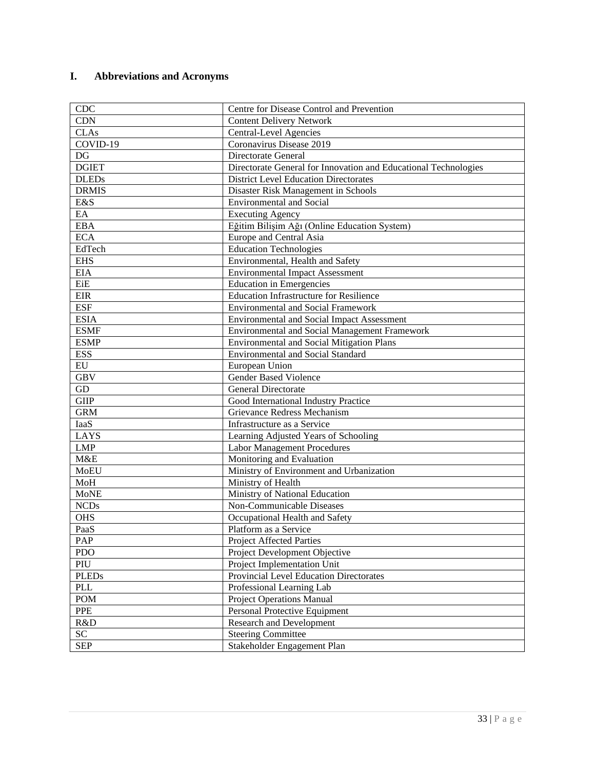## I. Abbreviations and Acronyms

| | |
|---|---|
| CDC | Centre for Disease Control and Prevention |
| CDN | Content Delivery Network |
| CLAs | Central-Level Agencies |
| COVID-19 | Coronavirus Disease 2019 |
| DG | Directorate General |
| DGIET | Directorate General for Innovation and Educational Technologies |
| DLEDs | District Level Education Directorates |
| DRMIS | Disaster Risk Management in Schools |
| E&S | Environmental and Social |
| EA | Executing Agency |
| EBA | Eğitim Bilişim Ağı (Online Education System) |
| ECA | Europe and Central Asia |
| EdTech | Education Technologies |
| EHS | Environmental, Health and Safety |
| EIA | Environmental Impact Assessment |
| EiE | Education in Emergencies |
| EIR | Education Infrastructure for Resilience |
| ESF | Environmental and Social Framework |
| ESIA | Environmental and Social Impact Assessment |
| ESMF | Environmental and Social Management Framework |
| ESMP | Environmental and Social Mitigation Plans |
| ESS | Environmental and Social Standard |
| EU | European Union |
| GBV | Gender Based Violence |
| GD | General Directorate |
| GIIP | Good International Industry Practice |
| GRM | Grievance Redress Mechanism |
| IaaS | Infrastructure as a Service |
| LAYS | Learning Adjusted Years of Schooling |
| LMP | Labor Management Procedures |
| M&E | Monitoring and Evaluation |
| MoEU | Ministry of Environment and Urbanization |
| MoH | Ministry of Health |
| MoNE | Ministry of National Education |
| NCDs | Non-Communicable Diseases |
| OHS | Occupational Health and Safety |
| PaaS | Platform as a Service |
| PAP | Project Affected Parties |
| PDO | Project Development Objective |
| PIU | Project Implementation Unit |
| PLEDs | Provincial Level Education Directorates |
| PLL | Professional Learning Lab |
| POM | Project Operations Manual |
| PPE | Personal Protective Equipment |
| R&D | Research and Development |
| SC | Steering Committee |
| SEP | Stakeholder Engagement Plan |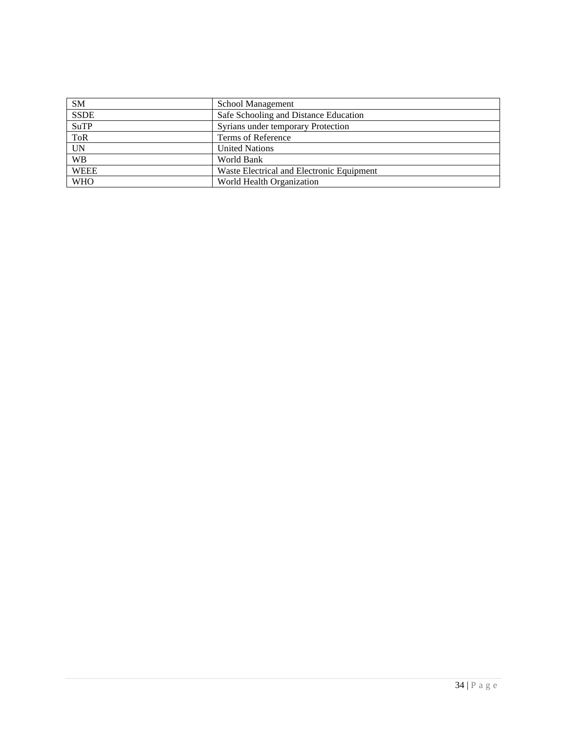| SM | School Management |
| --- | --- |
| SSDE | Safe Schooling and Distance Education |
| SuTP | Syrians under temporary Protection |
| ToR | Terms of Reference |
| UN | United Nations |
| WB | World Bank |
| WEEE | Waste Electrical and Electronic Equipment |
| WHO | World Health Organization |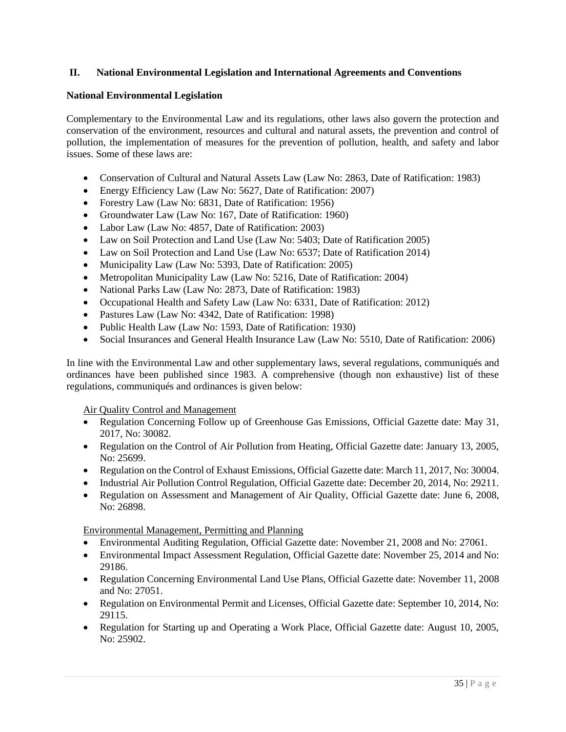## II. National Environmental Legislation and International Agreements and Conventions

### National Environmental Legislation

Complementary to the Environmental Law and its regulations, other laws also govern the protection and conservation of the environment, resources and cultural and natural assets, the prevention and control of pollution, the implementation of measures for the prevention of pollution, health, and safety and labor issues. Some of these laws are:

- Conservation of Cultural and Natural Assets Law (Law No: 2863, Date of Ratification: 1983)
- Energy Efficiency Law (Law No: 5627, Date of Ratification: 2007)
- Forestry Law (Law No: 6831, Date of Ratification: 1956)
- Groundwater Law (Law No: 167, Date of Ratification: 1960)
- Labor Law (Law No: 4857, Date of Ratification: 2003)
- Law on Soil Protection and Land Use (Law No: 5403; Date of Ratification 2005)
- Law on Soil Protection and Land Use (Law No: 6537; Date of Ratification 2014)
- Municipality Law (Law No: 5393, Date of Ratification: 2005)
- Metropolitan Municipality Law (Law No: 5216, Date of Ratification: 2004)
- National Parks Law (Law No: 2873, Date of Ratification: 1983)
- Occupational Health and Safety Law (Law No: 6331, Date of Ratification: 2012)
- Pastures Law (Law No: 4342, Date of Ratification: 1998)
- Public Health Law (Law No: 1593, Date of Ratification: 1930)
- Social Insurances and General Health Insurance Law (Law No: 5510, Date of Ratification: 2006)

In line with the Environmental Law and other supplementary laws, several regulations, communiqués and ordinances have been published since 1983. A comprehensive (though non exhaustive) list of these regulations, communiqués and ordinances is given below:

<u>Air Quality Control and Management</u>

- Regulation Concerning Follow up of Greenhouse Gas Emissions, Official Gazette date: May 31, 2017, No: 30082.
- Regulation on the Control of Air Pollution from Heating, Official Gazette date: January 13, 2005, No: 25699.
- Regulation on the Control of Exhaust Emissions, Official Gazette date: March 11, 2017, No: 30004.
- Industrial Air Pollution Control Regulation, Official Gazette date: December 20, 2014, No: 29211.
- Regulation on Assessment and Management of Air Quality, Official Gazette date: June 6, 2008, No: 26898.

<u>Environmental Management, Permitting and Planning</u>

- Environmental Auditing Regulation, Official Gazette date: November 21, 2008 and No: 27061.
- Environmental Impact Assessment Regulation, Official Gazette date: November 25, 2014 and No: 29186.
- Regulation Concerning Environmental Land Use Plans, Official Gazette date: November 11, 2008 and No: 27051.
- Regulation on Environmental Permit and Licenses, Official Gazette date: September 10, 2014, No: 29115.
- Regulation for Starting up and Operating a Work Place, Official Gazette date: August 10, 2005, No: 25902.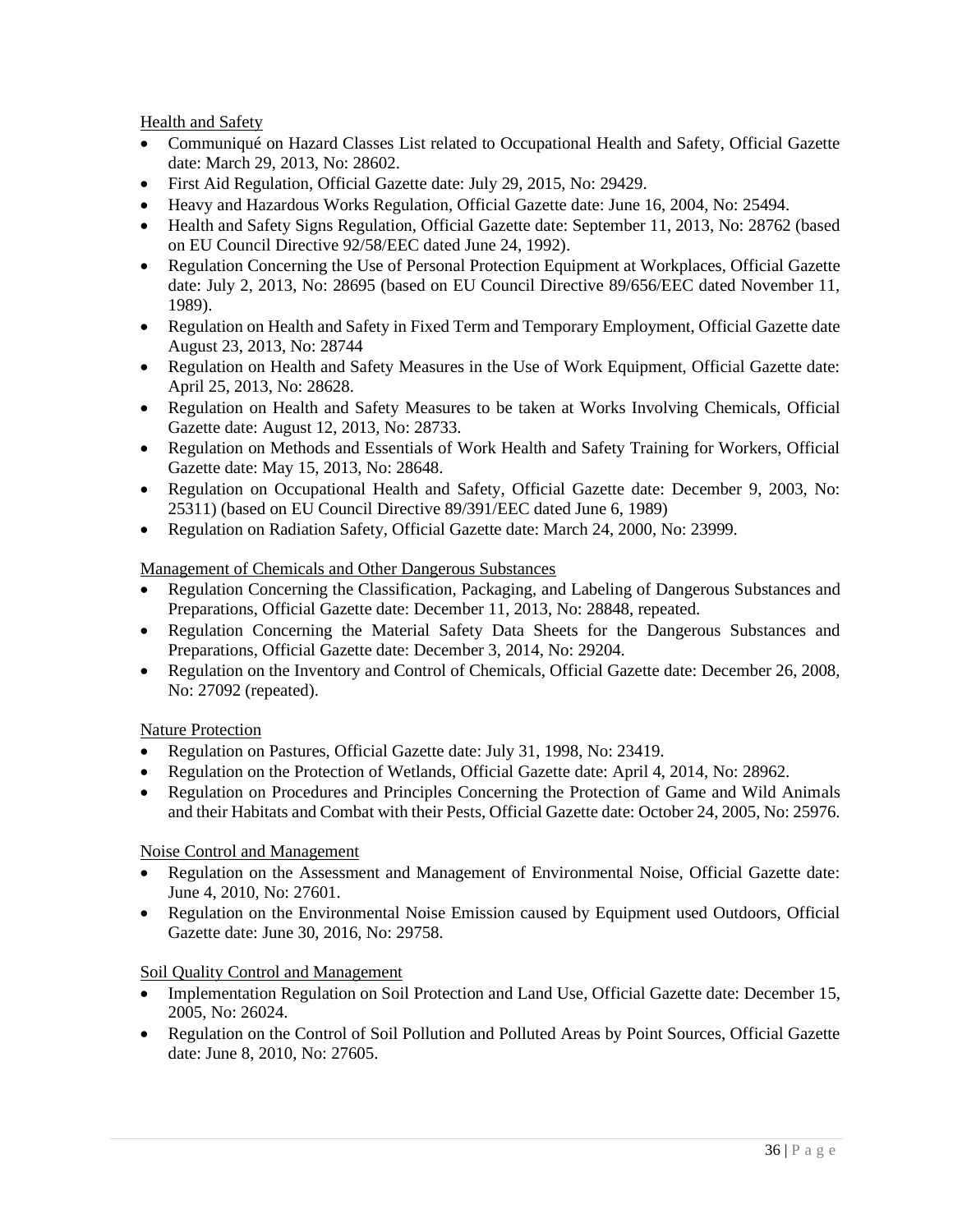Health and Safety

- Communiqué on Hazard Classes List related to Occupational Health and Safety, Official Gazette date: March 29, 2013, No: 28602.
- First Aid Regulation, Official Gazette date: July 29, 2015, No: 29429.
- Heavy and Hazardous Works Regulation, Official Gazette date: June 16, 2004, No: 25494.
- Health and Safety Signs Regulation, Official Gazette date: September 11, 2013, No: 28762 (based on EU Council Directive 92/58/EEC dated June 24, 1992).
- Regulation Concerning the Use of Personal Protection Equipment at Workplaces, Official Gazette date: July 2, 2013, No: 28695 (based on EU Council Directive 89/656/EEC dated November 11, 1989).
- Regulation on Health and Safety in Fixed Term and Temporary Employment, Official Gazette date August 23, 2013, No: 28744
- Regulation on Health and Safety Measures in the Use of Work Equipment, Official Gazette date: April 25, 2013, No: 28628.
- Regulation on Health and Safety Measures to be taken at Works Involving Chemicals, Official Gazette date: August 12, 2013, No: 28733.
- Regulation on Methods and Essentials of Work Health and Safety Training for Workers, Official Gazette date: May 15, 2013, No: 28648.
- Regulation on Occupational Health and Safety, Official Gazette date: December 9, 2003, No: 25311) (based on EU Council Directive 89/391/EEC dated June 6, 1989)
- Regulation on Radiation Safety, Official Gazette date: March 24, 2000, No: 23999.

Management of Chemicals and Other Dangerous Substances

- Regulation Concerning the Classification, Packaging, and Labeling of Dangerous Substances and Preparations, Official Gazette date: December 11, 2013, No: 28848, repeated.
- Regulation Concerning the Material Safety Data Sheets for the Dangerous Substances and Preparations, Official Gazette date: December 3, 2014, No: 29204.
- Regulation on the Inventory and Control of Chemicals, Official Gazette date: December 26, 2008, No: 27092 (repeated).

Nature Protection

- Regulation on Pastures, Official Gazette date: July 31, 1998, No: 23419.
- Regulation on the Protection of Wetlands, Official Gazette date: April 4, 2014, No: 28962.
- Regulation on Procedures and Principles Concerning the Protection of Game and Wild Animals and their Habitats and Combat with their Pests, Official Gazette date: October 24, 2005, No: 25976.

Noise Control and Management

- Regulation on the Assessment and Management of Environmental Noise, Official Gazette date: June 4, 2010, No: 27601.
- Regulation on the Environmental Noise Emission caused by Equipment used Outdoors, Official Gazette date: June 30, 2016, No: 29758.

Soil Quality Control and Management

- Implementation Regulation on Soil Protection and Land Use, Official Gazette date: December 15, 2005, No: 26024.
- Regulation on the Control of Soil Pollution and Polluted Areas by Point Sources, Official Gazette date: June 8, 2010, No: 27605.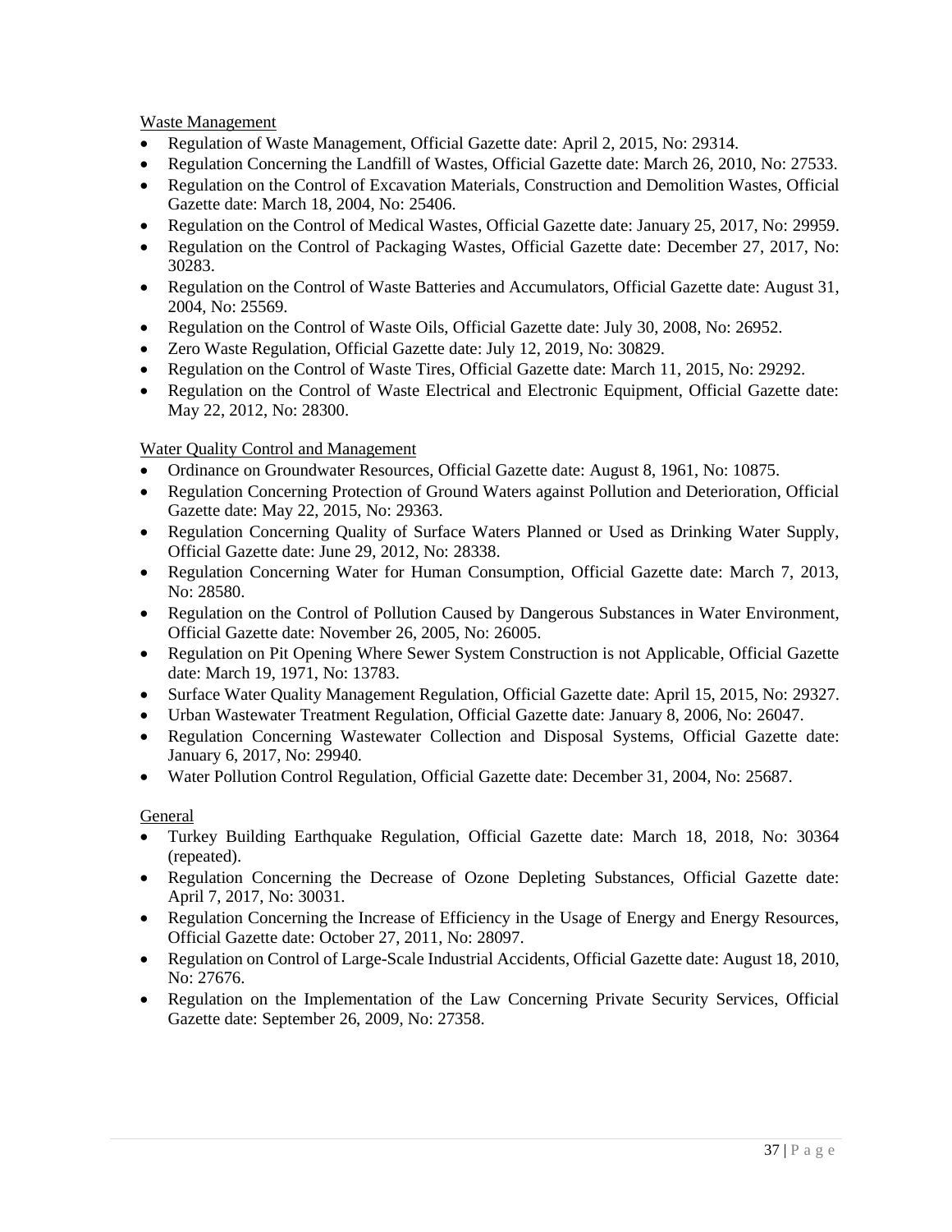Waste Management

- Regulation of Waste Management, Official Gazette date: April 2, 2015, No: 29314.
- Regulation Concerning the Landfill of Wastes, Official Gazette date: March 26, 2010, No: 27533.
- Regulation on the Control of Excavation Materials, Construction and Demolition Wastes, Official Gazette date: March 18, 2004, No: 25406.
- Regulation on the Control of Medical Wastes, Official Gazette date: January 25, 2017, No: 29959.
- Regulation on the Control of Packaging Wastes, Official Gazette date: December 27, 2017, No: 30283.
- Regulation on the Control of Waste Batteries and Accumulators, Official Gazette date: August 31, 2004, No: 25569.
- Regulation on the Control of Waste Oils, Official Gazette date: July 30, 2008, No: 26952.
- Zero Waste Regulation, Official Gazette date: July 12, 2019, No: 30829.
- Regulation on the Control of Waste Tires, Official Gazette date: March 11, 2015, No: 29292.
- Regulation on the Control of Waste Electrical and Electronic Equipment, Official Gazette date: May 22, 2012, No: 28300.

Water Quality Control and Management

- Ordinance on Groundwater Resources, Official Gazette date: August 8, 1961, No: 10875.
- Regulation Concerning Protection of Ground Waters against Pollution and Deterioration, Official Gazette date: May 22, 2015, No: 29363.
- Regulation Concerning Quality of Surface Waters Planned or Used as Drinking Water Supply, Official Gazette date: June 29, 2012, No: 28338.
- Regulation Concerning Water for Human Consumption, Official Gazette date: March 7, 2013, No: 28580.
- Regulation on the Control of Pollution Caused by Dangerous Substances in Water Environment, Official Gazette date: November 26, 2005, No: 26005.
- Regulation on Pit Opening Where Sewer System Construction is not Applicable, Official Gazette date: March 19, 1971, No: 13783.
- Surface Water Quality Management Regulation, Official Gazette date: April 15, 2015, No: 29327.
- Urban Wastewater Treatment Regulation, Official Gazette date: January 8, 2006, No: 26047.
- Regulation Concerning Wastewater Collection and Disposal Systems, Official Gazette date: January 6, 2017, No: 29940.
- Water Pollution Control Regulation, Official Gazette date: December 31, 2004, No: 25687.

General

- Turkey Building Earthquake Regulation, Official Gazette date: March 18, 2018, No: 30364 (repeated).
- Regulation Concerning the Decrease of Ozone Depleting Substances, Official Gazette date: April 7, 2017, No: 30031.
- Regulation Concerning the Increase of Efficiency in the Usage of Energy and Energy Resources, Official Gazette date: October 27, 2011, No: 28097.
- Regulation on Control of Large-Scale Industrial Accidents, Official Gazette date: August 18, 2010, No: 27676.
- Regulation on the Implementation of the Law Concerning Private Security Services, Official Gazette date: September 26, 2009, No: 27358.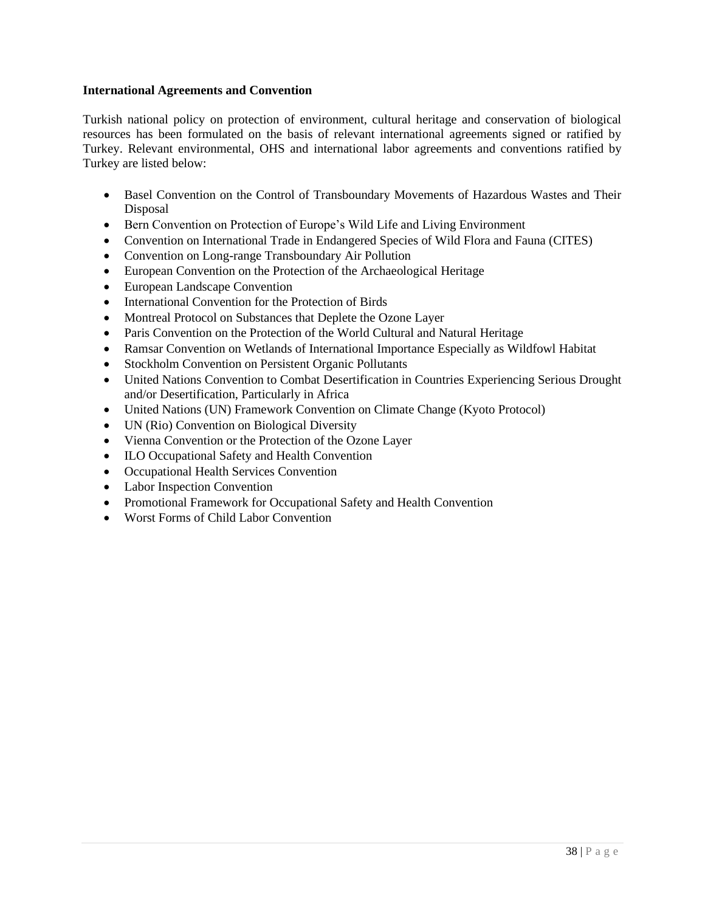**International Agreements and Convention**

Turkish national policy on protection of environment, cultural heritage and conservation of biological resources has been formulated on the basis of relevant international agreements signed or ratified by Turkey. Relevant environmental, OHS and international labor agreements and conventions ratified by Turkey are listed below:

- Basel Convention on the Control of Transboundary Movements of Hazardous Wastes and Their Disposal
- Bern Convention on Protection of Europe's Wild Life and Living Environment
- Convention on International Trade in Endangered Species of Wild Flora and Fauna (CITES)
- Convention on Long-range Transboundary Air Pollution
- European Convention on the Protection of the Archaeological Heritage
- European Landscape Convention
- International Convention for the Protection of Birds
- Montreal Protocol on Substances that Deplete the Ozone Layer
- Paris Convention on the Protection of the World Cultural and Natural Heritage
- Ramsar Convention on Wetlands of International Importance Especially as Wildfowl Habitat
- Stockholm Convention on Persistent Organic Pollutants
- United Nations Convention to Combat Desertification in Countries Experiencing Serious Drought and/or Desertification, Particularly in Africa
- United Nations (UN) Framework Convention on Climate Change (Kyoto Protocol)
- UN (Rio) Convention on Biological Diversity
- Vienna Convention or the Protection of the Ozone Layer
- ILO Occupational Safety and Health Convention
- Occupational Health Services Convention
- Labor Inspection Convention
- Promotional Framework for Occupational Safety and Health Convention
- Worst Forms of Child Labor Convention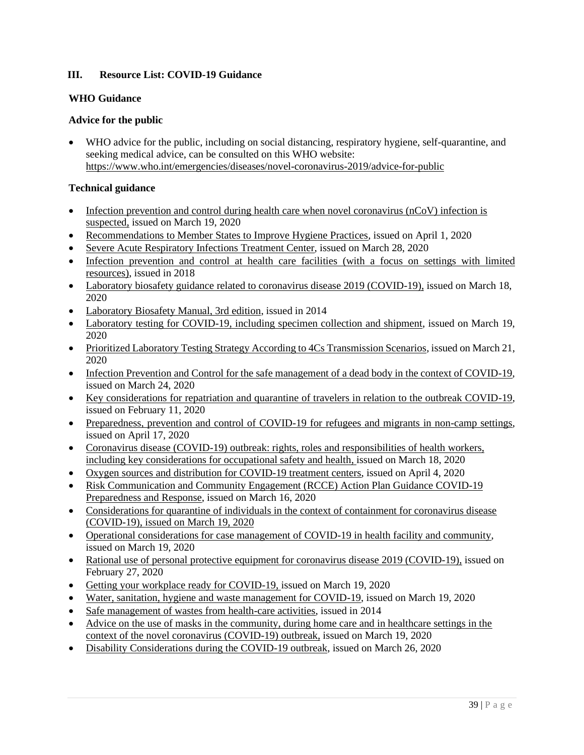## III. Resource List: COVID-19 Guidance

### WHO Guidance

#### Advice for the public

- WHO advice for the public, including on social distancing, respiratory hygiene, self-quarantine, and seeking medical advice, can be consulted on this WHO website: https://www.who.int/emergencies/diseases/novel-coronavirus-2019/advice-for-public

#### Technical guidance

- Infection prevention and control during health care when novel coronavirus (nCoV) infection is suspected, issued on March 19, 2020
- Recommendations to Member States to Improve Hygiene Practices, issued on April 1, 2020
- Severe Acute Respiratory Infections Treatment Center, issued on March 28, 2020
- Infection prevention and control at health care facilities (with a focus on settings with limited resources), issued in 2018
- Laboratory biosafety guidance related to coronavirus disease 2019 (COVID-19), issued on March 18, 2020
- Laboratory Biosafety Manual, 3rd edition, issued in 2014
- Laboratory testing for COVID-19, including specimen collection and shipment, issued on March 19, 2020
- Prioritized Laboratory Testing Strategy According to 4Cs Transmission Scenarios, issued on March 21, 2020
- Infection Prevention and Control for the safe management of a dead body in the context of COVID-19, issued on March 24, 2020
- Key considerations for repatriation and quarantine of travelers in relation to the outbreak COVID-19, issued on February 11, 2020
- Preparedness, prevention and control of COVID-19 for refugees and migrants in non-camp settings, issued on April 17, 2020
- Coronavirus disease (COVID-19) outbreak: rights, roles and responsibilities of health workers, including key considerations for occupational safety and health, issued on March 18, 2020
- Oxygen sources and distribution for COVID-19 treatment centers, issued on April 4, 2020
- Risk Communication and Community Engagement (RCCE) Action Plan Guidance COVID-19 Preparedness and Response, issued on March 16, 2020
- Considerations for quarantine of individuals in the context of containment for coronavirus disease (COVID-19), issued on March 19, 2020
- Operational considerations for case management of COVID-19 in health facility and community, issued on March 19, 2020
- Rational use of personal protective equipment for coronavirus disease 2019 (COVID-19), issued on February 27, 2020
- Getting your workplace ready for COVID-19, issued on March 19, 2020
- Water, sanitation, hygiene and waste management for COVID-19, issued on March 19, 2020
- Safe management of wastes from health-care activities, issued in 2014
- Advice on the use of masks in the community, during home care and in healthcare settings in the context of the novel coronavirus (COVID-19) outbreak, issued on March 19, 2020
- Disability Considerations during the COVID-19 outbreak, issued on March 26, 2020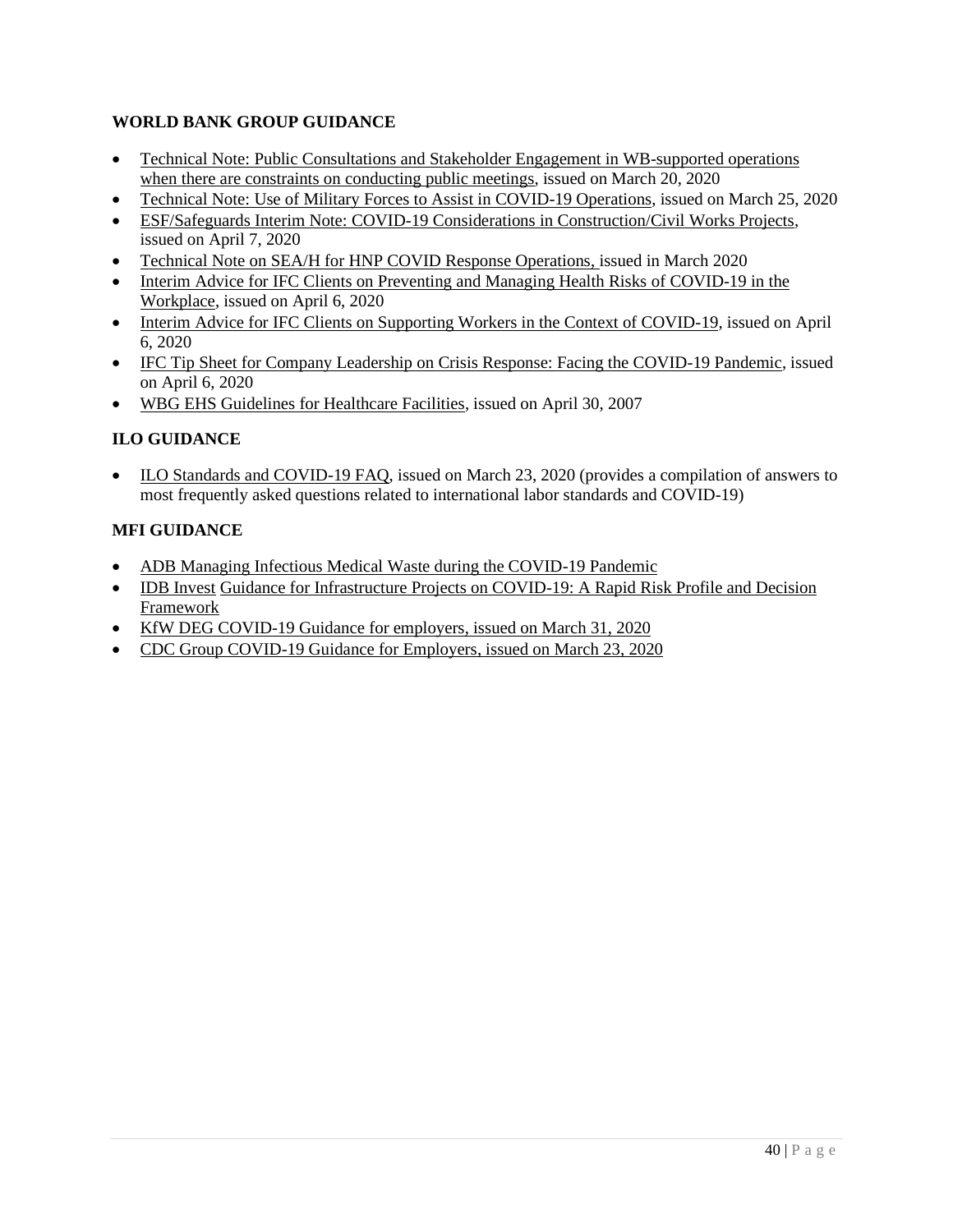**WORLD BANK GROUP GUIDANCE**

- Technical Note: Public Consultations and Stakeholder Engagement in WB-supported operations when there are constraints on conducting public meetings, issued on March 20, 2020
- Technical Note: Use of Military Forces to Assist in COVID-19 Operations, issued on March 25, 2020
- ESF/Safeguards Interim Note: COVID-19 Considerations in Construction/Civil Works Projects, issued on April 7, 2020
- Technical Note on SEA/H for HNP COVID Response Operations, issued in March 2020
- Interim Advice for IFC Clients on Preventing and Managing Health Risks of COVID-19 in the Workplace, issued on April 6, 2020
- Interim Advice for IFC Clients on Supporting Workers in the Context of COVID-19, issued on April 6, 2020
- IFC Tip Sheet for Company Leadership on Crisis Response: Facing the COVID-19 Pandemic, issued on April 6, 2020
- WBG EHS Guidelines for Healthcare Facilities, issued on April 30, 2007

**ILO GUIDANCE**

- ILO Standards and COVID-19 FAQ, issued on March 23, 2020 (provides a compilation of answers to most frequently asked questions related to international labor standards and COVID-19)

**MFI GUIDANCE**

- ADB Managing Infectious Medical Waste during the COVID-19 Pandemic
- IDB Invest Guidance for Infrastructure Projects on COVID-19: A Rapid Risk Profile and Decision Framework
- KfW DEG COVID-19 Guidance for employers, issued on March 31, 2020
- CDC Group COVID-19 Guidance for Employers, issued on March 23, 2020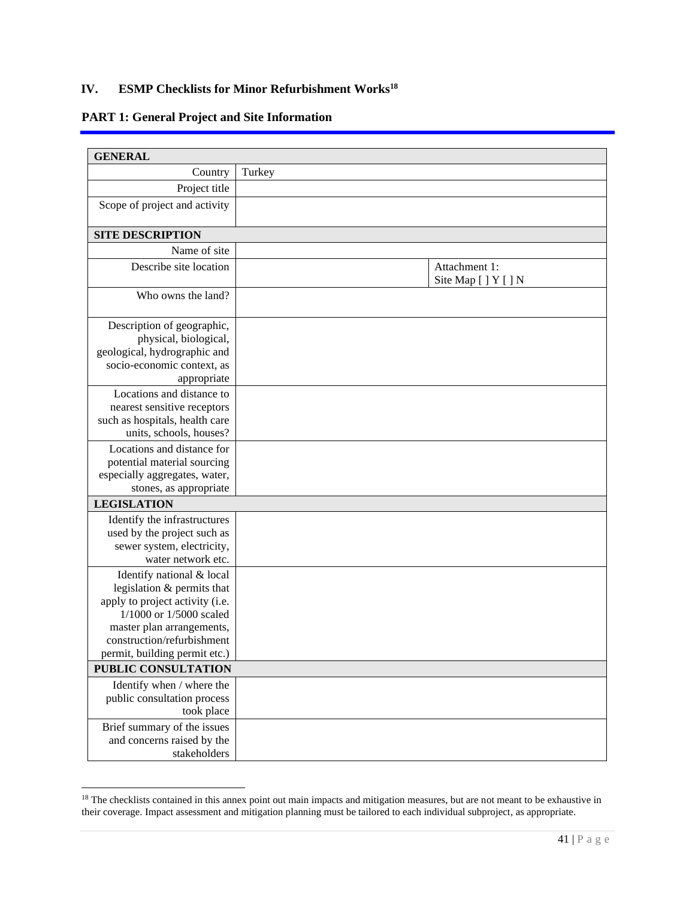## IV. ESMP Checklists for Minor Refurbishment Works[18]

### PART 1: General Project and Site Information

| GENERAL | | |
|---|---|---|
| Country | Turkey | |
| Project title | | |
| Scope of project and activity | | |
| **SITE DESCRIPTION** | | |
| Name of site | | |
| Describe site location | | Attachment 1: Site Map [ ] Y [ ] N |
| Who owns the land? | | |
| Description of geographic, physical, biological, geological, hydrographic and socio-economic context, as appropriate | | |
| Locations and distance to nearest sensitive receptors such as hospitals, health care units, schools, houses? | | |
| Locations and distance for potential material sourcing especially aggregates, water, stones, as appropriate | | |
| **LEGISLATION** | | |
| Identify the infrastructures used by the project such as sewer system, electricity, water network etc. | | |
| Identify national & local legislation & permits that apply to project activity (i.e. 1/1000 or 1/5000 scaled master plan arrangements, construction/refurbishment permit, building permit etc.) | | |
| **PUBLIC CONSULTATION** | | |
| Identify when / where the public consultation process took place | | |
| Brief summary of the issues and concerns raised by the stakeholders | | |

[18] The checklists contained in this annex point out main impacts and mitigation measures, but are not meant to be exhaustive in their coverage. Impact assessment and mitigation planning must be tailored to each individual subproject, as appropriate.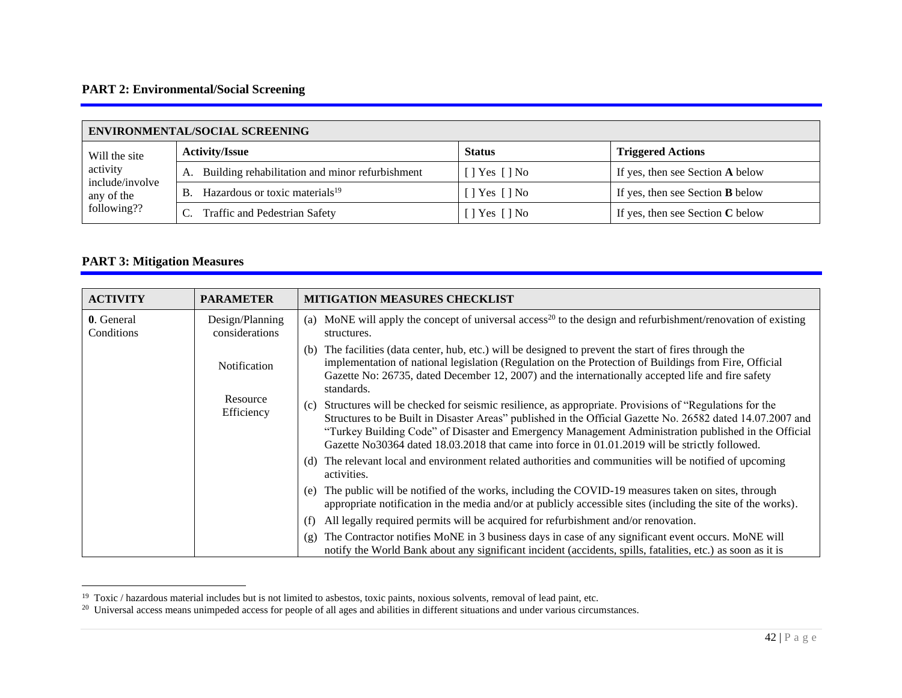**PART 2: Environmental/Social Screening**

| ENVIRONMENTAL/SOCIAL SCREENING | | | |
|---|---|---|---|
| Will the site activity include/involve any of the following?? | **Activity/Issue** | **Status** | **Triggered Actions** |
| | A. Building rehabilitation and minor refurbishment | [ ] Yes [ ] No | If yes, then see Section **A** below |
| | B. Hazardous or toxic materials[19] | [ ] Yes [ ] No | If yes, then see Section **B** below |
| | C. Traffic and Pedestrian Safety | [ ] Yes [ ] No | If yes, then see Section **C** below |

**PART 3: Mitigation Measures**

| ACTIVITY | PARAMETER | MITIGATION MEASURES CHECKLIST |
|---|---|---|
| **0**. General Conditions | Design/Planning considerations<br><br>Notification<br><br>Resource Efficiency | (a) MoNE will apply the concept of universal access[20] to the design and refurbishment/renovation of existing structures.<br>(b) The facilities (data center, hub, etc.) will be designed to prevent the start of fires through the implementation of national legislation (Regulation on the Protection of Buildings from Fire, Official Gazette No: 26735, dated December 12, 2007) and the internationally accepted life and fire safety standards.<br>(c) Structures will be checked for seismic resilience, as appropriate. Provisions of "Regulations for the Structures to be Built in Disaster Areas" published in the Official Gazette No. 26582 dated 14.07.2007 and "Turkey Building Code" of Disaster and Emergency Management Administration published in the Official Gazette No30364 dated 18.03.2018 that came into force in 01.01.2019 will be strictly followed.<br>(d) The relevant local and environment related authorities and communities will be notified of upcoming activities.<br>(e) The public will be notified of the works, including the COVID-19 measures taken on sites, through appropriate notification in the media and/or at publicly accessible sites (including the site of the works).<br>(f) All legally required permits will be acquired for refurbishment and/or renovation.<br>(g) The Contractor notifies MoNE in 3 business days in case of any significant event occurs. MoNE will notify the World Bank about any significant incident (accidents, spills, fatalities, etc.) as soon as it is |

[19] Toxic / hazardous material includes but is not limited to asbestos, toxic paints, noxious solvents, removal of lead paint, etc.

[20] Universal access means unimpeded access for people of all ages and abilities in different situations and under various circumstances.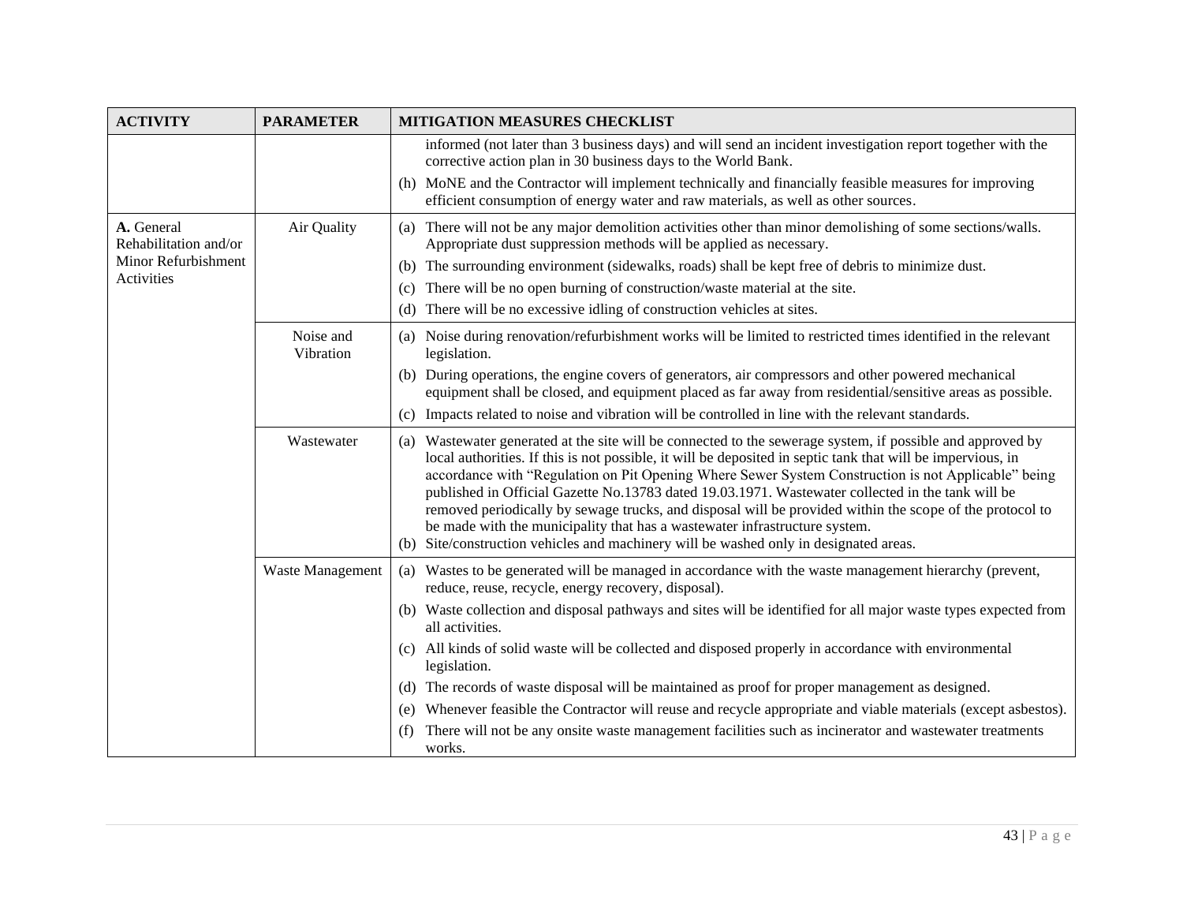| ACTIVITY | PARAMETER | MITIGATION MEASURES CHECKLIST |
| --- | --- | --- |
| | | informed (not later than 3 business days) and will send an incident investigation report together with the corrective action plan in 30 business days to the World Bank.<br>(h) MoNE and the Contractor will implement technically and financially feasible measures for improving efficient consumption of energy water and raw materials, as well as other sources. |
| **A.** General Rehabilitation and/or Minor Refurbishment Activities | Air Quality | (a) There will not be any major demolition activities other than minor demolishing of some sections/walls. Appropriate dust suppression methods will be applied as necessary.<br>(b) The surrounding environment (sidewalks, roads) shall be kept free of debris to minimize dust.<br>(c) There will be no open burning of construction/waste material at the site.<br>(d) There will be no excessive idling of construction vehicles at sites. |
| | Noise and Vibration | (a) Noise during renovation/refurbishment works will be limited to restricted times identified in the relevant legislation.<br>(b) During operations, the engine covers of generators, air compressors and other powered mechanical equipment shall be closed, and equipment placed as far away from residential/sensitive areas as possible.<br>(c) Impacts related to noise and vibration will be controlled in line with the relevant standards. |
| | Wastewater | (a) Wastewater generated at the site will be connected to the sewerage system, if possible and approved by local authorities. If this is not possible, it will be deposited in septic tank that will be impervious, in accordance with "Regulation on Pit Opening Where Sewer System Construction is not Applicable" being published in Official Gazette No.13783 dated 19.03.1971. Wastewater collected in the tank will be removed periodically by sewage trucks, and disposal will be provided within the scope of the protocol to be made with the municipality that has a wastewater infrastructure system.<br>(b) Site/construction vehicles and machinery will be washed only in designated areas. |
| | Waste Management | (a) Wastes to be generated will be managed in accordance with the waste management hierarchy (prevent, reduce, reuse, recycle, energy recovery, disposal).<br>(b) Waste collection and disposal pathways and sites will be identified for all major waste types expected from all activities.<br>(c) All kinds of solid waste will be collected and disposed properly in accordance with environmental legislation.<br>(d) The records of waste disposal will be maintained as proof for proper management as designed.<br>(e) Whenever feasible the Contractor will reuse and recycle appropriate and viable materials (except asbestos).<br>(f) There will not be any onsite waste management facilities such as incinerator and wastewater treatments works. |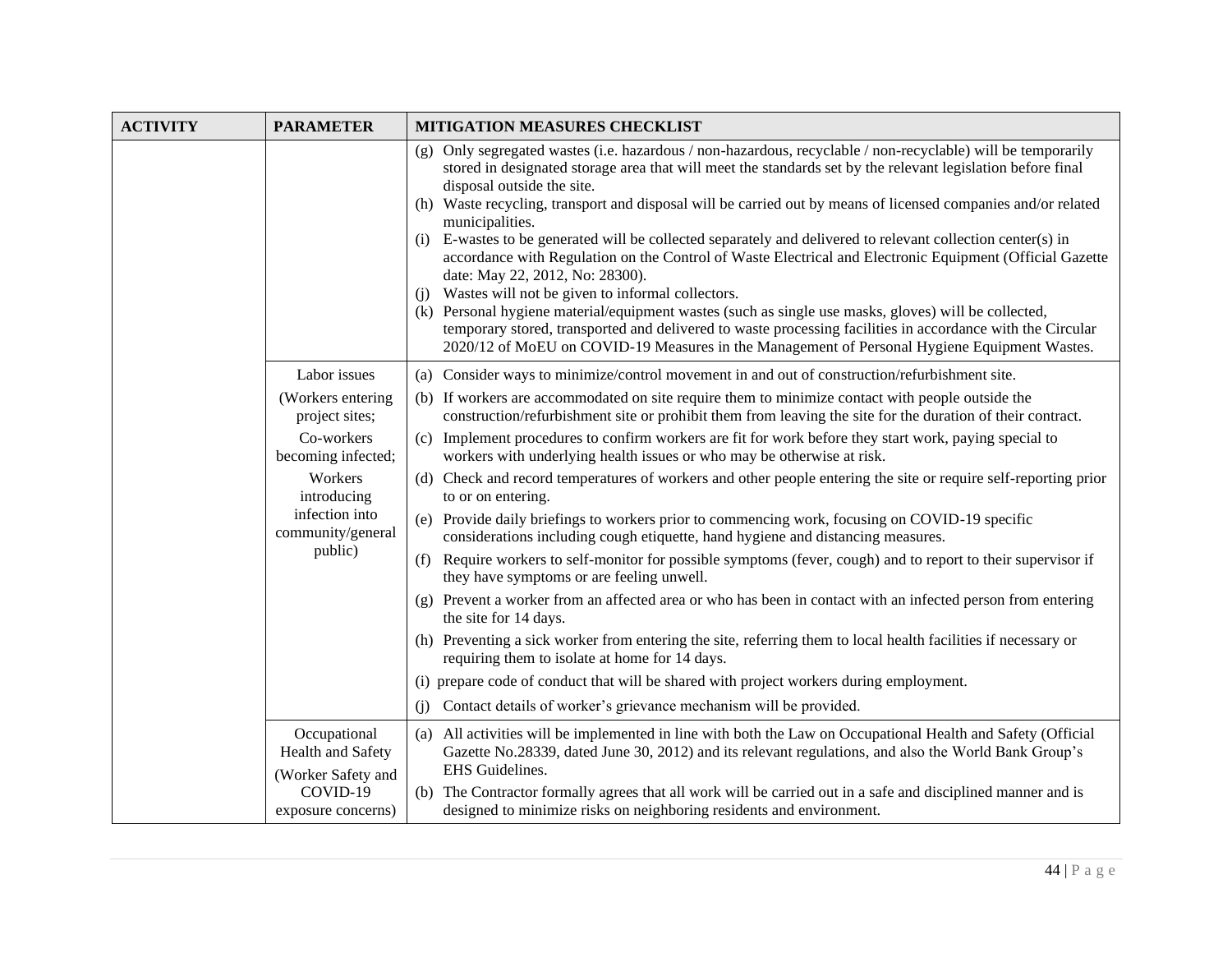| ACTIVITY | PARAMETER | MITIGATION MEASURES CHECKLIST |
|---|---|---|
| | | (g) Only segregated wastes (i.e. hazardous / non-hazardous, recyclable / non-recyclable) will be temporarily stored in designated storage area that will meet the standards set by the relevant legislation before final disposal outside the site.<br>(h) Waste recycling, transport and disposal will be carried out by means of licensed companies and/or related municipalities.<br>(i) E-wastes to be generated will be collected separately and delivered to relevant collection center(s) in accordance with Regulation on the Control of Waste Electrical and Electronic Equipment (Official Gazette date: May 22, 2012, No: 28300).<br>(j) Wastes will not be given to informal collectors.<br>(k) Personal hygiene material/equipment wastes (such as single use masks, gloves) will be collected, temporary stored, transported and delivered to waste processing facilities in accordance with the Circular 2020/12 of MoEU on COVID-19 Measures in the Management of Personal Hygiene Equipment Wastes. |
| | Labor issues<br>(Workers entering project sites;<br>Co-workers becoming infected;<br>Workers introducing infection into community/general public) | (a) Consider ways to minimize/control movement in and out of construction/refurbishment site.<br>(b) If workers are accommodated on site require them to minimize contact with people outside the construction/refurbishment site or prohibit them from leaving the site for the duration of their contract.<br>(c) Implement procedures to confirm workers are fit for work before they start work, paying special to workers with underlying health issues or who may be otherwise at risk.<br>(d) Check and record temperatures of workers and other people entering the site or require self-reporting prior to or on entering.<br>(e) Provide daily briefings to workers prior to commencing work, focusing on COVID-19 specific considerations including cough etiquette, hand hygiene and distancing measures.<br>(f) Require workers to self-monitor for possible symptoms (fever, cough) and to report to their supervisor if they have symptoms or are feeling unwell.<br>(g) Prevent a worker from an affected area or who has been in contact with an infected person from entering the site for 14 days.<br>(h) Preventing a sick worker from entering the site, referring them to local health facilities if necessary or requiring them to isolate at home for 14 days.<br>(i) prepare code of conduct that will be shared with project workers during employment.<br>(j) Contact details of worker's grievance mechanism will be provided. |
| | Occupational Health and Safety<br>(Worker Safety and COVID-19 exposure concerns) | (a) All activities will be implemented in line with both the Law on Occupational Health and Safety (Official Gazette No.28339, dated June 30, 2012) and its relevant regulations, and also the World Bank Group's EHS Guidelines.<br>(b) The Contractor formally agrees that all work will be carried out in a safe and disciplined manner and is designed to minimize risks on neighboring residents and environment. |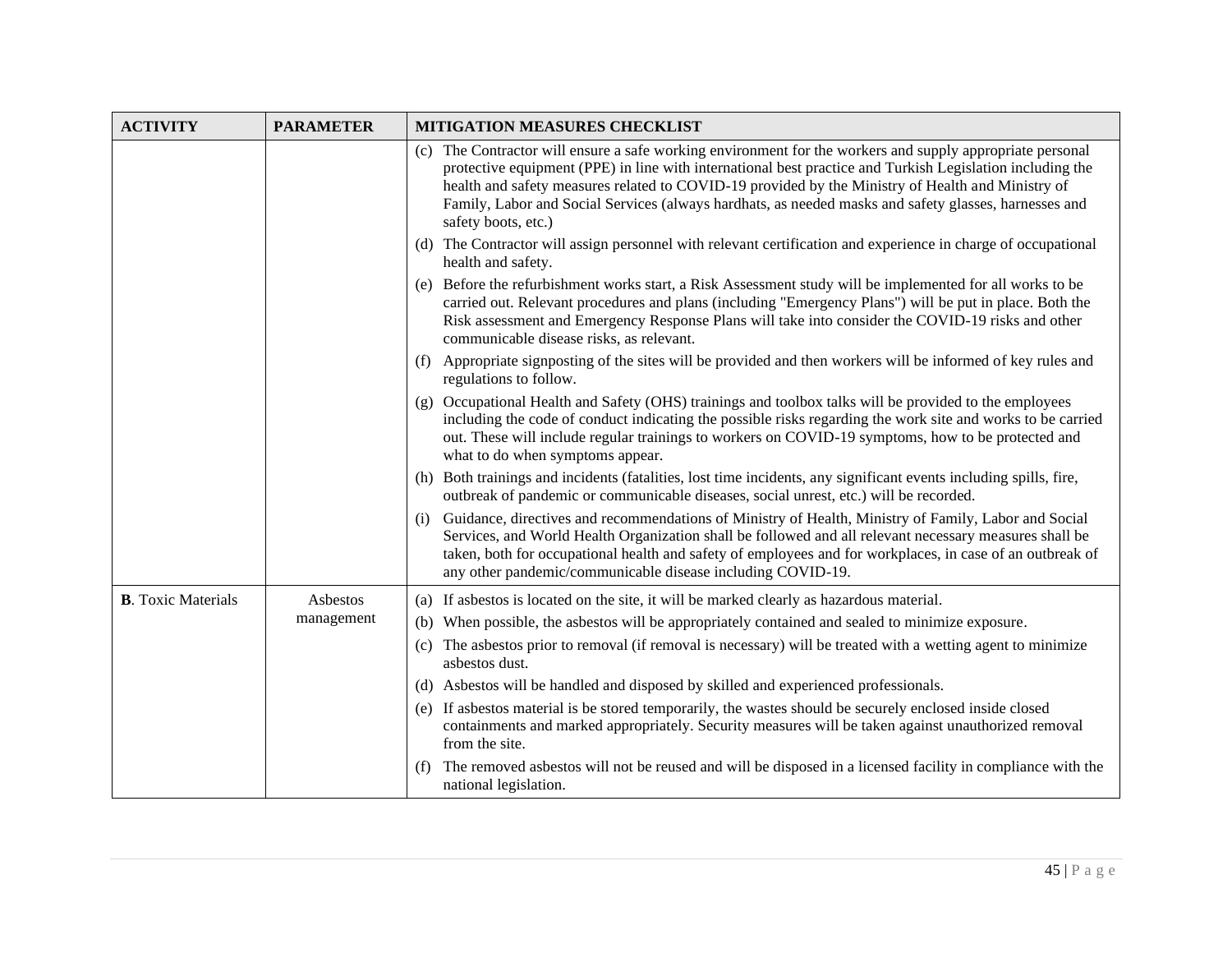| ACTIVITY | PARAMETER | MITIGATION MEASURES CHECKLIST |
|---|---|---|
| | | (c) The Contractor will ensure a safe working environment for the workers and supply appropriate personal protective equipment (PPE) in line with international best practice and Turkish Legislation including the health and safety measures related to COVID-19 provided by the Ministry of Health and Ministry of Family, Labor and Social Services (always hardhats, as needed masks and safety glasses, harnesses and safety boots, etc.)<br>(d) The Contractor will assign personnel with relevant certification and experience in charge of occupational health and safety.<br>(e) Before the refurbishment works start, a Risk Assessment study will be implemented for all works to be carried out. Relevant procedures and plans (including "Emergency Plans") will be put in place. Both the Risk assessment and Emergency Response Plans will take into consider the COVID-19 risks and other communicable disease risks, as relevant.<br>(f) Appropriate signposting of the sites will be provided and then workers will be informed of key rules and regulations to follow.<br>(g) Occupational Health and Safety (OHS) trainings and toolbox talks will be provided to the employees including the code of conduct indicating the possible risks regarding the work site and works to be carried out. These will include regular trainings to workers on COVID-19 symptoms, how to be protected and what to do when symptoms appear.<br>(h) Both trainings and incidents (fatalities, lost time incidents, any significant events including spills, fire, outbreak of pandemic or communicable diseases, social unrest, etc.) will be recorded.<br>(i) Guidance, directives and recommendations of Ministry of Health, Ministry of Family, Labor and Social Services, and World Health Organization shall be followed and all relevant necessary measures shall be taken, both for occupational health and safety of employees and for workplaces, in case of an outbreak of any other pandemic/communicable disease including COVID-19. |
| **B**. Toxic Materials | Asbestos management | (a) If asbestos is located on the site, it will be marked clearly as hazardous material.<br>(b) When possible, the asbestos will be appropriately contained and sealed to minimize exposure.<br>(c) The asbestos prior to removal (if removal is necessary) will be treated with a wetting agent to minimize asbestos dust.<br>(d) Asbestos will be handled and disposed by skilled and experienced professionals.<br>(e) If asbestos material is be stored temporarily, the wastes should be securely enclosed inside closed containments and marked appropriately. Security measures will be taken against unauthorized removal from the site.<br>(f) The removed asbestos will not be reused and will be disposed in a licensed facility in compliance with the national legislation. |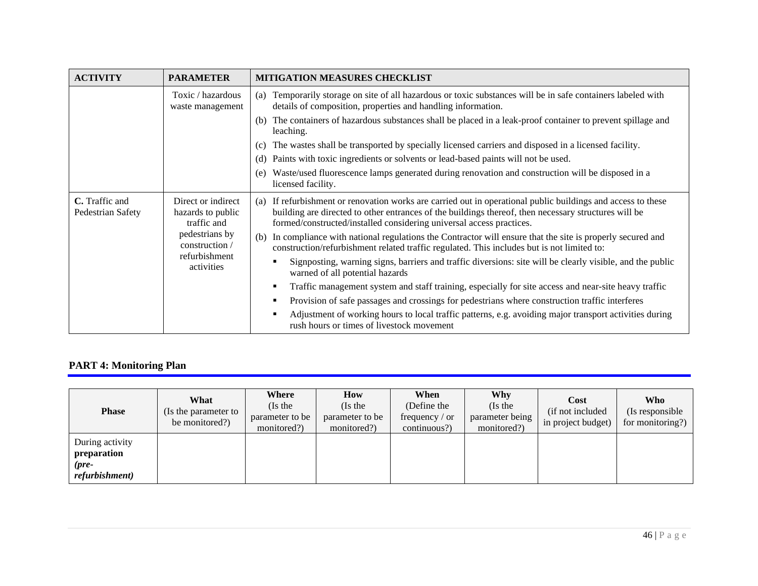| ACTIVITY | PARAMETER | MITIGATION MEASURES CHECKLIST |
|---|---|---|
| | Toxic / hazardous waste management | (a) Temporarily storage on site of all hazardous or toxic substances will be in safe containers labeled with details of composition, properties and handling information.<br>(b) The containers of hazardous substances shall be placed in a leak-proof container to prevent spillage and leaching.<br>(c) The wastes shall be transported by specially licensed carriers and disposed in a licensed facility.<br>(d) Paints with toxic ingredients or solvents or lead-based paints will not be used.<br>(e) Waste/used fluorescence lamps generated during renovation and construction will be disposed in a licensed facility. |
| **C.** Traffic and Pedestrian Safety | Direct or indirect hazards to public traffic and pedestrians by construction / refurbishment activities | (a) If refurbishment or renovation works are carried out in operational public buildings and access to these building are directed to other entrances of the buildings thereof, then necessary structures will be formed/constructed/installed considering universal access practices.<br>(b) In compliance with national regulations the Contractor will ensure that the site is properly secured and construction/refurbishment related traffic regulated. This includes but is not limited to:<br>▪ Signposting, warning signs, barriers and traffic diversions: site will be clearly visible, and the public warned of all potential hazards<br>▪ Traffic management system and staff training, especially for site access and near-site heavy traffic<br>▪ Provision of safe passages and crossings for pedestrians where construction traffic interferes<br>▪ Adjustment of working hours to local traffic patterns, e.g. avoiding major transport activities during rush hours or times of livestock movement |

## PART 4: Monitoring Plan

| Phase | **What** (Is the parameter to be monitored?) | **Where** (Is the parameter to be monitored?) | **How** (Is the parameter to be monitored?) | **When** (Define the frequency / or continuous?) | **Why** (Is the parameter being monitored?) | **Cost** (if not included in project budget) | **Who** (Is responsible for monitoring?) |
|---|---|---|---|---|---|---|---|
| During activity **preparation** ***(pre-refurbishment)*** | | | | | | | |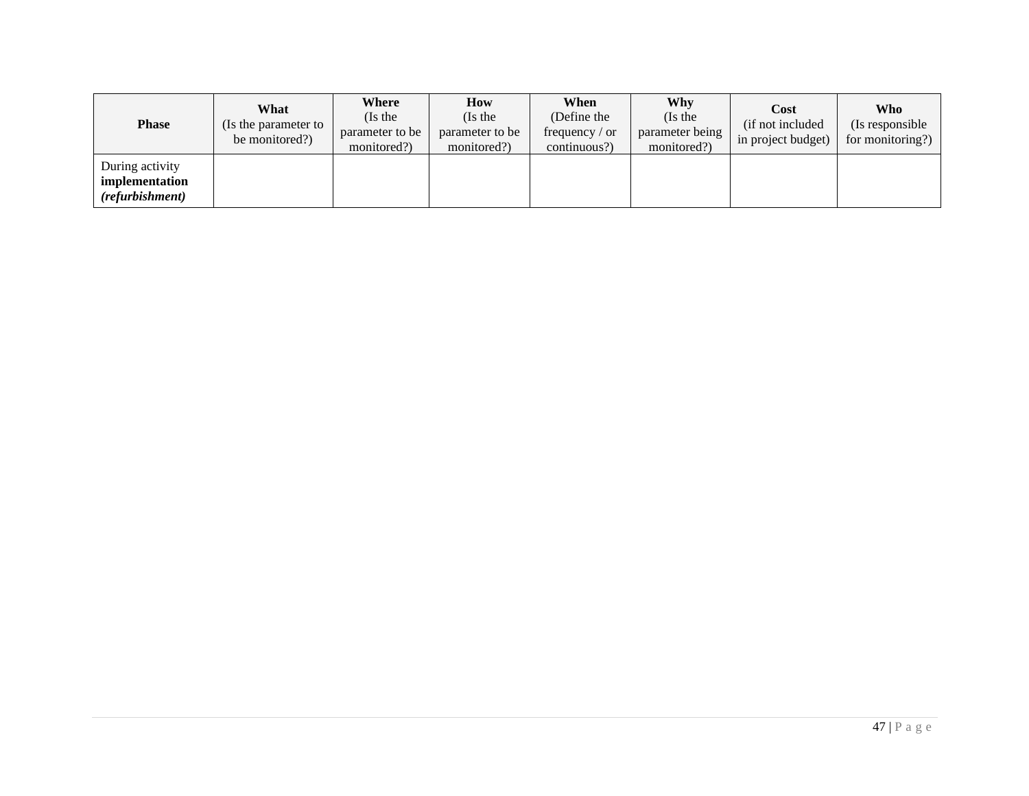| **Phase** | **What** (Is the parameter to be monitored?) | **Where** (Is the parameter to be monitored?) | **How** (Is the parameter to be monitored?) | **When** (Define the frequency / or continuous?) | **Why** (Is the parameter being monitored?) | **Cost** (if not included in project budget) | **Who** (Is responsible for monitoring?) |
|---|---|---|---|---|---|---|---|
| During activity **implementation** ***(refurbishment)*** | | | | | | | |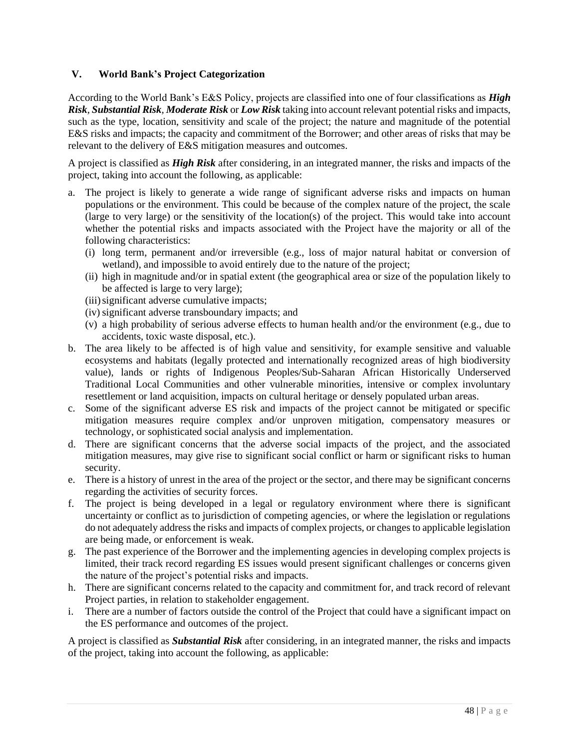## V. World Bank's Project Categorization

According to the World Bank's E&S Policy, projects are classified into one of four classifications as ***High Risk***, ***Substantial Risk***, ***Moderate Risk*** or ***Low Risk*** taking into account relevant potential risks and impacts, such as the type, location, sensitivity and scale of the project; the nature and magnitude of the potential E&S risks and impacts; the capacity and commitment of the Borrower; and other areas of risks that may be relevant to the delivery of E&S mitigation measures and outcomes.

A project is classified as ***High Risk*** after considering, in an integrated manner, the risks and impacts of the project, taking into account the following, as applicable:

a. The project is likely to generate a wide range of significant adverse risks and impacts on human populations or the environment. This could be because of the complex nature of the project, the scale (large to very large) or the sensitivity of the location(s) of the project. This would take into account whether the potential risks and impacts associated with the Project have the majority or all of the following characteristics:
   (i) long term, permanent and/or irreversible (e.g., loss of major natural habitat or conversion of wetland), and impossible to avoid entirely due to the nature of the project;
   (ii) high in magnitude and/or in spatial extent (the geographical area or size of the population likely to be affected is large to very large);
   (iii) significant adverse cumulative impacts;
   (iv) significant adverse transboundary impacts; and
   (v) a high probability of serious adverse effects to human health and/or the environment (e.g., due to accidents, toxic waste disposal, etc.).
b. The area likely to be affected is of high value and sensitivity, for example sensitive and valuable ecosystems and habitats (legally protected and internationally recognized areas of high biodiversity value), lands or rights of Indigenous Peoples/Sub-Saharan African Historically Underserved Traditional Local Communities and other vulnerable minorities, intensive or complex involuntary resettlement or land acquisition, impacts on cultural heritage or densely populated urban areas.
c. Some of the significant adverse ES risk and impacts of the project cannot be mitigated or specific mitigation measures require complex and/or unproven mitigation, compensatory measures or technology, or sophisticated social analysis and implementation.
d. There are significant concerns that the adverse social impacts of the project, and the associated mitigation measures, may give rise to significant social conflict or harm or significant risks to human security.
e. There is a history of unrest in the area of the project or the sector, and there may be significant concerns regarding the activities of security forces.
f. The project is being developed in a legal or regulatory environment where there is significant uncertainty or conflict as to jurisdiction of competing agencies, or where the legislation or regulations do not adequately address the risks and impacts of complex projects, or changes to applicable legislation are being made, or enforcement is weak.
g. The past experience of the Borrower and the implementing agencies in developing complex projects is limited, their track record regarding ES issues would present significant challenges or concerns given the nature of the project's potential risks and impacts.
h. There are significant concerns related to the capacity and commitment for, and track record of relevant Project parties, in relation to stakeholder engagement.
i. There are a number of factors outside the control of the Project that could have a significant impact on the ES performance and outcomes of the project.

A project is classified as ***Substantial Risk*** after considering, in an integrated manner, the risks and impacts of the project, taking into account the following, as applicable: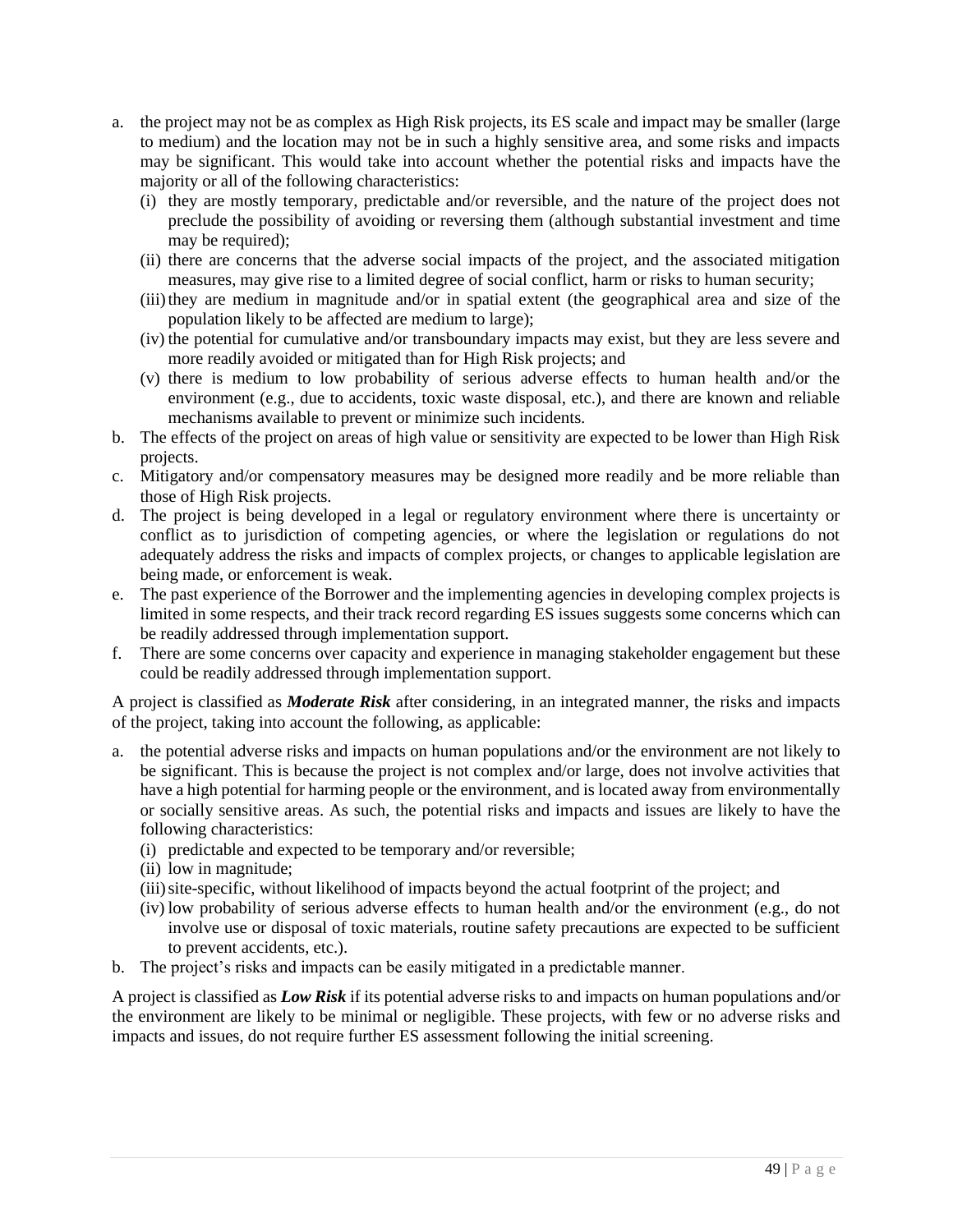a. the project may not be as complex as High Risk projects, its ES scale and impact may be smaller (large to medium) and the location may not be in such a highly sensitive area, and some risks and impacts may be significant. This would take into account whether the potential risks and impacts have the majority or all of the following characteristics:
   (i) they are mostly temporary, predictable and/or reversible, and the nature of the project does not preclude the possibility of avoiding or reversing them (although substantial investment and time may be required);
   (ii) there are concerns that the adverse social impacts of the project, and the associated mitigation measures, may give rise to a limited degree of social conflict, harm or risks to human security;
   (iii) they are medium in magnitude and/or in spatial extent (the geographical area and size of the population likely to be affected are medium to large);
   (iv) the potential for cumulative and/or transboundary impacts may exist, but they are less severe and more readily avoided or mitigated than for High Risk projects; and
   (v) there is medium to low probability of serious adverse effects to human health and/or the environment (e.g., due to accidents, toxic waste disposal, etc.), and there are known and reliable mechanisms available to prevent or minimize such incidents.
b. The effects of the project on areas of high value or sensitivity are expected to be lower than High Risk projects.
c. Mitigatory and/or compensatory measures may be designed more readily and be more reliable than those of High Risk projects.
d. The project is being developed in a legal or regulatory environment where there is uncertainty or conflict as to jurisdiction of competing agencies, or where the legislation or regulations do not adequately address the risks and impacts of complex projects, or changes to applicable legislation are being made, or enforcement is weak.
e. The past experience of the Borrower and the implementing agencies in developing complex projects is limited in some respects, and their track record regarding ES issues suggests some concerns which can be readily addressed through implementation support.
f. There are some concerns over capacity and experience in managing stakeholder engagement but these could be readily addressed through implementation support.

A project is classified as ***Moderate Risk*** after considering, in an integrated manner, the risks and impacts of the project, taking into account the following, as applicable:

a. the potential adverse risks and impacts on human populations and/or the environment are not likely to be significant. This is because the project is not complex and/or large, does not involve activities that have a high potential for harming people or the environment, and is located away from environmentally or socially sensitive areas. As such, the potential risks and impacts and issues are likely to have the following characteristics:
   (i) predictable and expected to be temporary and/or reversible;
   (ii) low in magnitude;
   (iii) site-specific, without likelihood of impacts beyond the actual footprint of the project; and
   (iv) low probability of serious adverse effects to human health and/or the environment (e.g., do not involve use or disposal of toxic materials, routine safety precautions are expected to be sufficient to prevent accidents, etc.).
b. The project's risks and impacts can be easily mitigated in a predictable manner.

A project is classified as ***Low Risk*** if its potential adverse risks to and impacts on human populations and/or the environment are likely to be minimal or negligible. These projects, with few or no adverse risks and impacts and issues, do not require further ES assessment following the initial screening.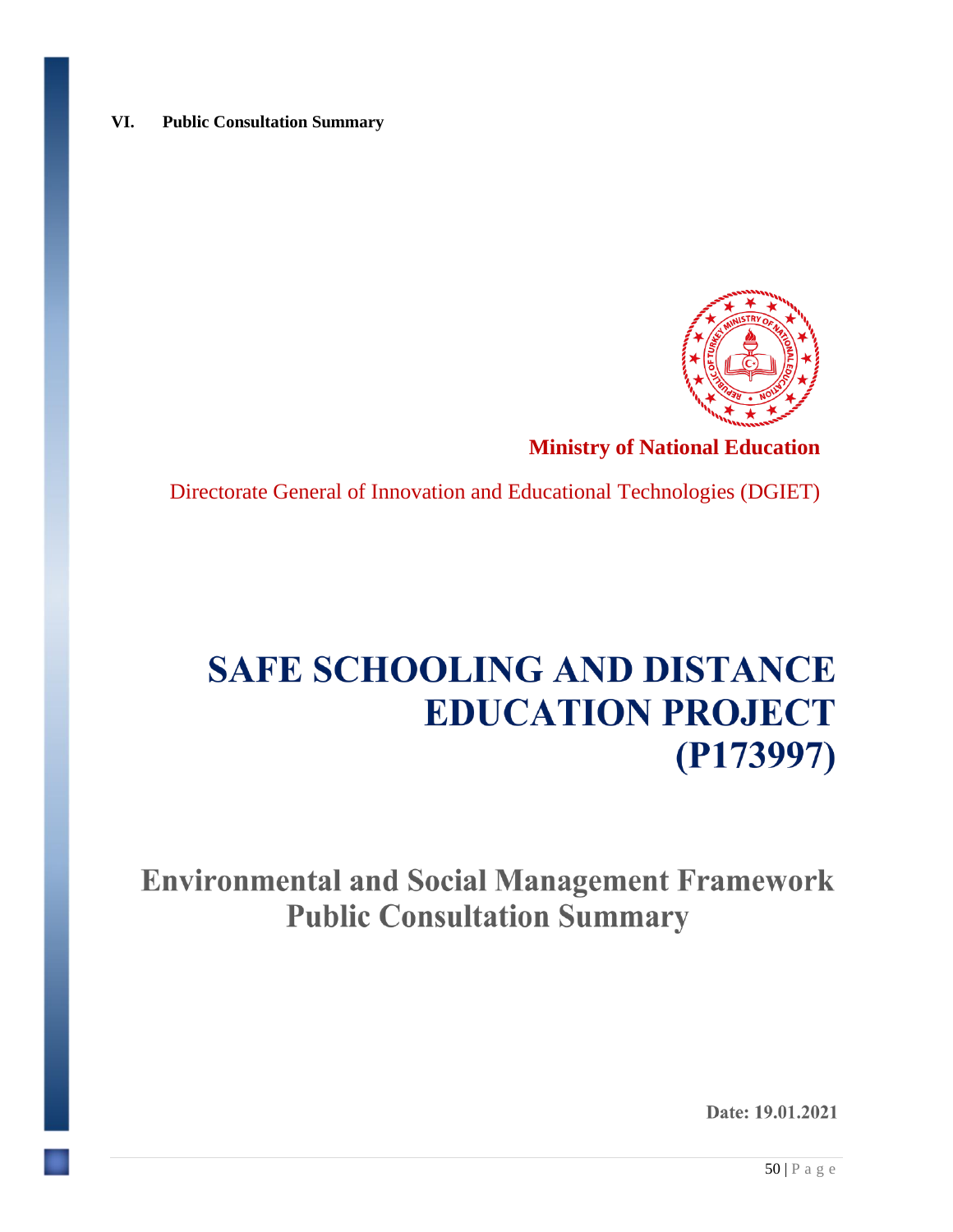## VI. Public Consultation Summary

**Ministry of National Education**

Directorate General of Innovation and Educational Technologies (DGIET)

# SAFE SCHOOLING AND DISTANCE EDUCATION PROJECT (P173997)

## Environmental and Social Management Framework Public Consultation Summary

**Date: 19.01.2021**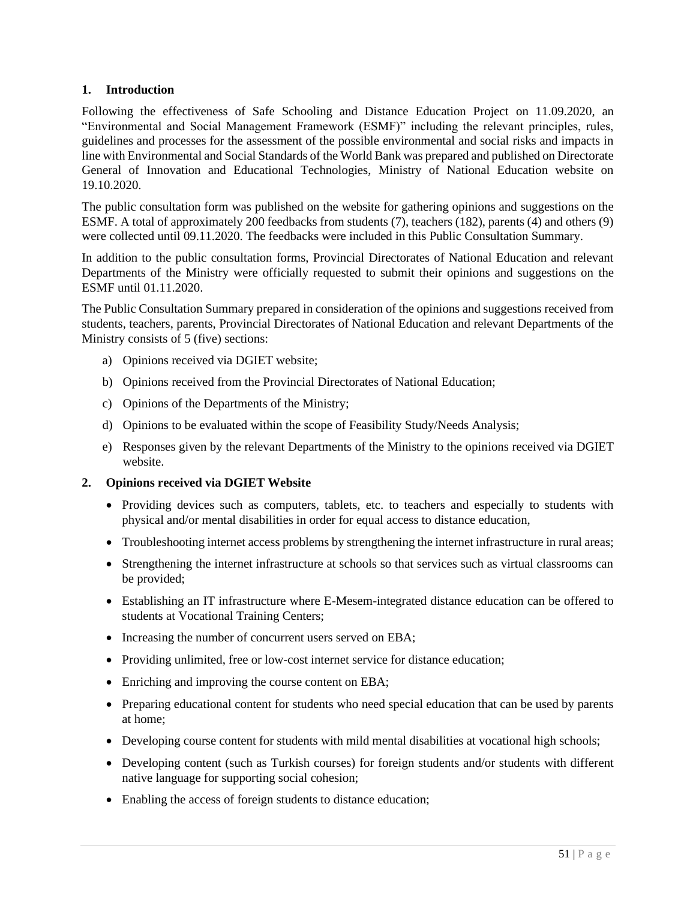## 1. Introduction

Following the effectiveness of Safe Schooling and Distance Education Project on 11.09.2020, an "Environmental and Social Management Framework (ESMF)" including the relevant principles, rules, guidelines and processes for the assessment of the possible environmental and social risks and impacts in line with Environmental and Social Standards of the World Bank was prepared and published on Directorate General of Innovation and Educational Technologies, Ministry of National Education website on 19.10.2020.

The public consultation form was published on the website for gathering opinions and suggestions on the ESMF. A total of approximately 200 feedbacks from students (7), teachers (182), parents (4) and others (9) were collected until 09.11.2020. The feedbacks were included in this Public Consultation Summary.

In addition to the public consultation forms, Provincial Directorates of National Education and relevant Departments of the Ministry were officially requested to submit their opinions and suggestions on the ESMF until 01.11.2020.

The Public Consultation Summary prepared in consideration of the opinions and suggestions received from students, teachers, parents, Provincial Directorates of National Education and relevant Departments of the Ministry consists of 5 (five) sections:

a) Opinions received via DGIET website;

b) Opinions received from the Provincial Directorates of National Education;

c) Opinions of the Departments of the Ministry;

d) Opinions to be evaluated within the scope of Feasibility Study/Needs Analysis;

e) Responses given by the relevant Departments of the Ministry to the opinions received via DGIET website.

## 2. Opinions received via DGIET Website

- Providing devices such as computers, tablets, etc. to teachers and especially to students with physical and/or mental disabilities in order for equal access to distance education,
- Troubleshooting internet access problems by strengthening the internet infrastructure in rural areas;
- Strengthening the internet infrastructure at schools so that services such as virtual classrooms can be provided;
- Establishing an IT infrastructure where E-Mesem-integrated distance education can be offered to students at Vocational Training Centers;
- Increasing the number of concurrent users served on EBA;
- Providing unlimited, free or low-cost internet service for distance education;
- Enriching and improving the course content on EBA;
- Preparing educational content for students who need special education that can be used by parents at home;
- Developing course content for students with mild mental disabilities at vocational high schools;
- Developing content (such as Turkish courses) for foreign students and/or students with different native language for supporting social cohesion;
- Enabling the access of foreign students to distance education;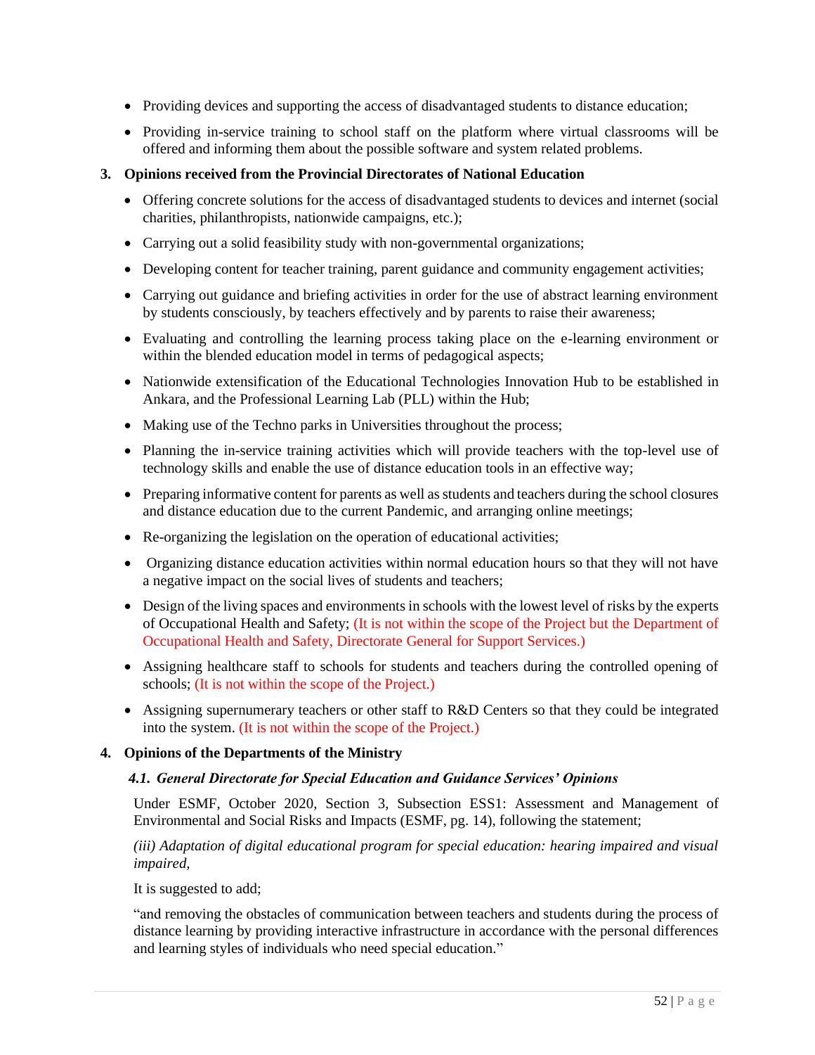- Providing devices and supporting the access of disadvantaged students to distance education;
- Providing in-service training to school staff on the platform where virtual classrooms will be offered and informing them about the possible software and system related problems.

**3. Opinions received from the Provincial Directorates of National Education**

- Offering concrete solutions for the access of disadvantaged students to devices and internet (social charities, philanthropists, nationwide campaigns, etc.);
- Carrying out a solid feasibility study with non-governmental organizations;
- Developing content for teacher training, parent guidance and community engagement activities;
- Carrying out guidance and briefing activities in order for the use of abstract learning environment by students consciously, by teachers effectively and by parents to raise their awareness;
- Evaluating and controlling the learning process taking place on the e-learning environment or within the blended education model in terms of pedagogical aspects;
- Nationwide extensification of the Educational Technologies Innovation Hub to be established in Ankara, and the Professional Learning Lab (PLL) within the Hub;
- Making use of the Techno parks in Universities throughout the process;
- Planning the in-service training activities which will provide teachers with the top-level use of technology skills and enable the use of distance education tools in an effective way;
- Preparing informative content for parents as well as students and teachers during the school closures and distance education due to the current Pandemic, and arranging online meetings;
- Re-organizing the legislation on the operation of educational activities;
- Organizing distance education activities within normal education hours so that they will not have a negative impact on the social lives of students and teachers;
- Design of the living spaces and environments in schools with the lowest level of risks by the experts of Occupational Health and Safety; (It is not within the scope of the Project but the Department of Occupational Health and Safety, Directorate General for Support Services.)
- Assigning healthcare staff to schools for students and teachers during the controlled opening of schools; (It is not within the scope of the Project.)
- Assigning supernumerary teachers or other staff to R&D Centers so that they could be integrated into the system. (It is not within the scope of the Project.)

**4. Opinions of the Departments of the Ministry**

***4.1. General Directorate for Special Education and Guidance Services' Opinions***

Under ESMF, October 2020, Section 3, Subsection ESS1: Assessment and Management of Environmental and Social Risks and Impacts (ESMF, pg. 14), following the statement;

*(iii) Adaptation of digital educational program for special education: hearing impaired and visual impaired,*

It is suggested to add;

"and removing the obstacles of communication between teachers and students during the process of distance learning by providing interactive infrastructure in accordance with the personal differences and learning styles of individuals who need special education."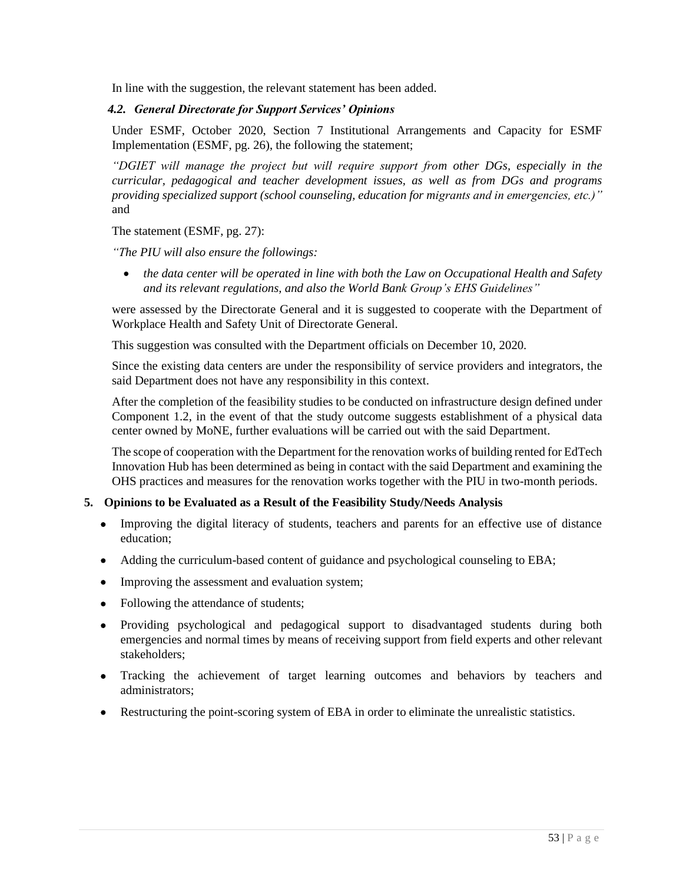In line with the suggestion, the relevant statement has been added.

### *4.2. General Directorate for Support Services' Opinions*

Under ESMF, October 2020, Section 7 Institutional Arrangements and Capacity for ESMF Implementation (ESMF, pg. 26), the following the statement;

*"DGIET will manage the project but will require support from other DGs, especially in the curricular, pedagogical and teacher development issues, as well as from DGs and programs providing specialized support (school counseling, education for migrants and in emergencies, etc.)"* and

The statement (ESMF, pg. 27):

*"The PIU will also ensure the followings:*

- *the data center will be operated in line with both the Law on Occupational Health and Safety and its relevant regulations, and also the World Bank Group's EHS Guidelines"*

were assessed by the Directorate General and it is suggested to cooperate with the Department of Workplace Health and Safety Unit of Directorate General.

This suggestion was consulted with the Department officials on December 10, 2020.

Since the existing data centers are under the responsibility of service providers and integrators, the said Department does not have any responsibility in this context.

After the completion of the feasibility studies to be conducted on infrastructure design defined under Component 1.2, in the event of that the study outcome suggests establishment of a physical data center owned by MoNE, further evaluations will be carried out with the said Department.

The scope of cooperation with the Department for the renovation works of building rented for EdTech Innovation Hub has been determined as being in contact with the said Department and examining the OHS practices and measures for the renovation works together with the PIU in two-month periods.

## 5. Opinions to be Evaluated as a Result of the Feasibility Study/Needs Analysis

- Improving the digital literacy of students, teachers and parents for an effective use of distance education;
- Adding the curriculum-based content of guidance and psychological counseling to EBA;
- Improving the assessment and evaluation system;
- Following the attendance of students;
- Providing psychological and pedagogical support to disadvantaged students during both emergencies and normal times by means of receiving support from field experts and other relevant stakeholders;
- Tracking the achievement of target learning outcomes and behaviors by teachers and administrators;
- Restructuring the point-scoring system of EBA in order to eliminate the unrealistic statistics.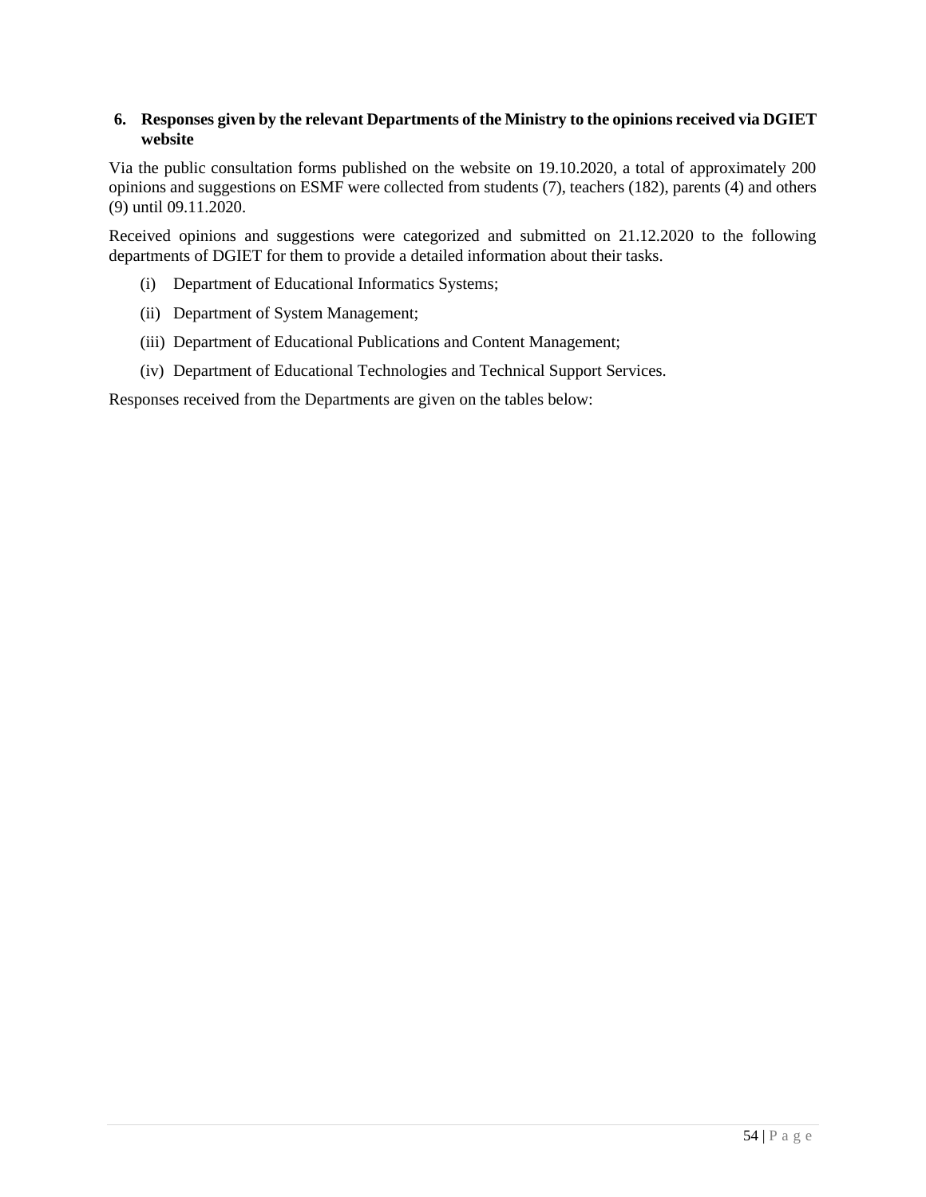## 6. Responses given by the relevant Departments of the Ministry to the opinions received via DGIET website

Via the public consultation forms published on the website on 19.10.2020, a total of approximately 200 opinions and suggestions on ESMF were collected from students (7), teachers (182), parents (4) and others (9) until 09.11.2020.

Received opinions and suggestions were categorized and submitted on 21.12.2020 to the following departments of DGIET for them to provide a detailed information about their tasks.

(i) Department of Educational Informatics Systems;

(ii) Department of System Management;

(iii) Department of Educational Publications and Content Management;

(iv) Department of Educational Technologies and Technical Support Services.

Responses received from the Departments are given on the tables below: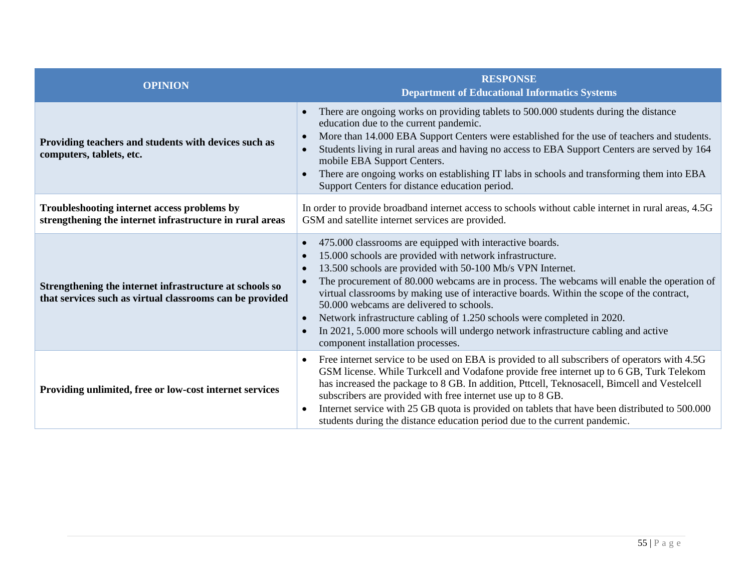| OPINION | RESPONSE<br>Department of Educational Informatics Systems |
|---|---|
| **Providing teachers and students with devices such as computers, tablets, etc.** | • There are ongoing works on providing tablets to 500.000 students during the distance education due to the current pandemic.<br>• More than 14.000 EBA Support Centers were established for the use of teachers and students.<br>• Students living in rural areas and having no access to EBA Support Centers are served by 164 mobile EBA Support Centers.<br>• There are ongoing works on establishing IT labs in schools and transforming them into EBA Support Centers for distance education period. |
| **Troubleshooting internet access problems by strengthening the internet infrastructure in rural areas** | In order to provide broadband internet access to schools without cable internet in rural areas, 4.5G GSM and satellite internet services are provided. |
| **Strengthening the internet infrastructure at schools so that services such as virtual classrooms can be provided** | • 475.000 classrooms are equipped with interactive boards.<br>• 15.000 schools are provided with network infrastructure.<br>• 13.500 schools are provided with 50-100 Mb/s VPN Internet.<br>• The procurement of 80.000 webcams are in process. The webcams will enable the operation of virtual classrooms by making use of interactive boards. Within the scope of the contract, 50.000 webcams are delivered to schools.<br>• Network infrastructure cabling of 1.250 schools were completed in 2020.<br>• In 2021, 5.000 more schools will undergo network infrastructure cabling and active component installation processes. |
| **Providing unlimited, free or low-cost internet services** | • Free internet service to be used on EBA is provided to all subscribers of operators with 4.5G GSM license. While Turkcell and Vodafone provide free internet up to 6 GB, Turk Telekom has increased the package to 8 GB. In addition, Pttcell, Teknosacell, Bimcell and Vestelcell subscribers are provided with free internet use up to 8 GB.<br>• Internet service with 25 GB quota is provided on tablets that have been distributed to 500.000 students during the distance education period due to the current pandemic. |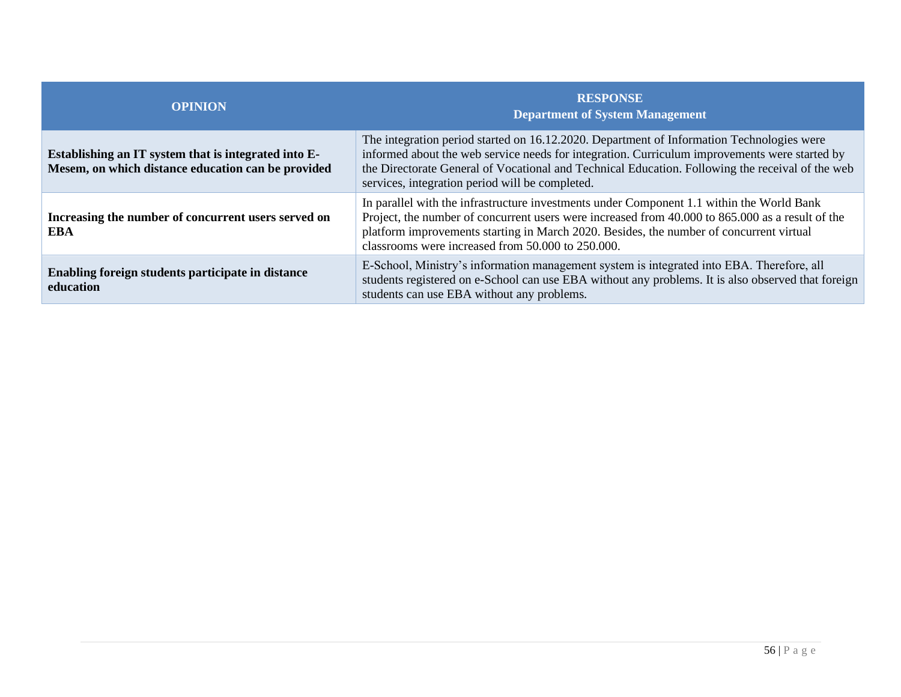| OPINION | RESPONSE<br>Department of System Management |
|---|---|
| **Establishing an IT system that is integrated into E-Mesem, on which distance education can be provided** | The integration period started on 16.12.2020. Department of Information Technologies were informed about the web service needs for integration. Curriculum improvements were started by the Directorate General of Vocational and Technical Education. Following the receival of the web services, integration period will be completed. |
| **Increasing the number of concurrent users served on EBA** | In parallel with the infrastructure investments under Component 1.1 within the World Bank Project, the number of concurrent users were increased from 40.000 to 865.000 as a result of the platform improvements starting in March 2020. Besides, the number of concurrent virtual classrooms were increased from 50.000 to 250.000. |
| **Enabling foreign students participate in distance education** | E-School, Ministry's information management system is integrated into EBA. Therefore, all students registered on e-School can use EBA without any problems. It is also observed that foreign students can use EBA without any problems. |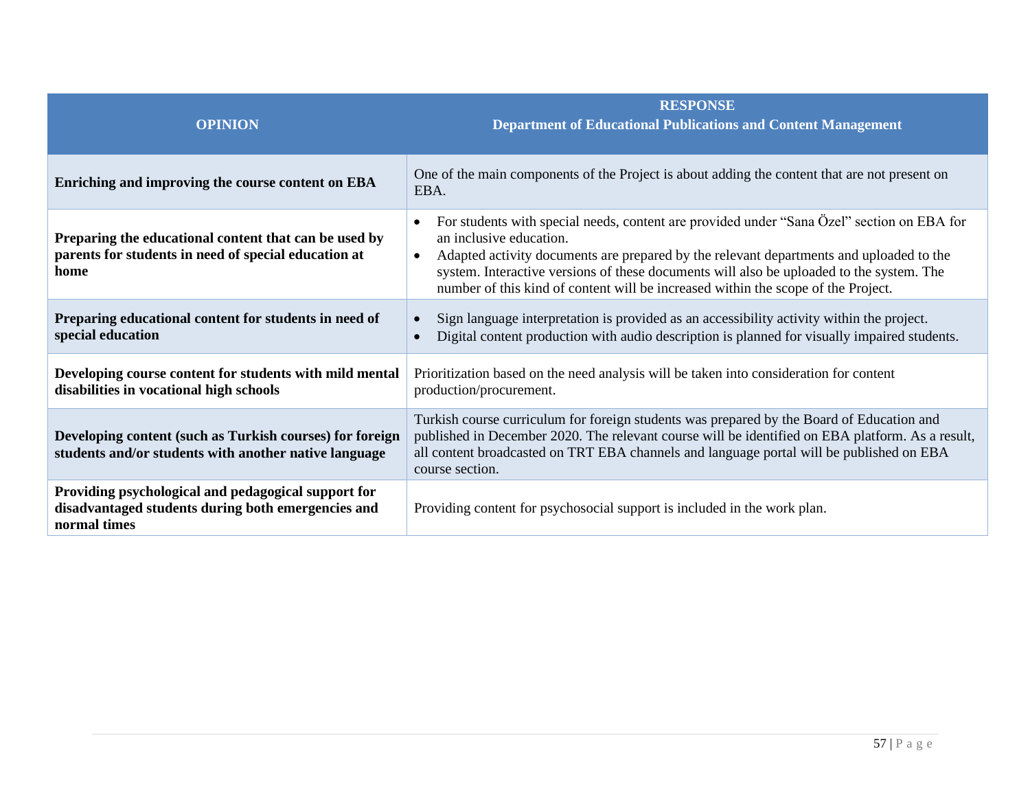| OPINION | RESPONSE<br>Department of Educational Publications and Content Management |
|---|---|
| **Enriching and improving the course content on EBA** | One of the main components of the Project is about adding the content that are not present on EBA. |
| **Preparing the educational content that can be used by parents for students in need of special education at home** | • For students with special needs, content are provided under "Sana Özel" section on EBA for an inclusive education.<br>• Adapted activity documents are prepared by the relevant departments and uploaded to the system. Interactive versions of these documents will also be uploaded to the system. The number of this kind of content will be increased within the scope of the Project. |
| **Preparing educational content for students in need of special education** | • Sign language interpretation is provided as an accessibility activity within the project.<br>• Digital content production with audio description is planned for visually impaired students. |
| **Developing course content for students with mild mental disabilities in vocational high schools** | Prioritization based on the need analysis will be taken into consideration for content production/procurement. |
| **Developing content (such as Turkish courses) for foreign students and/or students with another native language** | Turkish course curriculum for foreign students was prepared by the Board of Education and published in December 2020. The relevant course will be identified on EBA platform. As a result, all content broadcasted on TRT EBA channels and language portal will be published on EBA course section. |
| **Providing psychological and pedagogical support for disadvantaged students during both emergencies and normal times** | Providing content for psychosocial support is included in the work plan. |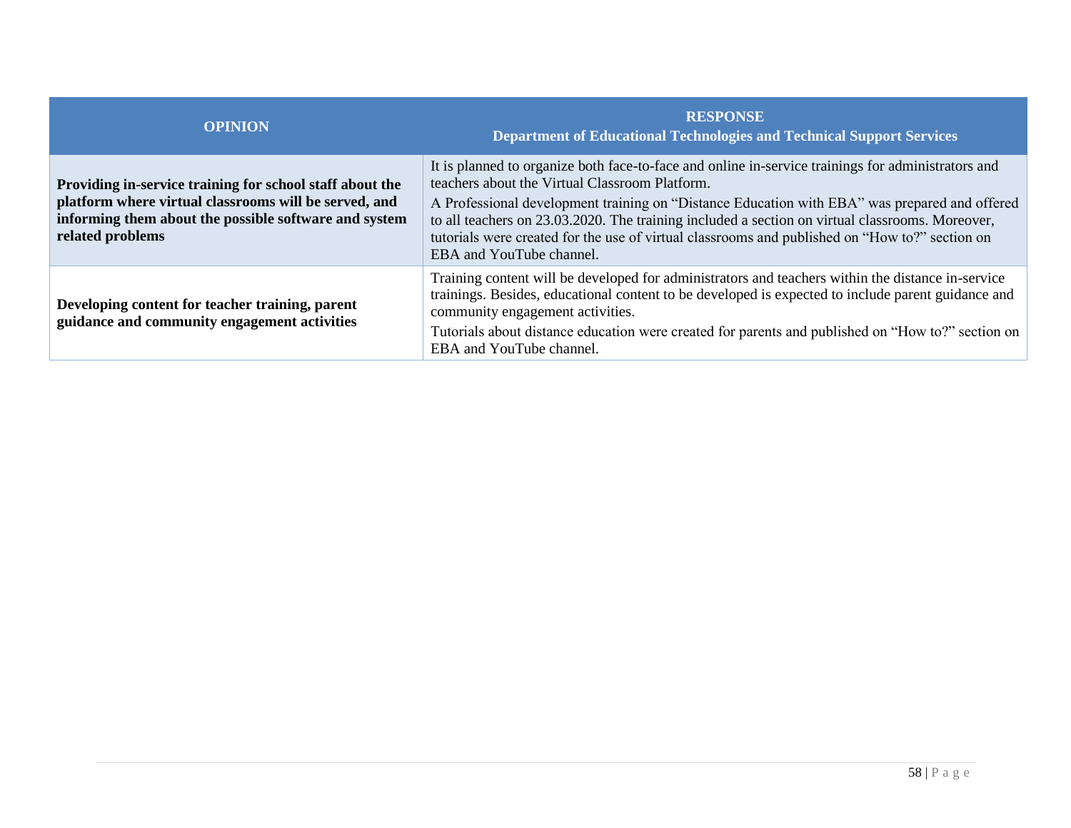| OPINION | RESPONSE<br>Department of Educational Technologies and Technical Support Services |
|---|---|
| **Providing in-service training for school staff about the platform where virtual classrooms will be served, and informing them about the possible software and system related problems** | It is planned to organize both face-to-face and online in-service trainings for administrators and teachers about the Virtual Classroom Platform.<br>A Professional development training on “Distance Education with EBA” was prepared and offered to all teachers on 23.03.2020. The training included a section on virtual classrooms. Moreover, tutorials were created for the use of virtual classrooms and published on “How to?” section on EBA and YouTube channel. |
| **Developing content for teacher training, parent guidance and community engagement activities** | Training content will be developed for administrators and teachers within the distance in-service trainings. Besides, educational content to be developed is expected to include parent guidance and community engagement activities.<br>Tutorials about distance education were created for parents and published on “How to?” section on EBA and YouTube channel. |